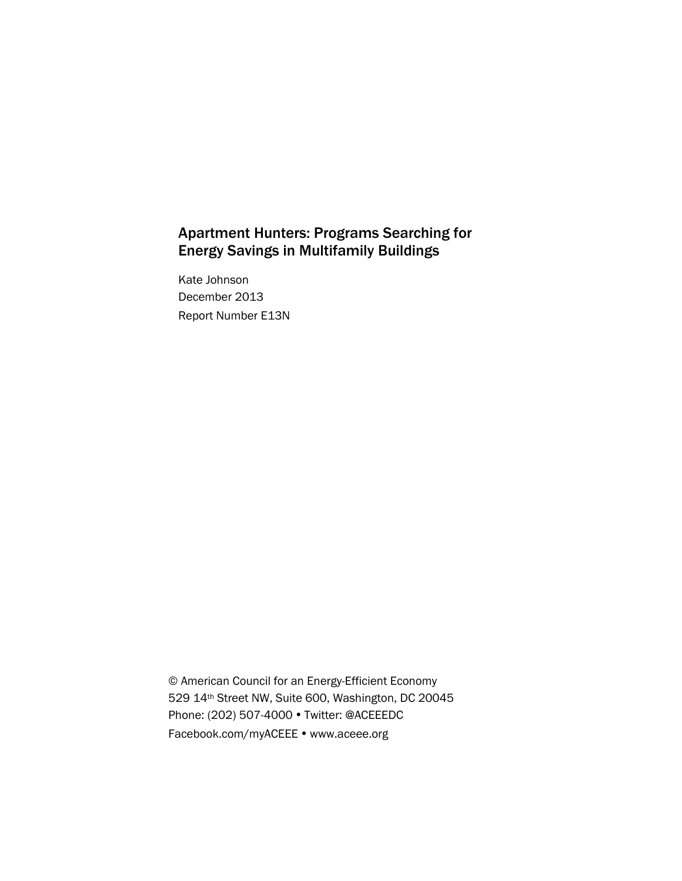# Apartment Hunters: Programs Searching for Energy Savings in Multifamily Buildings

Kate Johnson
December 2013
Report Number E13N

© American Council for an Energy-Efficient Economy
529 14th Street NW, Suite 600, Washington, DC 20045
Phone: (202) 507-4000 • Twitter: @ACEEEDC
Facebook.com/myACEEE • www.aceee.org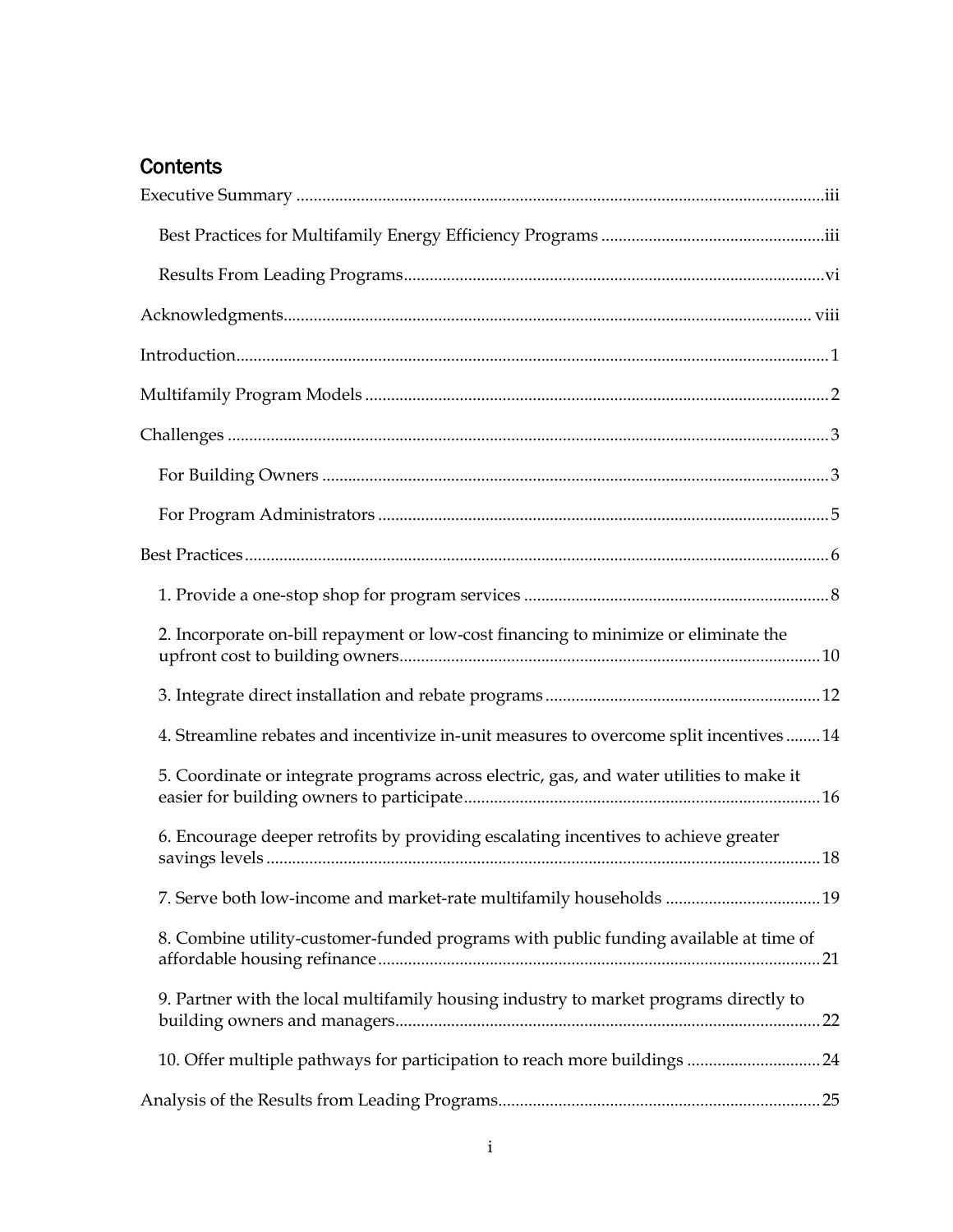## Contents

Executive Summary ........................................................................................................ iii

  Best Practices for Multifamily Energy Efficiency Programs ........................................ iii

  Results From Leading Programs ...................................................................................... vi

Acknowledgments ........................................................................................................ viii

Introduction ........................................................................................................................ 1

Multifamily Program Models ........................................................................................... 2

Challenges ........................................................................................................................... 3

  For Building Owners ......................................................................................................... 3

  For Program Administrators ............................................................................................ 5

Best Practices ....................................................................................................................... 6

  1. Provide a one-stop shop for program services ......................................................... 8

  2. Incorporate on-bill repayment or low-cost financing to minimize or eliminate the upfront cost to building owners ........................................................................................ 10

  3. Integrate direct installation and rebate programs ................................................... 12

  4. Streamline rebates and incentivize in-unit measures to overcome split incentives ........ 14

  5. Coordinate or integrate programs across electric, gas, and water utilities to make it easier for building owners to participate ...................................................................... 16

  6. Encourage deeper retrofits by providing escalating incentives to achieve greater savings levels ..................................................................................................................... 18

  7. Serve both low-income and market-rate multifamily households ......................... 19

  8. Combine utility-customer-funded programs with public funding available at time of affordable housing refinance ........................................................................................... 21

  9. Partner with the local multifamily housing industry to market programs directly to building owners and managers ......................................................................................... 22

  10. Offer multiple pathways for participation to reach more buildings ..................... 24

Analysis of the Results from Leading Programs ............................................................ 25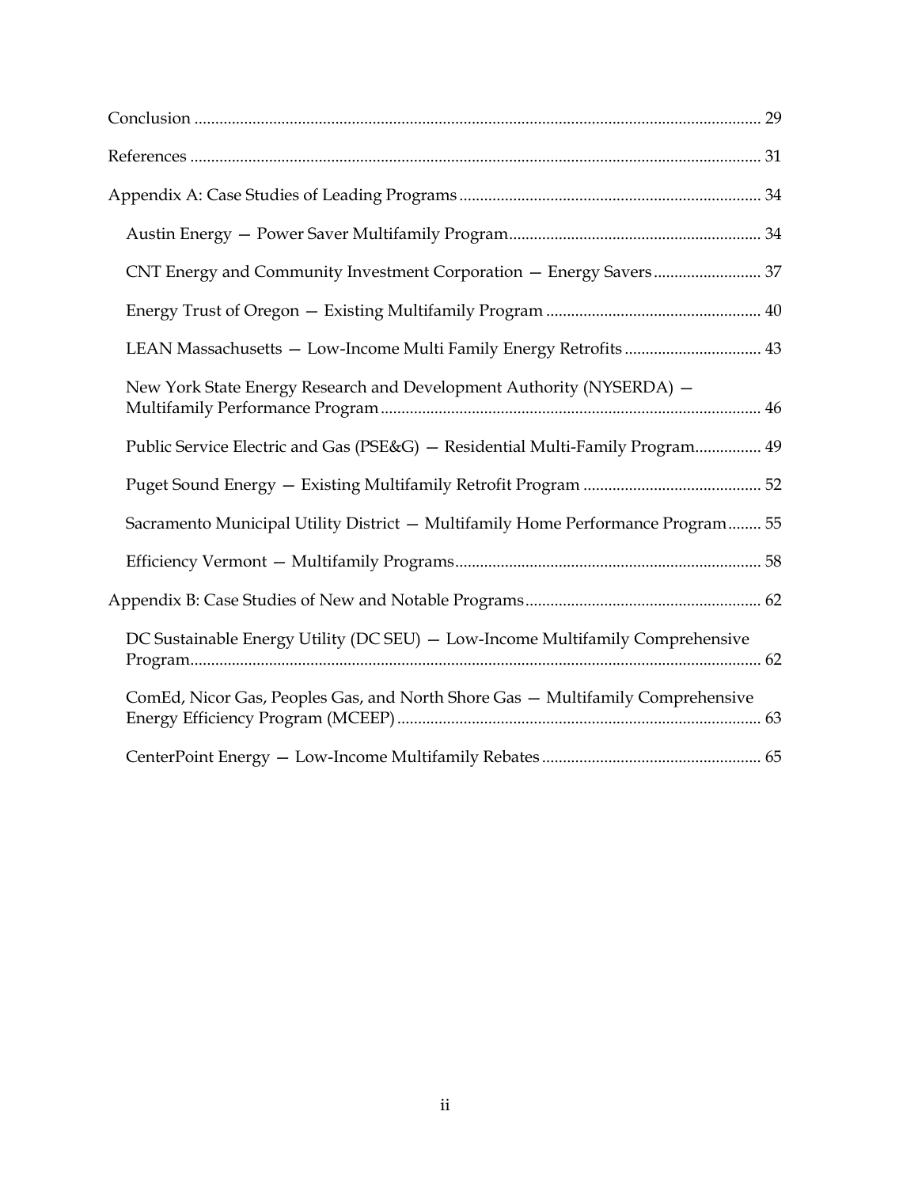Conclusion ........................................................................................................................... 29

References ........................................................................................................................... 31

Appendix A: Case Studies of Leading Programs ........................................................................ 34

- Austin Energy — Power Saver Multifamily Program ............................................................ 34
- CNT Energy and Community Investment Corporation — Energy Savers .......................... 37
- Energy Trust of Oregon — Existing Multifamily Program ................................................... 40
- LEAN Massachusetts — Low-Income Multi Family Energy Retrofits ................................ 43
- New York State Energy Research and Development Authority (NYSERDA) — Multifamily Performance Program ........................................................................................... 46
- Public Service Electric and Gas (PSE&G) — Residential Multi-Family Program ................ 49
- Puget Sound Energy — Existing Multifamily Retrofit Program ........................................... 52
- Sacramento Municipal Utility District — Multifamily Home Performance Program ........ 55
- Efficiency Vermont — Multifamily Programs ......................................................................... 58

Appendix B: Case Studies of New and Notable Programs ........................................................ 62

- DC Sustainable Energy Utility (DC SEU) — Low-Income Multifamily Comprehensive Program ......................................................................................................................... 62
- ComEd, Nicor Gas, Peoples Gas, and North Shore Gas — Multifamily Comprehensive Energy Efficiency Program (MCEEP) ....................................................................................... 63
- CenterPoint Energy — Low-Income Multifamily Rebates ..................................................... 65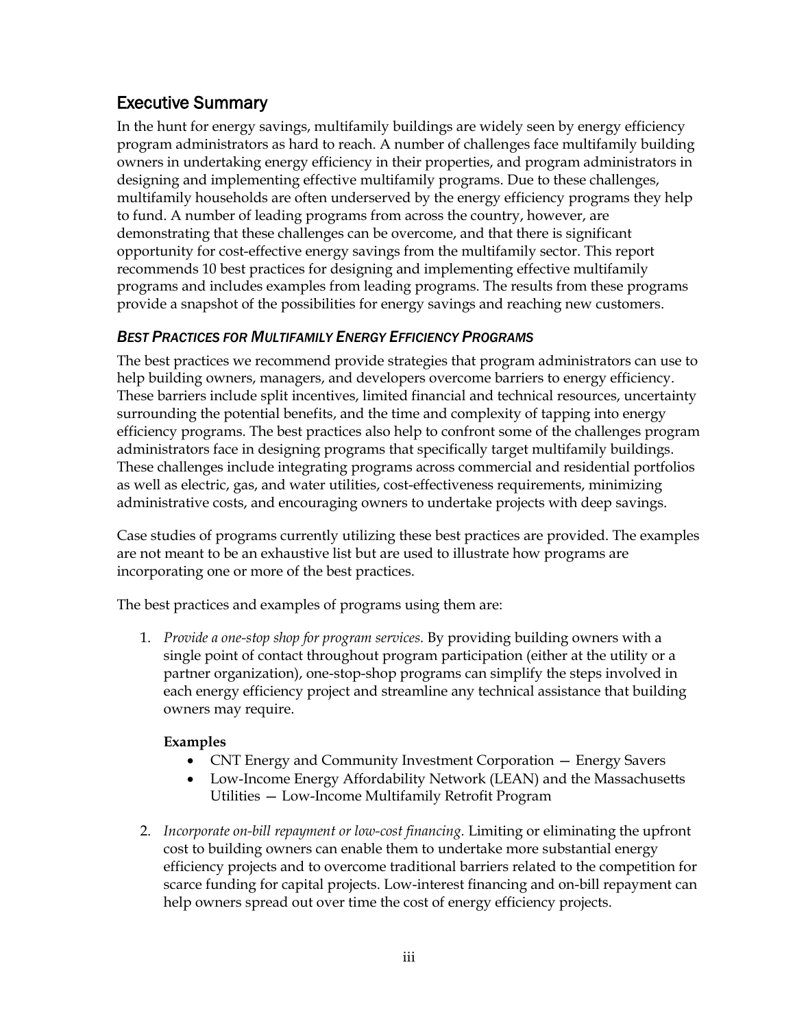## Executive Summary

In the hunt for energy savings, multifamily buildings are widely seen by energy efficiency program administrators as hard to reach. A number of challenges face multifamily building owners in undertaking energy efficiency in their properties, and program administrators in designing and implementing effective multifamily programs. Due to these challenges, multifamily households are often underserved by the energy efficiency programs they help to fund. A number of leading programs from across the country, however, are demonstrating that these challenges can be overcome, and that there is significant opportunity for cost-effective energy savings from the multifamily sector. This report recommends 10 best practices for designing and implementing effective multifamily programs and includes examples from leading programs. The results from these programs provide a snapshot of the possibilities for energy savings and reaching new customers.

### *Best Practices for Multifamily Energy Efficiency Programs*

The best practices we recommend provide strategies that program administrators can use to help building owners, managers, and developers overcome barriers to energy efficiency. These barriers include split incentives, limited financial and technical resources, uncertainty surrounding the potential benefits, and the time and complexity of tapping into energy efficiency programs. The best practices also help to confront some of the challenges program administrators face in designing programs that specifically target multifamily buildings. These challenges include integrating programs across commercial and residential portfolios as well as electric, gas, and water utilities, cost-effectiveness requirements, minimizing administrative costs, and encouraging owners to undertake projects with deep savings.

Case studies of programs currently utilizing these best practices are provided. The examples are not meant to be an exhaustive list but are used to illustrate how programs are incorporating one or more of the best practices.

The best practices and examples of programs using them are:

1. *Provide a one-stop shop for program services.* By providing building owners with a single point of contact throughout program participation (either at the utility or a partner organization), one-stop-shop programs can simplify the steps involved in each energy efficiency project and streamline any technical assistance that building owners may require.

   **Examples**
   - CNT Energy and Community Investment Corporation — Energy Savers
   - Low-Income Energy Affordability Network (LEAN) and the Massachusetts Utilities — Low-Income Multifamily Retrofit Program

2. *Incorporate on-bill repayment or low-cost financing.* Limiting or eliminating the upfront cost to building owners can enable them to undertake more substantial energy efficiency projects and to overcome traditional barriers related to the competition for scarce funding for capital projects. Low-interest financing and on-bill repayment can help owners spread out over time the cost of energy efficiency projects.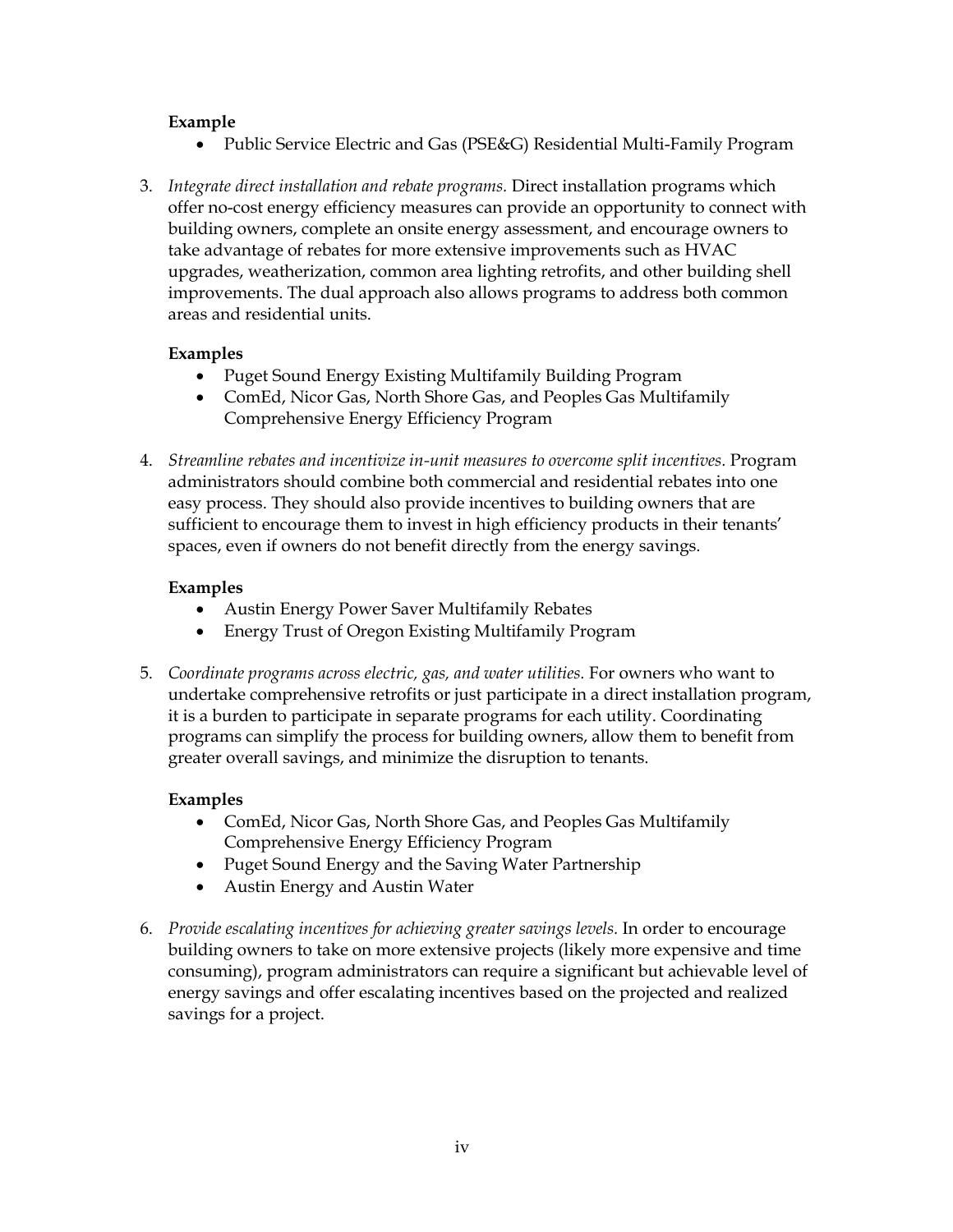**Example**

- Public Service Electric and Gas (PSE&G) Residential Multi-Family Program

3. *Integrate direct installation and rebate programs.* Direct installation programs which offer no-cost energy efficiency measures can provide an opportunity to connect with building owners, complete an onsite energy assessment, and encourage owners to take advantage of rebates for more extensive improvements such as HVAC upgrades, weatherization, common area lighting retrofits, and other building shell improvements. The dual approach also allows programs to address both common areas and residential units.

   **Examples**

   - Puget Sound Energy Existing Multifamily Building Program
   - ComEd, Nicor Gas, North Shore Gas, and Peoples Gas Multifamily Comprehensive Energy Efficiency Program

4. *Streamline rebates and incentivize in-unit measures to overcome split incentives.* Program administrators should combine both commercial and residential rebates into one easy process. They should also provide incentives to building owners that are sufficient to encourage them to invest in high efficiency products in their tenants' spaces, even if owners do not benefit directly from the energy savings.

   **Examples**

   - Austin Energy Power Saver Multifamily Rebates
   - Energy Trust of Oregon Existing Multifamily Program

5. *Coordinate programs across electric, gas, and water utilities.* For owners who want to undertake comprehensive retrofits or just participate in a direct installation program, it is a burden to participate in separate programs for each utility. Coordinating programs can simplify the process for building owners, allow them to benefit from greater overall savings, and minimize the disruption to tenants.

   **Examples**

   - ComEd, Nicor Gas, North Shore Gas, and Peoples Gas Multifamily Comprehensive Energy Efficiency Program
   - Puget Sound Energy and the Saving Water Partnership
   - Austin Energy and Austin Water

6. *Provide escalating incentives for achieving greater savings levels.* In order to encourage building owners to take on more extensive projects (likely more expensive and time consuming), program administrators can require a significant but achievable level of energy savings and offer escalating incentives based on the projected and realized savings for a project.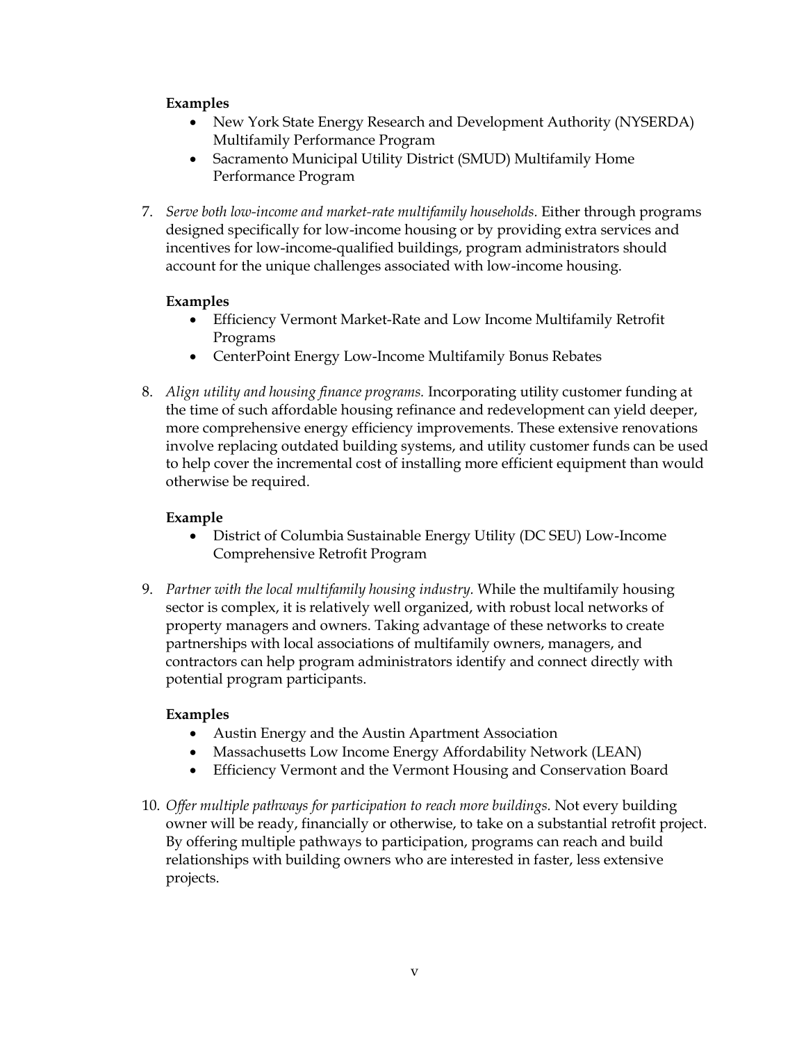**Examples**

- New York State Energy Research and Development Authority (NYSERDA) Multifamily Performance Program
- Sacramento Municipal Utility District (SMUD) Multifamily Home Performance Program

7. *Serve both low-income and market-rate multifamily households.* Either through programs designed specifically for low-income housing or by providing extra services and incentives for low-income-qualified buildings, program administrators should account for the unique challenges associated with low-income housing.

   **Examples**

   - Efficiency Vermont Market-Rate and Low Income Multifamily Retrofit Programs
   - CenterPoint Energy Low-Income Multifamily Bonus Rebates

8. *Align utility and housing finance programs.* Incorporating utility customer funding at the time of such affordable housing refinance and redevelopment can yield deeper, more comprehensive energy efficiency improvements. These extensive renovations involve replacing outdated building systems, and utility customer funds can be used to help cover the incremental cost of installing more efficient equipment than would otherwise be required.

   **Example**

   - District of Columbia Sustainable Energy Utility (DC SEU) Low-Income Comprehensive Retrofit Program

9. *Partner with the local multifamily housing industry.* While the multifamily housing sector is complex, it is relatively well organized, with robust local networks of property managers and owners. Taking advantage of these networks to create partnerships with local associations of multifamily owners, managers, and contractors can help program administrators identify and connect directly with potential program participants.

   **Examples**

   - Austin Energy and the Austin Apartment Association
   - Massachusetts Low Income Energy Affordability Network (LEAN)
   - Efficiency Vermont and the Vermont Housing and Conservation Board

10. *Offer multiple pathways for participation to reach more buildings.* Not every building owner will be ready, financially or otherwise, to take on a substantial retrofit project. By offering multiple pathways to participation, programs can reach and build relationships with building owners who are interested in faster, less extensive projects.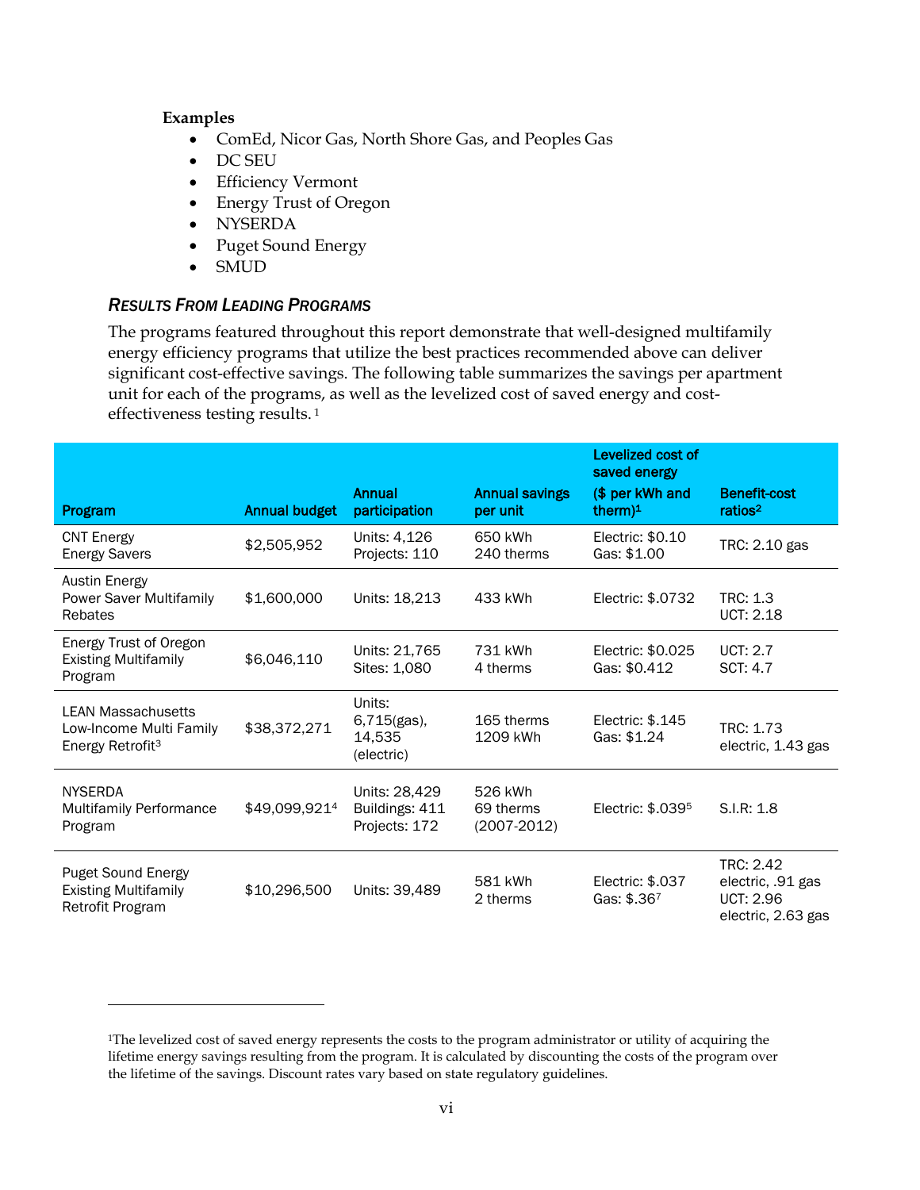**Examples**

- ComEd, Nicor Gas, North Shore Gas, and Peoples Gas
- DC SEU
- Efficiency Vermont
- Energy Trust of Oregon
- NYSERDA
- Puget Sound Energy
- SMUD

### *Results From Leading Programs*

The programs featured throughout this report demonstrate that well-designed multifamily energy efficiency programs that utilize the best practices recommended above can deliver significant cost-effective savings. The following table summarizes the savings per apartment unit for each of the programs, as well as the levelized cost of saved energy and cost-effectiveness testing results.[1]

| Program | Annual budget | Annual participation | Annual savings per unit | Levelized cost of saved energy ($ per kWh and therm)[1] | Benefit-cost ratios[2] |
|---|---|---|---|---|---|
| CNT Energy Energy Savers | $2,505,952 | Units: 4,126 Projects: 110 | 650 kWh 240 therms | Electric: $0.10 Gas: $1.00 | TRC: 2.10 gas |
| Austin Energy Power Saver Multifamily Rebates | $1,600,000 | Units: 18,213 | 433 kWh | Electric: $.0732 | TRC: 1.3 UCT: 2.18 |
| Energy Trust of Oregon Existing Multifamily Program | $6,046,110 | Units: 21,765 Sites: 1,080 | 731 kWh 4 therms | Electric: $0.025 Gas: $0.412 | UCT: 2.7 SCT: 4.7 |
| LEAN Massachusetts Low-Income Multi Family Energy Retrofit[3] | $38,372,271 | Units: 6,715(gas), 14,535 (electric) | 165 therms 1209 kWh | Electric: $.145 Gas: $1.24 | TRC: 1.73 electric, 1.43 gas |
| NYSERDA Multifamily Performance Program | $49,099,921[4] | Units: 28,429 Buildings: 411 Projects: 172 | 526 kWh 69 therms (2007-2012) | Electric: $.039[5] | S.I.R: 1.8 |
| Puget Sound Energy Existing Multifamily Retrofit Program | $10,296,500 | Units: 39,489 | 581 kWh 2 therms | Electric: $.037 Gas: $.36[7] | TRC: 2.42 electric, .91 gas UCT: 2.96 electric, 2.63 gas |

[1]The levelized cost of saved energy represents the costs to the program administrator or utility of acquiring the lifetime energy savings resulting from the program. It is calculated by discounting the costs of the program over the lifetime of the savings. Discount rates vary based on state regulatory guidelines.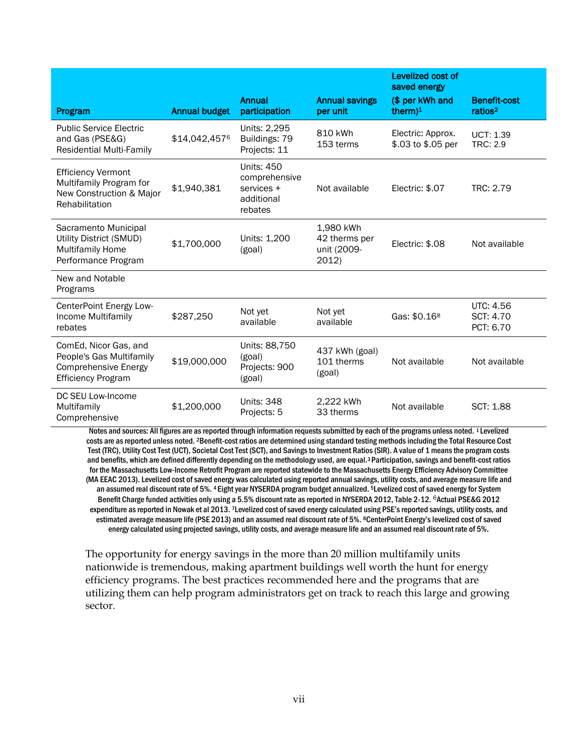| Program | Annual budget | Annual participation | Annual savings per unit | Levelized cost of saved energy ($ per kWh and therm)[1] | Benefit-cost ratios[2] |
|---|---|---|---|---|---|
| Public Service Electric and Gas (PSE&G) Residential Multi-Family | $14,042,457[6] | Units: 2,295<br>Buildings: 79<br>Projects: 11 | 810 kWh<br>153 terms | Electric: Approx. $.03 to $.05 per | UCT: 1.39<br>TRC: 2.9 |
| Efficiency Vermont Multifamily Program for New Construction & Major Rehabilitation | $1,940,381 | Units: 450 comprehensive services + additional rebates | Not available | Electric: $.07 | TRC: 2.79 |
| Sacramento Municipal Utility District (SMUD) Multifamily Home Performance Program | $1,700,000 | Units: 1,200 (goal) | 1,980 kWh<br>42 therms per unit (2009-2012) | Electric: $.08 | Not available |
| New and Notable Programs | | | | | |
| CenterPoint Energy Low-Income Multifamily rebates | $287,250 | Not yet available | Not yet available | Gas: $0.16[8] | UTC: 4.56<br>SCT: 4.70<br>PCT: 6.70 |
| ComEd, Nicor Gas, and People's Gas Multifamily Comprehensive Energy Efficiency Program | $19,000,000 | Units: 88,750 (goal)<br>Projects: 900 (goal) | 437 kWh (goal)<br>101 therms (goal) | Not available | Not available |
| DC SEU Low-Income Multifamily Comprehensive | $1,200,000 | Units: 348<br>Projects: 5 | 2,222 kWh<br>33 therms | Not available | SCT: 1.88 |

Notes and sources: All figures are as reported through information requests submitted by each of the programs unless noted. [1] Levelized costs are as reported unless noted. [2]Benefit-cost ratios are determined using standard testing methods including the Total Resource Cost Test (TRC), Utility Cost Test (UCT), Societal Cost Test (SCT), and Savings to Investment Ratios (SIR). A value of 1 means the program costs and benefits, which are defined differently depending on the methodology used, are equal.[3] Participation, savings and benefit-cost ratios for the Massachusetts Low-Income Retrofit Program are reported statewide to the Massachusetts Energy Efficiency Advisory Committee (MA EEAC 2013). Levelized cost of saved energy was calculated using reported annual savings, utility costs, and average measure life and an assumed real discount rate of 5%. [4] Eight year NYSERDA program budget annualized. [5]Levelized cost of saved energy for System Benefit Charge funded activities only using a 5.5% discount rate as reported in NYSERDA 2012, Table 2-12. [6]Actual PSE&G 2012 expenditure as reported in Nowak et al 2013. [7]Levelized cost of saved energy calculated using PSE's reported savings, utility costs, and estimated average measure life (PSE 2013) and an assumed real discount rate of 5%. [8]CenterPoint Energy's levelized cost of saved energy calculated using projected savings, utility costs, and average measure life and an assumed real discount rate of 5%.

The opportunity for energy savings in the more than 20 million multifamily units nationwide is tremendous, making apartment buildings well worth the hunt for energy efficiency programs. The best practices recommended here and the programs that are utilizing them can help program administrators get on track to reach this large and growing sector.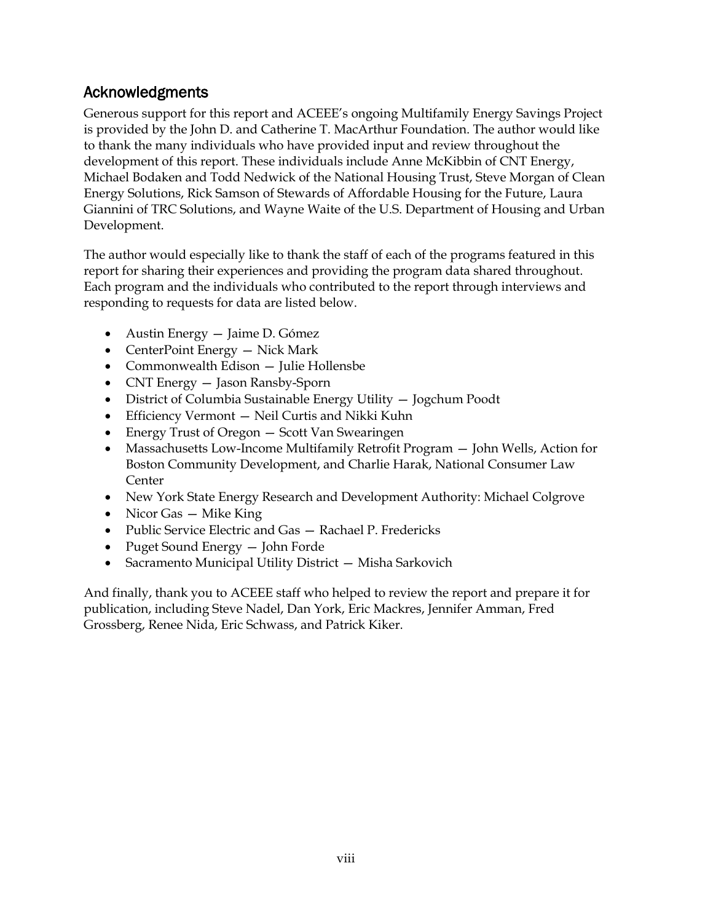## Acknowledgments

Generous support for this report and ACEEE's ongoing Multifamily Energy Savings Project is provided by the John D. and Catherine T. MacArthur Foundation. The author would like to thank the many individuals who have provided input and review throughout the development of this report. These individuals include Anne McKibbin of CNT Energy, Michael Bodaken and Todd Nedwick of the National Housing Trust, Steve Morgan of Clean Energy Solutions, Rick Samson of Stewards of Affordable Housing for the Future, Laura Giannini of TRC Solutions, and Wayne Waite of the U.S. Department of Housing and Urban Development.

The author would especially like to thank the staff of each of the programs featured in this report for sharing their experiences and providing the program data shared throughout. Each program and the individuals who contributed to the report through interviews and responding to requests for data are listed below.

- Austin Energy — Jaime D. Gómez
- CenterPoint Energy — Nick Mark
- Commonwealth Edison — Julie Hollensbe
- CNT Energy — Jason Ransby-Sporn
- District of Columbia Sustainable Energy Utility — Jogchum Poodt
- Efficiency Vermont — Neil Curtis and Nikki Kuhn
- Energy Trust of Oregon — Scott Van Swearingen
- Massachusetts Low-Income Multifamily Retrofit Program — John Wells, Action for Boston Community Development, and Charlie Harak, National Consumer Law Center
- New York State Energy Research and Development Authority: Michael Colgrove
- Nicor Gas — Mike King
- Public Service Electric and Gas — Rachael P. Fredericks
- Puget Sound Energy — John Forde
- Sacramento Municipal Utility District — Misha Sarkovich

And finally, thank you to ACEEE staff who helped to review the report and prepare it for publication, including Steve Nadel, Dan York, Eric Mackres, Jennifer Amman, Fred Grossberg, Renee Nida, Eric Schwass, and Patrick Kiker.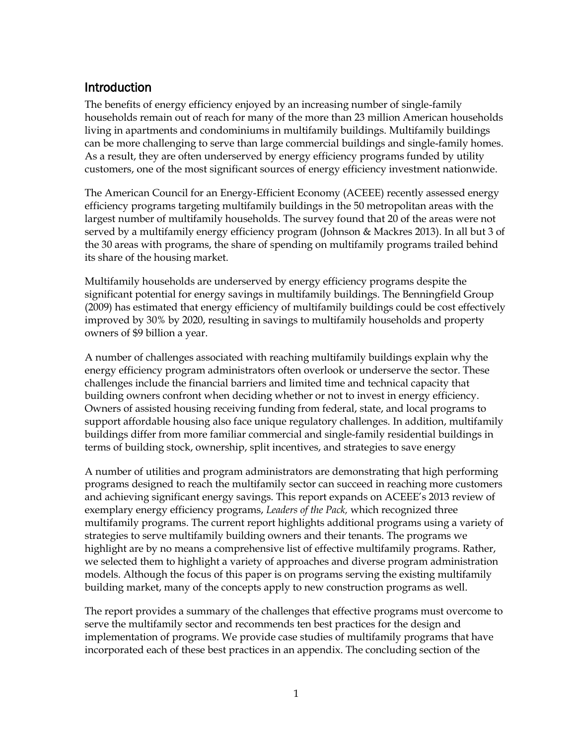## Introduction

The benefits of energy efficiency enjoyed by an increasing number of single-family households remain out of reach for many of the more than 23 million American households living in apartments and condominiums in multifamily buildings. Multifamily buildings can be more challenging to serve than large commercial buildings and single-family homes. As a result, they are often underserved by energy efficiency programs funded by utility customers, one of the most significant sources of energy efficiency investment nationwide.

The American Council for an Energy-Efficient Economy (ACEEE) recently assessed energy efficiency programs targeting multifamily buildings in the 50 metropolitan areas with the largest number of multifamily households. The survey found that 20 of the areas were not served by a multifamily energy efficiency program (Johnson & Mackres 2013). In all but 3 of the 30 areas with programs, the share of spending on multifamily programs trailed behind its share of the housing market.

Multifamily households are underserved by energy efficiency programs despite the significant potential for energy savings in multifamily buildings. The Benningfield Group (2009) has estimated that energy efficiency of multifamily buildings could be cost effectively improved by 30% by 2020, resulting in savings to multifamily households and property owners of $9 billion a year.

A number of challenges associated with reaching multifamily buildings explain why the energy efficiency program administrators often overlook or underserve the sector. These challenges include the financial barriers and limited time and technical capacity that building owners confront when deciding whether or not to invest in energy efficiency. Owners of assisted housing receiving funding from federal, state, and local programs to support affordable housing also face unique regulatory challenges. In addition, multifamily buildings differ from more familiar commercial and single-family residential buildings in terms of building stock, ownership, split incentives, and strategies to save energy

A number of utilities and program administrators are demonstrating that high performing programs designed to reach the multifamily sector can succeed in reaching more customers and achieving significant energy savings. This report expands on ACEEE's 2013 review of exemplary energy efficiency programs, *Leaders of the Pack,* which recognized three multifamily programs. The current report highlights additional programs using a variety of strategies to serve multifamily building owners and their tenants. The programs we highlight are by no means a comprehensive list of effective multifamily programs. Rather, we selected them to highlight a variety of approaches and diverse program administration models. Although the focus of this paper is on programs serving the existing multifamily building market, many of the concepts apply to new construction programs as well.

The report provides a summary of the challenges that effective programs must overcome to serve the multifamily sector and recommends ten best practices for the design and implementation of programs. We provide case studies of multifamily programs that have incorporated each of these best practices in an appendix. The concluding section of the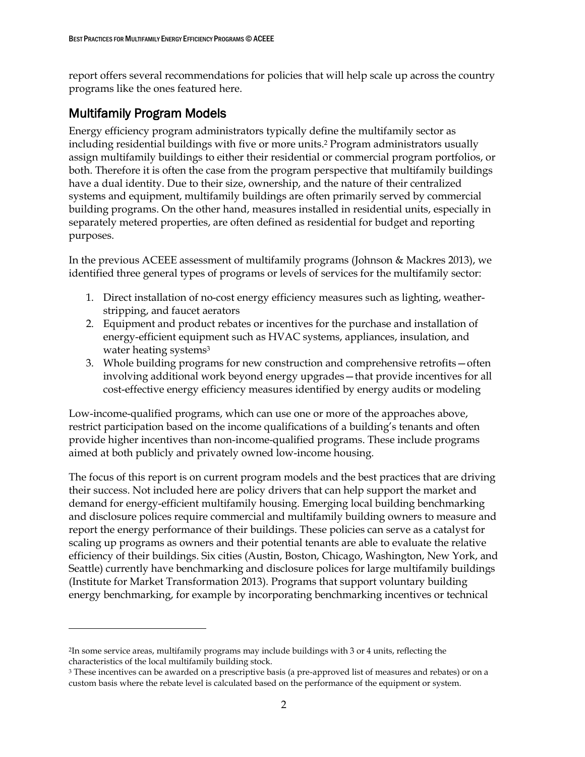report offers several recommendations for policies that will help scale up across the country programs like the ones featured here.

## Multifamily Program Models

Energy efficiency program administrators typically define the multifamily sector as including residential buildings with five or more units.[2] Program administrators usually assign multifamily buildings to either their residential or commercial program portfolios, or both. Therefore it is often the case from the program perspective that multifamily buildings have a dual identity. Due to their size, ownership, and the nature of their centralized systems and equipment, multifamily buildings are often primarily served by commercial building programs. On the other hand, measures installed in residential units, especially in separately metered properties, are often defined as residential for budget and reporting purposes.

In the previous ACEEE assessment of multifamily programs (Johnson & Mackres 2013), we identified three general types of programs or levels of services for the multifamily sector:

1. Direct installation of no-cost energy efficiency measures such as lighting, weather-stripping, and faucet aerators
2. Equipment and product rebates or incentives for the purchase and installation of energy-efficient equipment such as HVAC systems, appliances, insulation, and water heating systems[3]
3. Whole building programs for new construction and comprehensive retrofits—often involving additional work beyond energy upgrades—that provide incentives for all cost-effective energy efficiency measures identified by energy audits or modeling

Low-income-qualified programs, which can use one or more of the approaches above, restrict participation based on the income qualifications of a building's tenants and often provide higher incentives than non-income-qualified programs. These include programs aimed at both publicly and privately owned low-income housing.

The focus of this report is on current program models and the best practices that are driving their success. Not included here are policy drivers that can help support the market and demand for energy-efficient multifamily housing. Emerging local building benchmarking and disclosure polices require commercial and multifamily building owners to measure and report the energy performance of their buildings. These policies can serve as a catalyst for scaling up programs as owners and their potential tenants are able to evaluate the relative efficiency of their buildings. Six cities (Austin, Boston, Chicago, Washington, New York, and Seattle) currently have benchmarking and disclosure polices for large multifamily buildings (Institute for Market Transformation 2013). Programs that support voluntary building energy benchmarking, for example by incorporating benchmarking incentives or technical

---

[2] In some service areas, multifamily programs may include buildings with 3 or 4 units, reflecting the characteristics of the local multifamily building stock.

[3] These incentives can be awarded on a prescriptive basis (a pre-approved list of measures and rebates) or on a custom basis where the rebate level is calculated based on the performance of the equipment or system.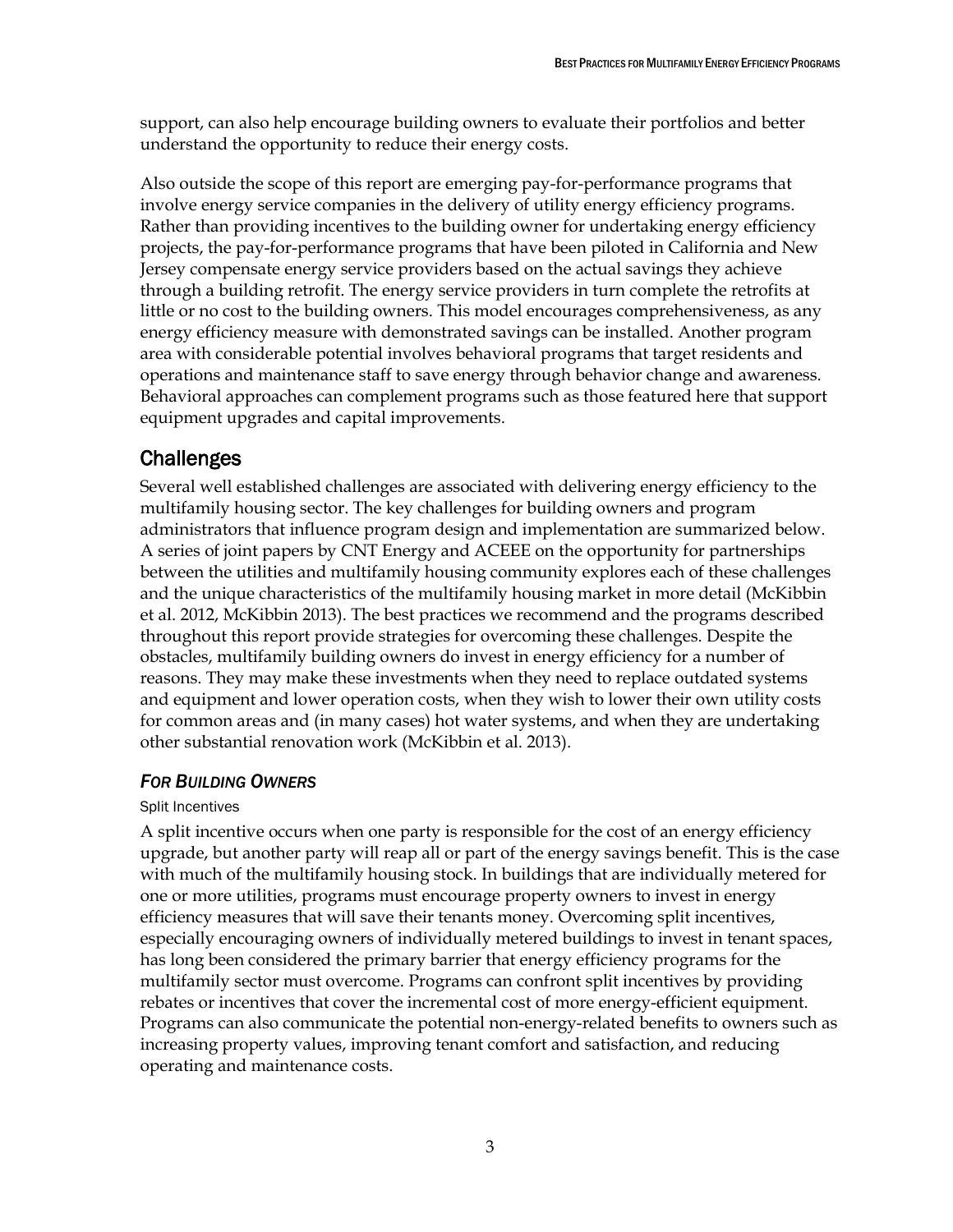support, can also help encourage building owners to evaluate their portfolios and better understand the opportunity to reduce their energy costs.

Also outside the scope of this report are emerging pay-for-performance programs that involve energy service companies in the delivery of utility energy efficiency programs. Rather than providing incentives to the building owner for undertaking energy efficiency projects, the pay-for-performance programs that have been piloted in California and New Jersey compensate energy service providers based on the actual savings they achieve through a building retrofit. The energy service providers in turn complete the retrofits at little or no cost to the building owners. This model encourages comprehensiveness, as any energy efficiency measure with demonstrated savings can be installed. Another program area with considerable potential involves behavioral programs that target residents and operations and maintenance staff to save energy through behavior change and awareness. Behavioral approaches can complement programs such as those featured here that support equipment upgrades and capital improvements.

## Challenges

Several well established challenges are associated with delivering energy efficiency to the multifamily housing sector. The key challenges for building owners and program administrators that influence program design and implementation are summarized below. A series of joint papers by CNT Energy and ACEEE on the opportunity for partnerships between the utilities and multifamily housing community explores each of these challenges and the unique characteristics of the multifamily housing market in more detail (McKibbin et al. 2012, McKibbin 2013). The best practices we recommend and the programs described throughout this report provide strategies for overcoming these challenges. Despite the obstacles, multifamily building owners do invest in energy efficiency for a number of reasons. They may make these investments when they need to replace outdated systems and equipment and lower operation costs, when they wish to lower their own utility costs for common areas and (in many cases) hot water systems, and when they are undertaking other substantial renovation work (McKibbin et al. 2013).

### *For Building Owners*

#### Split Incentives

A split incentive occurs when one party is responsible for the cost of an energy efficiency upgrade, but another party will reap all or part of the energy savings benefit. This is the case with much of the multifamily housing stock. In buildings that are individually metered for one or more utilities, programs must encourage property owners to invest in energy efficiency measures that will save their tenants money. Overcoming split incentives, especially encouraging owners of individually metered buildings to invest in tenant spaces, has long been considered the primary barrier that energy efficiency programs for the multifamily sector must overcome. Programs can confront split incentives by providing rebates or incentives that cover the incremental cost of more energy-efficient equipment. Programs can also communicate the potential non-energy-related benefits to owners such as increasing property values, improving tenant comfort and satisfaction, and reducing operating and maintenance costs.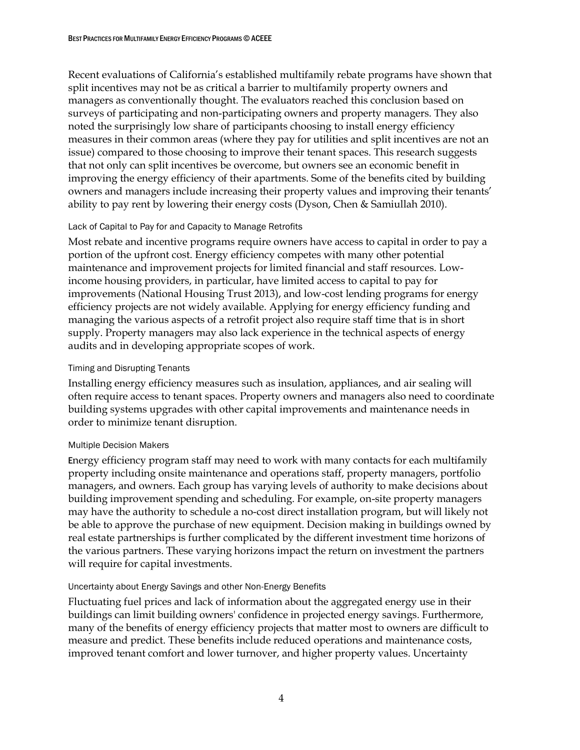Recent evaluations of California's established multifamily rebate programs have shown that split incentives may not be as critical a barrier to multifamily property owners and managers as conventionally thought. The evaluators reached this conclusion based on surveys of participating and non-participating owners and property managers. They also noted the surprisingly low share of participants choosing to install energy efficiency measures in their common areas (where they pay for utilities and split incentives are not an issue) compared to those choosing to improve their tenant spaces. This research suggests that not only can split incentives be overcome, but owners see an economic benefit in improving the energy efficiency of their apartments. Some of the benefits cited by building owners and managers include increasing their property values and improving their tenants' ability to pay rent by lowering their energy costs (Dyson, Chen & Samiullah 2010).

#### Lack of Capital to Pay for and Capacity to Manage Retrofits

Most rebate and incentive programs require owners have access to capital in order to pay a portion of the upfront cost. Energy efficiency competes with many other potential maintenance and improvement projects for limited financial and staff resources. Low-income housing providers, in particular, have limited access to capital to pay for improvements (National Housing Trust 2013), and low-cost lending programs for energy efficiency projects are not widely available. Applying for energy efficiency funding and managing the various aspects of a retrofit project also require staff time that is in short supply. Property managers may also lack experience in the technical aspects of energy audits and in developing appropriate scopes of work.

#### Timing and Disrupting Tenants

Installing energy efficiency measures such as insulation, appliances, and air sealing will often require access to tenant spaces. Property owners and managers also need to coordinate building systems upgrades with other capital improvements and maintenance needs in order to minimize tenant disruption.

#### Multiple Decision Makers

Energy efficiency program staff may need to work with many contacts for each multifamily property including onsite maintenance and operations staff, property managers, portfolio managers, and owners. Each group has varying levels of authority to make decisions about building improvement spending and scheduling. For example, on-site property managers may have the authority to schedule a no-cost direct installation program, but will likely not be able to approve the purchase of new equipment. Decision making in buildings owned by real estate partnerships is further complicated by the different investment time horizons of the various partners. These varying horizons impact the return on investment the partners will require for capital investments.

#### Uncertainty about Energy Savings and other Non-Energy Benefits

Fluctuating fuel prices and lack of information about the aggregated energy use in their buildings can limit building owners' confidence in projected energy savings. Furthermore, many of the benefits of energy efficiency projects that matter most to owners are difficult to measure and predict. These benefits include reduced operations and maintenance costs, improved tenant comfort and lower turnover, and higher property values. Uncertainty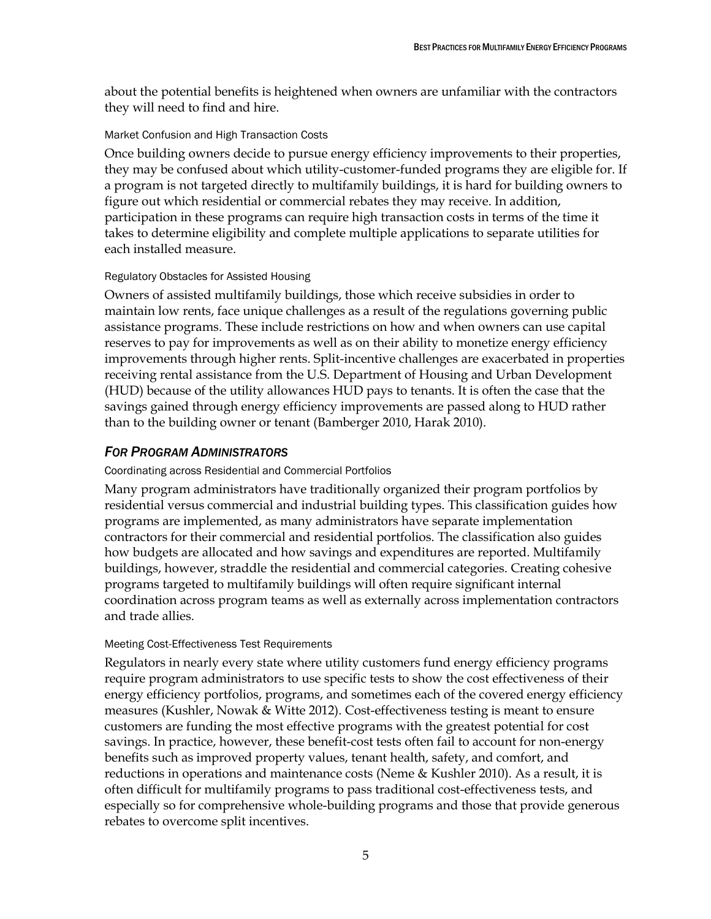about the potential benefits is heightened when owners are unfamiliar with the contractors they will need to find and hire.

#### Market Confusion and High Transaction Costs

Once building owners decide to pursue energy efficiency improvements to their properties, they may be confused about which utility-customer-funded programs they are eligible for. If a program is not targeted directly to multifamily buildings, it is hard for building owners to figure out which residential or commercial rebates they may receive. In addition, participation in these programs can require high transaction costs in terms of the time it takes to determine eligibility and complete multiple applications to separate utilities for each installed measure.

#### Regulatory Obstacles for Assisted Housing

Owners of assisted multifamily buildings, those which receive subsidies in order to maintain low rents, face unique challenges as a result of the regulations governing public assistance programs. These include restrictions on how and when owners can use capital reserves to pay for improvements as well as on their ability to monetize energy efficiency improvements through higher rents. Split-incentive challenges are exacerbated in properties receiving rental assistance from the U.S. Department of Housing and Urban Development (HUD) because of the utility allowances HUD pays to tenants. It is often the case that the savings gained through energy efficiency improvements are passed along to HUD rather than to the building owner or tenant (Bamberger 2010, Harak 2010).

### *For Program Administrators*

#### Coordinating across Residential and Commercial Portfolios

Many program administrators have traditionally organized their program portfolios by residential versus commercial and industrial building types. This classification guides how programs are implemented, as many administrators have separate implementation contractors for their commercial and residential portfolios. The classification also guides how budgets are allocated and how savings and expenditures are reported. Multifamily buildings, however, straddle the residential and commercial categories. Creating cohesive programs targeted to multifamily buildings will often require significant internal coordination across program teams as well as externally across implementation contractors and trade allies.

#### Meeting Cost-Effectiveness Test Requirements

Regulators in nearly every state where utility customers fund energy efficiency programs require program administrators to use specific tests to show the cost effectiveness of their energy efficiency portfolios, programs, and sometimes each of the covered energy efficiency measures (Kushler, Nowak & Witte 2012). Cost-effectiveness testing is meant to ensure customers are funding the most effective programs with the greatest potential for cost savings. In practice, however, these benefit-cost tests often fail to account for non-energy benefits such as improved property values, tenant health, safety, and comfort, and reductions in operations and maintenance costs (Neme & Kushler 2010). As a result, it is often difficult for multifamily programs to pass traditional cost-effectiveness tests, and especially so for comprehensive whole-building programs and those that provide generous rebates to overcome split incentives.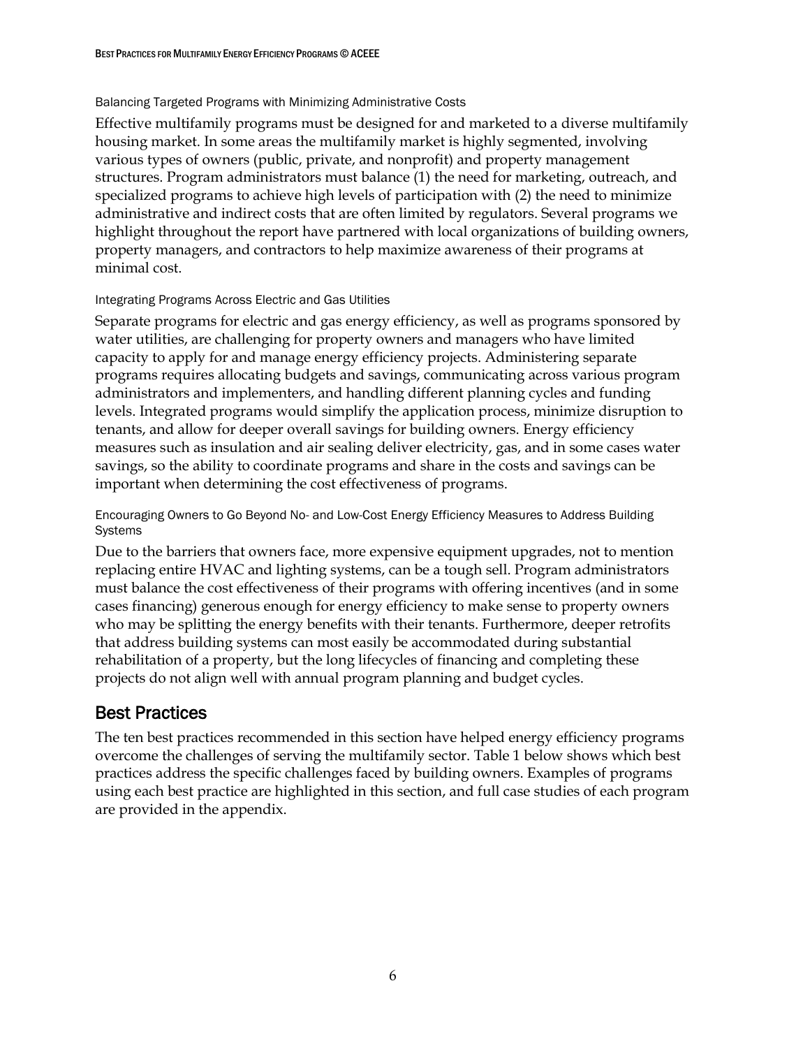#### Balancing Targeted Programs with Minimizing Administrative Costs

Effective multifamily programs must be designed for and marketed to a diverse multifamily housing market. In some areas the multifamily market is highly segmented, involving various types of owners (public, private, and nonprofit) and property management structures. Program administrators must balance (1) the need for marketing, outreach, and specialized programs to achieve high levels of participation with (2) the need to minimize administrative and indirect costs that are often limited by regulators. Several programs we highlight throughout the report have partnered with local organizations of building owners, property managers, and contractors to help maximize awareness of their programs at minimal cost.

#### Integrating Programs Across Electric and Gas Utilities

Separate programs for electric and gas energy efficiency, as well as programs sponsored by water utilities, are challenging for property owners and managers who have limited capacity to apply for and manage energy efficiency projects. Administering separate programs requires allocating budgets and savings, communicating across various program administrators and implementers, and handling different planning cycles and funding levels. Integrated programs would simplify the application process, minimize disruption to tenants, and allow for deeper overall savings for building owners. Energy efficiency measures such as insulation and air sealing deliver electricity, gas, and in some cases water savings, so the ability to coordinate programs and share in the costs and savings can be important when determining the cost effectiveness of programs.

#### Encouraging Owners to Go Beyond No- and Low-Cost Energy Efficiency Measures to Address Building Systems

Due to the barriers that owners face, more expensive equipment upgrades, not to mention replacing entire HVAC and lighting systems, can be a tough sell. Program administrators must balance the cost effectiveness of their programs with offering incentives (and in some cases financing) generous enough for energy efficiency to make sense to property owners who may be splitting the energy benefits with their tenants. Furthermore, deeper retrofits that address building systems can most easily be accommodated during substantial rehabilitation of a property, but the long lifecycles of financing and completing these projects do not align well with annual program planning and budget cycles.

## Best Practices

The ten best practices recommended in this section have helped energy efficiency programs overcome the challenges of serving the multifamily sector. Table 1 below shows which best practices address the specific challenges faced by building owners. Examples of programs using each best practice are highlighted in this section, and full case studies of each program are provided in the appendix.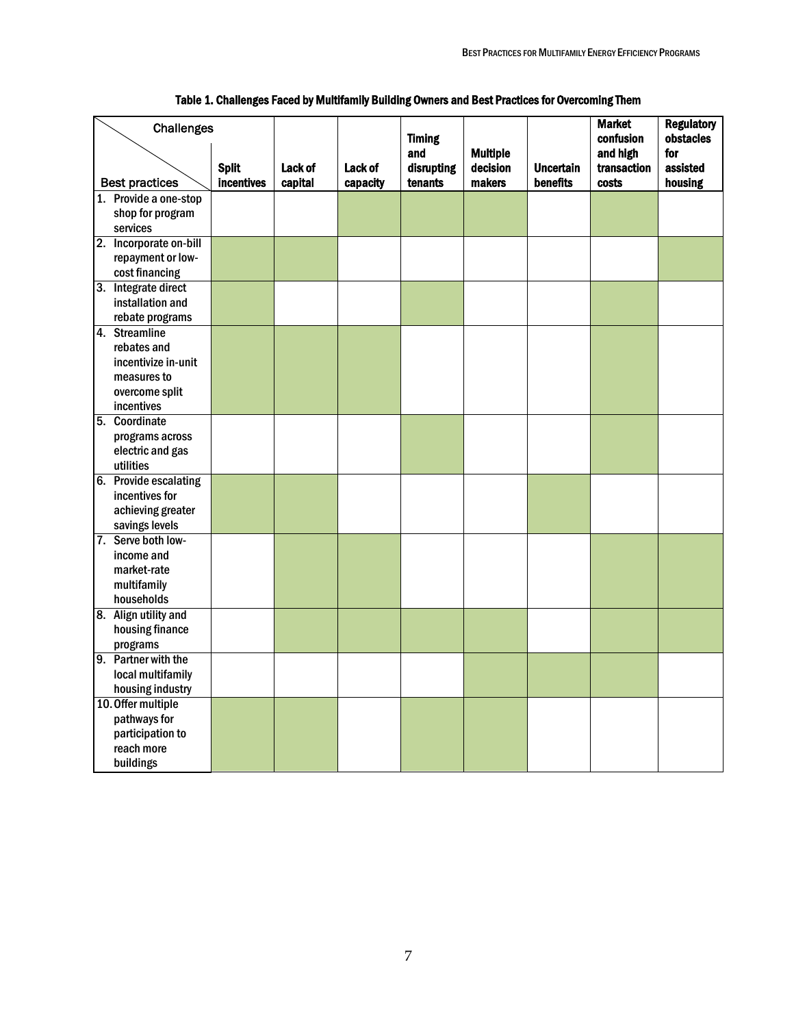**Table 1. Challenges Faced by Multifamily Building Owners and Best Practices for Overcoming Them**

| Best practices \ Challenges | Split incentives | Lack of capital | Lack of capacity | Timing and disrupting tenants | Multiple decision makers | Uncertain benefits | Market confusion and high transaction costs | Regulatory obstacles for assisted housing |
|---|---|---|---|---|---|---|---|---|
| 1. Provide a one-stop shop for program services | | | X | X | X | | X | |
| 2. Incorporate on-bill repayment or low-cost financing | X | X | | | | | | X |
| 3. Integrate direct installation and rebate programs | X | | | X | | | X | |
| 4. Streamline rebates and incentivize in-unit measures to overcome split incentives | X | X | X | | | | X | |
| 5. Coordinate programs across electric and gas utilities | | | | X | | | X | |
| 6. Provide escalating incentives for achieving greater savings levels | X | X | | | | X | | |
| 7. Serve both low-income and market-rate multifamily households | | X | X | | | | X | X |
| 8. Align utility and housing finance programs | | X | X | X | X | | X | X |
| 9. Partner with the local multifamily housing industry | | | | | X | X | X | |
| 10. Offer multiple pathways for participation to reach more buildings | X | X | | X | X | | | |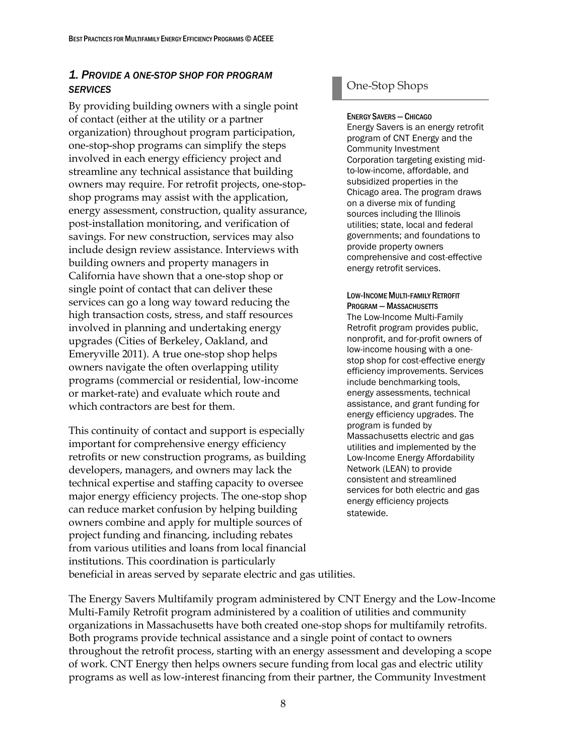### *1. Provide a One-Stop Shop for Program Services*

By providing building owners with a single point of contact (either at the utility or a partner organization) throughout program participation, one-stop-shop programs can simplify the steps involved in each energy efficiency project and streamline any technical assistance that building owners may require. For retrofit projects, one-stop-shop programs may assist with the application, energy assessment, construction, quality assurance, post-installation monitoring, and verification of savings. For new construction, services may also include design review assistance. Interviews with building owners and property managers in California have shown that a one-stop shop or single point of contact that can deliver these services can go a long way toward reducing the high transaction costs, stress, and staff resources involved in planning and undertaking energy upgrades (Cities of Berkeley, Oakland, and Emeryville 2011). A true one-stop shop helps owners navigate the often overlapping utility programs (commercial or residential, low-income or market-rate) and evaluate which route and which contractors are best for them.

This continuity of contact and support is especially important for comprehensive energy efficiency retrofits or new construction programs, as building developers, managers, and owners may lack the technical expertise and staffing capacity to oversee major energy efficiency projects. The one-stop shop can reduce market confusion by helping building owners combine and apply for multiple sources of project funding and financing, including rebates from various utilities and loans from local financial institutions. This coordination is particularly beneficial in areas served by separate electric and gas utilities.

> **One-Stop Shops**
>
> **Energy Savers — Chicago**
> Energy Savers is an energy retrofit program of CNT Energy and the Community Investment Corporation targeting existing mid-to-low-income, affordable, and subsidized properties in the Chicago area. The program draws on a diverse mix of funding sources including the Illinois utilities; state, local and federal governments; and foundations to provide property owners comprehensive and cost-effective energy retrofit services.
>
> **Low-Income Multi-family Retrofit Program — Massachusetts**
> The Low-Income Multi-Family Retrofit program provides public, nonprofit, and for-profit owners of low-income housing with a one-stop shop for cost-effective energy efficiency improvements. Services include benchmarking tools, energy assessments, technical assistance, and grant funding for energy efficiency upgrades. The program is funded by Massachusetts electric and gas utilities and implemented by the Low-Income Energy Affordability Network (LEAN) to provide consistent and streamlined services for both electric and gas energy efficiency projects statewide.

The Energy Savers Multifamily program administered by CNT Energy and the Low-Income Multi-Family Retrofit program administered by a coalition of utilities and community organizations in Massachusetts have both created one-stop shops for multifamily retrofits. Both programs provide technical assistance and a single point of contact to owners throughout the retrofit process, starting with an energy assessment and developing a scope of work. CNT Energy then helps owners secure funding from local gas and electric utility programs as well as low-interest financing from their partner, the Community Investment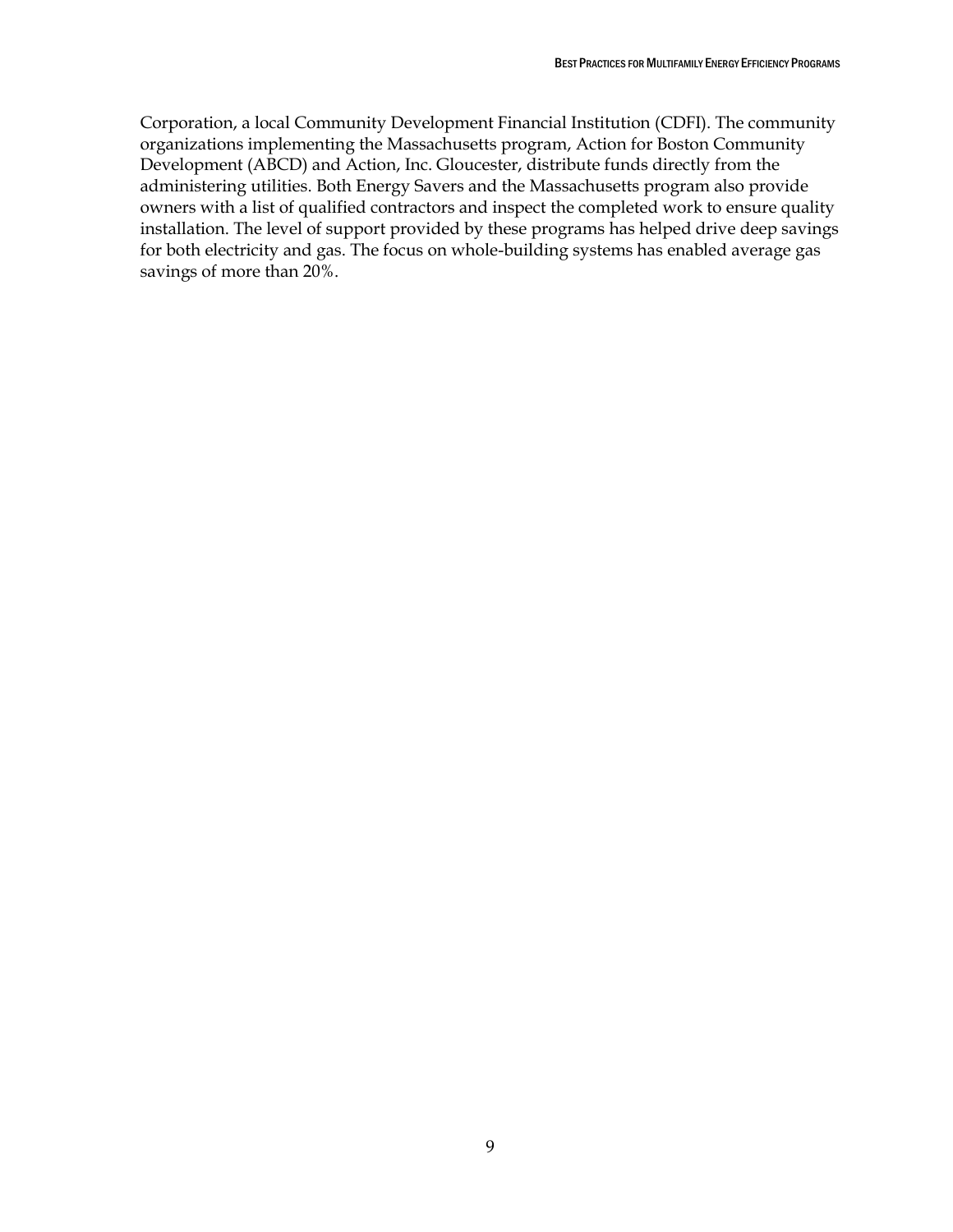Corporation, a local Community Development Financial Institution (CDFI). The community organizations implementing the Massachusetts program, Action for Boston Community Development (ABCD) and Action, Inc. Gloucester, distribute funds directly from the administering utilities. Both Energy Savers and the Massachusetts program also provide owners with a list of qualified contractors and inspect the completed work to ensure quality installation. The level of support provided by these programs has helped drive deep savings for both electricity and gas. The focus on whole-building systems has enabled average gas savings of more than 20%.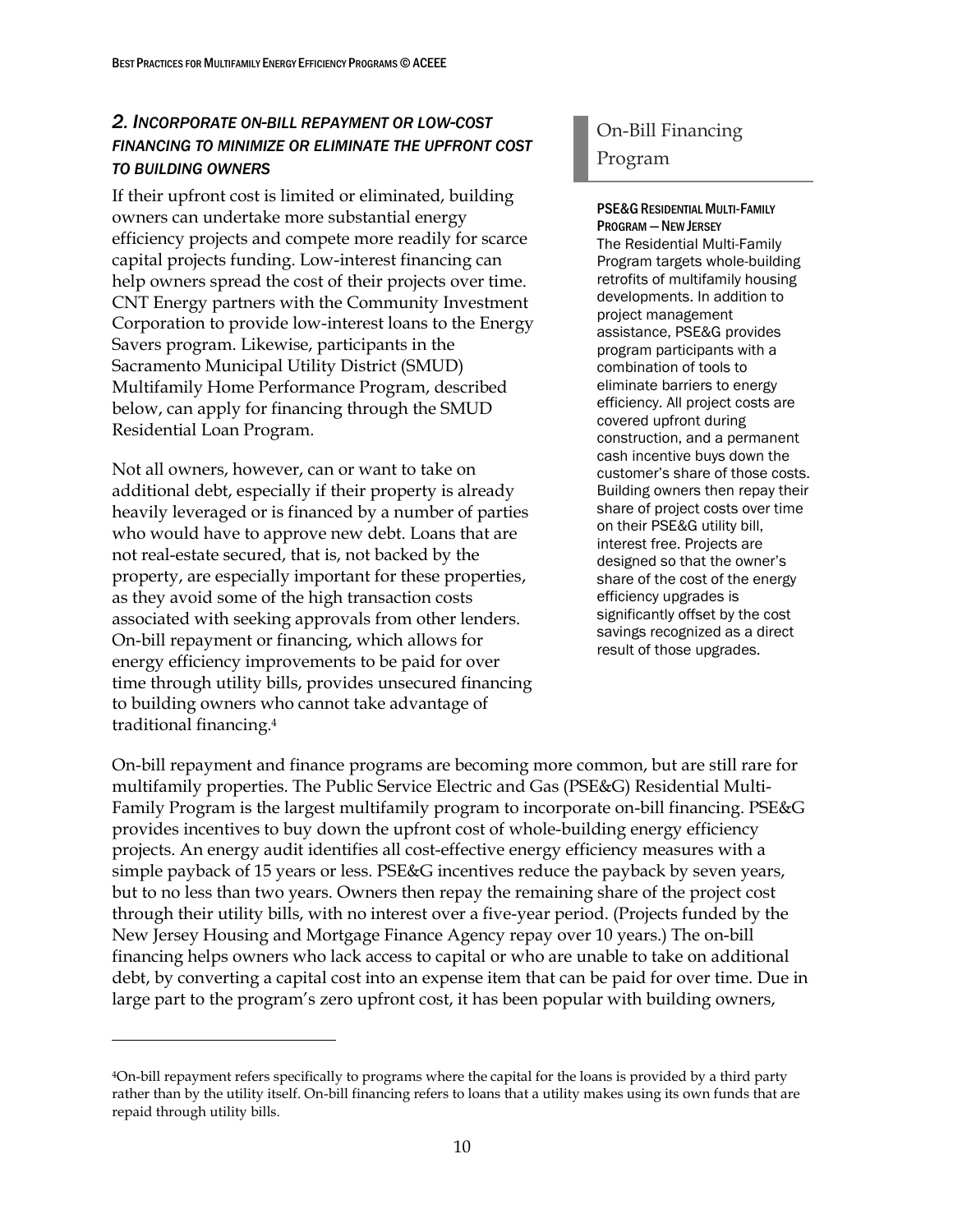### *2. Incorporate on-bill repayment or low-cost financing to minimize or eliminate the upfront cost to building owners*

If their upfront cost is limited or eliminated, building owners can undertake more substantial energy efficiency projects and compete more readily for scarce capital projects funding. Low-interest financing can help owners spread the cost of their projects over time. CNT Energy partners with the Community Investment Corporation to provide low-interest loans to the Energy Savers program. Likewise, participants in the Sacramento Municipal Utility District (SMUD) Multifamily Home Performance Program, described below, can apply for financing through the SMUD Residential Loan Program.

Not all owners, however, can or want to take on additional debt, especially if their property is already heavily leveraged or is financed by a number of parties who would have to approve new debt. Loans that are not real-estate secured, that is, not backed by the property, are especially important for these properties, as they avoid some of the high transaction costs associated with seeking approvals from other lenders. On-bill repayment or financing, which allows for energy efficiency improvements to be paid for over time through utility bills, provides unsecured financing to building owners who cannot take advantage of traditional financing.[4]

> **On-Bill Financing Program**
>
> **PSE&G Residential Multi-Family Program — New Jersey**
> The Residential Multi-Family Program targets whole-building retrofits of multifamily housing developments. In addition to project management assistance, PSE&G provides program participants with a combination of tools to eliminate barriers to energy efficiency. All project costs are covered upfront during construction, and a permanent cash incentive buys down the customer's share of those costs. Building owners then repay their share of project costs over time on their PSE&G utility bill, interest free. Projects are designed so that the owner's share of the cost of the energy efficiency upgrades is significantly offset by the cost savings recognized as a direct result of those upgrades.

On-bill repayment and finance programs are becoming more common, but are still rare for multifamily properties. The Public Service Electric and Gas (PSE&G) Residential Multi-Family Program is the largest multifamily program to incorporate on-bill financing. PSE&G provides incentives to buy down the upfront cost of whole-building energy efficiency projects. An energy audit identifies all cost-effective energy efficiency measures with a simple payback of 15 years or less. PSE&G incentives reduce the payback by seven years, but to no less than two years. Owners then repay the remaining share of the project cost through their utility bills, with no interest over a five-year period. (Projects funded by the New Jersey Housing and Mortgage Finance Agency repay over 10 years.) The on-bill financing helps owners who lack access to capital or who are unable to take on additional debt, by converting a capital cost into an expense item that can be paid for over time. Due in large part to the program's zero upfront cost, it has been popular with building owners,

[4] On-bill repayment refers specifically to programs where the capital for the loans is provided by a third party rather than by the utility itself. On-bill financing refers to loans that a utility makes using its own funds that are repaid through utility bills.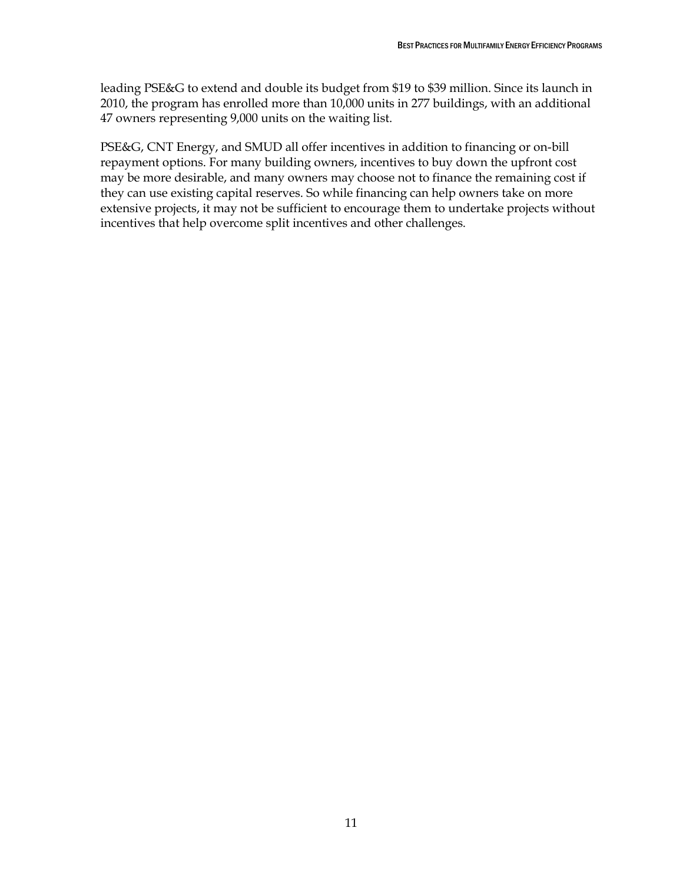leading PSE&G to extend and double its budget from $19 to $39 million. Since its launch in 2010, the program has enrolled more than 10,000 units in 277 buildings, with an additional 47 owners representing 9,000 units on the waiting list.

PSE&G, CNT Energy, and SMUD all offer incentives in addition to financing or on-bill repayment options. For many building owners, incentives to buy down the upfront cost may be more desirable, and many owners may choose not to finance the remaining cost if they can use existing capital reserves. So while financing can help owners take on more extensive projects, it may not be sufficient to encourage them to undertake projects without incentives that help overcome split incentives and other challenges.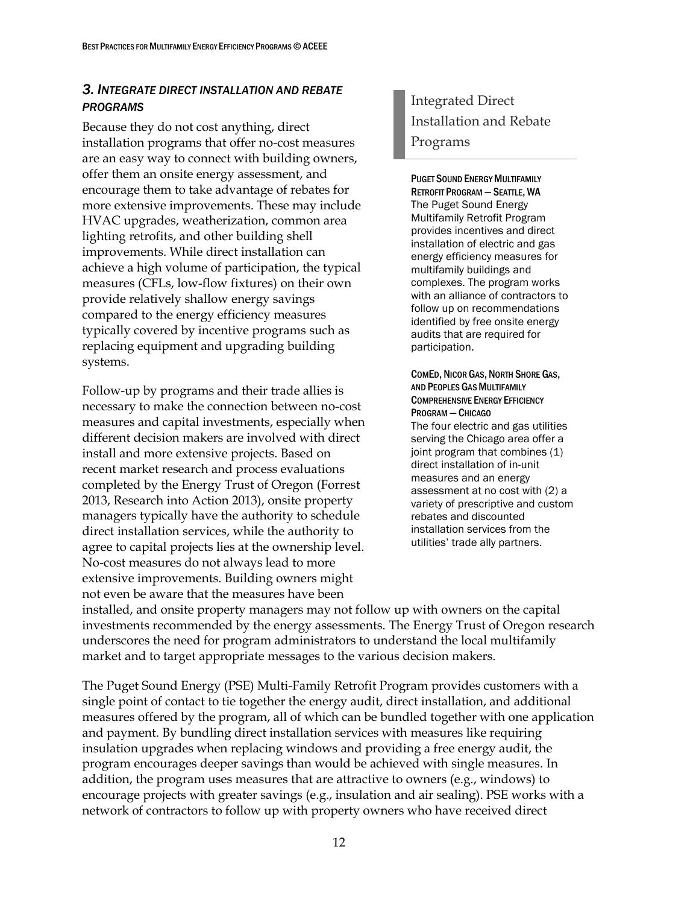### *3. Integrate direct installation and rebate programs*

Because they do not cost anything, direct installation programs that offer no-cost measures are an easy way to connect with building owners, offer them an onsite energy assessment, and encourage them to take advantage of rebates for more extensive improvements. These may include HVAC upgrades, weatherization, common area lighting retrofits, and other building shell improvements. While direct installation can achieve a high volume of participation, the typical measures (CFLs, low-flow fixtures) on their own provide relatively shallow energy savings compared to the energy efficiency measures typically covered by incentive programs such as replacing equipment and upgrading building systems.

Follow-up by programs and their trade allies is necessary to make the connection between no-cost measures and capital investments, especially when different decision makers are involved with direct install and more extensive projects. Based on recent market research and process evaluations completed by the Energy Trust of Oregon (Forrest 2013, Research into Action 2013), onsite property managers typically have the authority to schedule direct installation services, while the authority to agree to capital projects lies at the ownership level. No-cost measures do not always lead to more extensive improvements. Building owners might not even be aware that the measures have been installed, and onsite property managers may not follow up with owners on the capital investments recommended by the energy assessments. The Energy Trust of Oregon research underscores the need for program administrators to understand the local multifamily market and to target appropriate messages to the various decision makers.

> **Integrated Direct Installation and Rebate Programs**
>
> **Puget Sound Energy Multifamily Retrofit Program — Seattle, WA**
> The Puget Sound Energy Multifamily Retrofit Program provides incentives and direct installation of electric and gas energy efficiency measures for multifamily buildings and complexes. The program works with an alliance of contractors to follow up on recommendations identified by free onsite energy audits that are required for participation.
>
> **ComEd, Nicor Gas, North Shore Gas, and Peoples Gas Multifamily Comprehensive Energy Efficiency Program — Chicago**
> The four electric and gas utilities serving the Chicago area offer a joint program that combines (1) direct installation of in-unit measures and an energy assessment at no cost with (2) a variety of prescriptive and custom rebates and discounted installation services from the utilities' trade ally partners.

The Puget Sound Energy (PSE) Multi-Family Retrofit Program provides customers with a single point of contact to tie together the energy audit, direct installation, and additional measures offered by the program, all of which can be bundled together with one application and payment. By bundling direct installation services with measures like requiring insulation upgrades when replacing windows and providing a free energy audit, the program encourages deeper savings than would be achieved with single measures. In addition, the program uses measures that are attractive to owners (e.g., windows) to encourage projects with greater savings (e.g., insulation and air sealing). PSE works with a network of contractors to follow up with property owners who have received direct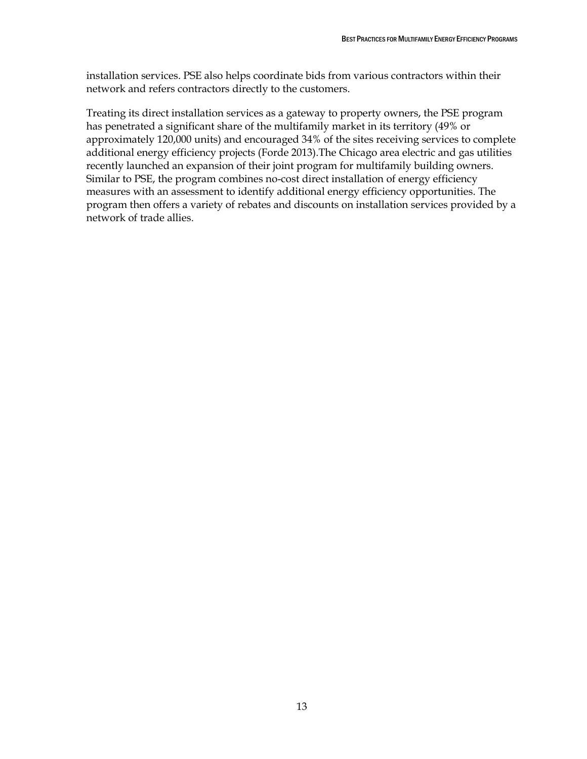installation services. PSE also helps coordinate bids from various contractors within their network and refers contractors directly to the customers.

Treating its direct installation services as a gateway to property owners, the PSE program has penetrated a significant share of the multifamily market in its territory (49% or approximately 120,000 units) and encouraged 34% of the sites receiving services to complete additional energy efficiency projects (Forde 2013).The Chicago area electric and gas utilities recently launched an expansion of their joint program for multifamily building owners. Similar to PSE, the program combines no-cost direct installation of energy efficiency measures with an assessment to identify additional energy efficiency opportunities. The program then offers a variety of rebates and discounts on installation services provided by a network of trade allies.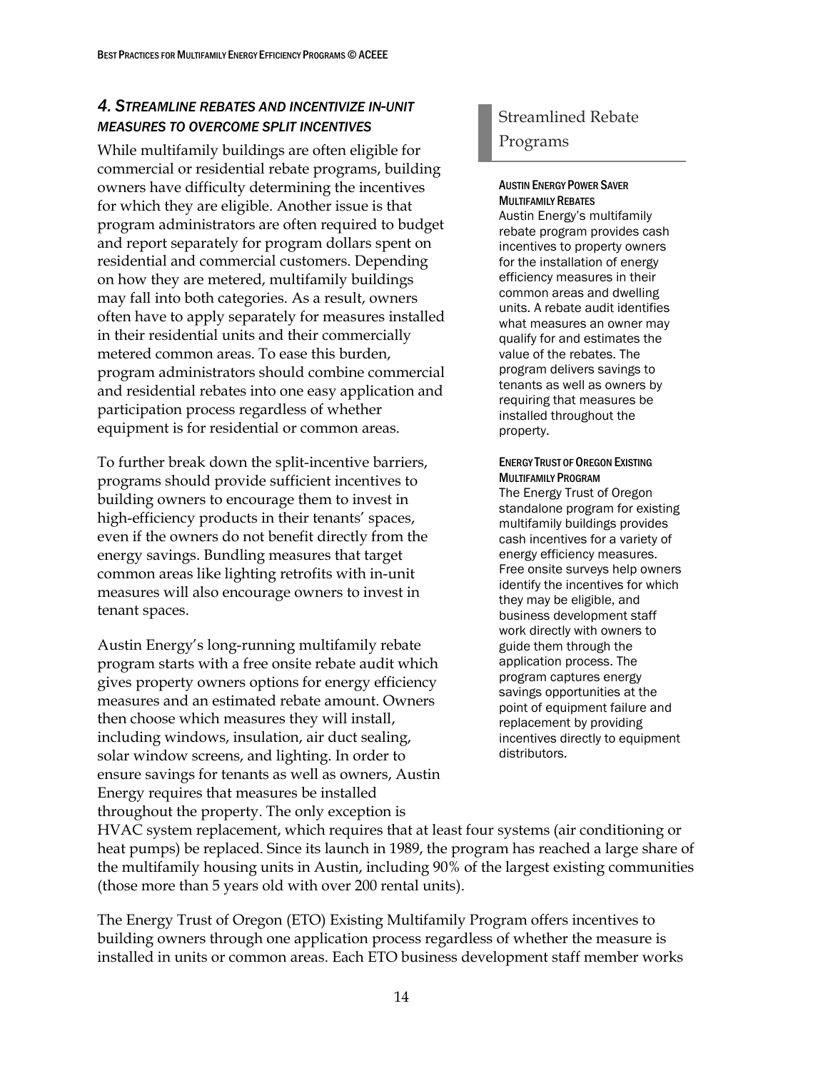### *4. Streamline Rebates and Incentivize In-Unit Measures to Overcome Split Incentives*

While multifamily buildings are often eligible for commercial or residential rebate programs, building owners have difficulty determining the incentives for which they are eligible. Another issue is that program administrators are often required to budget and report separately for program dollars spent on residential and commercial customers. Depending on how they are metered, multifamily buildings may fall into both categories. As a result, owners often have to apply separately for measures installed in their residential units and their commercially metered common areas. To ease this burden, program administrators should combine commercial and residential rebates into one easy application and participation process regardless of whether equipment is for residential or common areas.

To further break down the split-incentive barriers, programs should provide sufficient incentives to building owners to encourage them to invest in high-efficiency products in their tenants' spaces, even if the owners do not benefit directly from the energy savings. Bundling measures that target common areas like lighting retrofits with in-unit measures will also encourage owners to invest in tenant spaces.

Austin Energy's long-running multifamily rebate program starts with a free onsite rebate audit which gives property owners options for energy efficiency measures and an estimated rebate amount. Owners then choose which measures they will install, including windows, insulation, air duct sealing, solar window screens, and lighting. In order to ensure savings for tenants as well as owners, Austin Energy requires that measures be installed throughout the property. The only exception is HVAC system replacement, which requires that at least four systems (air conditioning or heat pumps) be replaced. Since its launch in 1989, the program has reached a large share of the multifamily housing units in Austin, including 90% of the largest existing communities (those more than 5 years old with over 200 rental units).

The Energy Trust of Oregon (ETO) Existing Multifamily Program offers incentives to building owners through one application process regardless of whether the measure is installed in units or common areas. Each ETO business development staff member works

> **Streamlined Rebate Programs**
>
> **Austin Energy Power Saver Multifamily Rebates**
> Austin Energy's multifamily rebate program provides cash incentives to property owners for the installation of energy efficiency measures in their common areas and dwelling units. A rebate audit identifies what measures an owner may qualify for and estimates the value of the rebates. The program delivers savings to tenants as well as owners by requiring that measures be installed throughout the property.
>
> **Energy Trust of Oregon Existing Multifamily Program**
> The Energy Trust of Oregon standalone program for existing multifamily buildings provides cash incentives for a variety of energy efficiency measures. Free onsite surveys help owners identify the incentives for which they may be eligible, and business development staff work directly with owners to guide them through the application process. The program captures energy savings opportunities at the point of equipment failure and replacement by providing incentives directly to equipment distributors.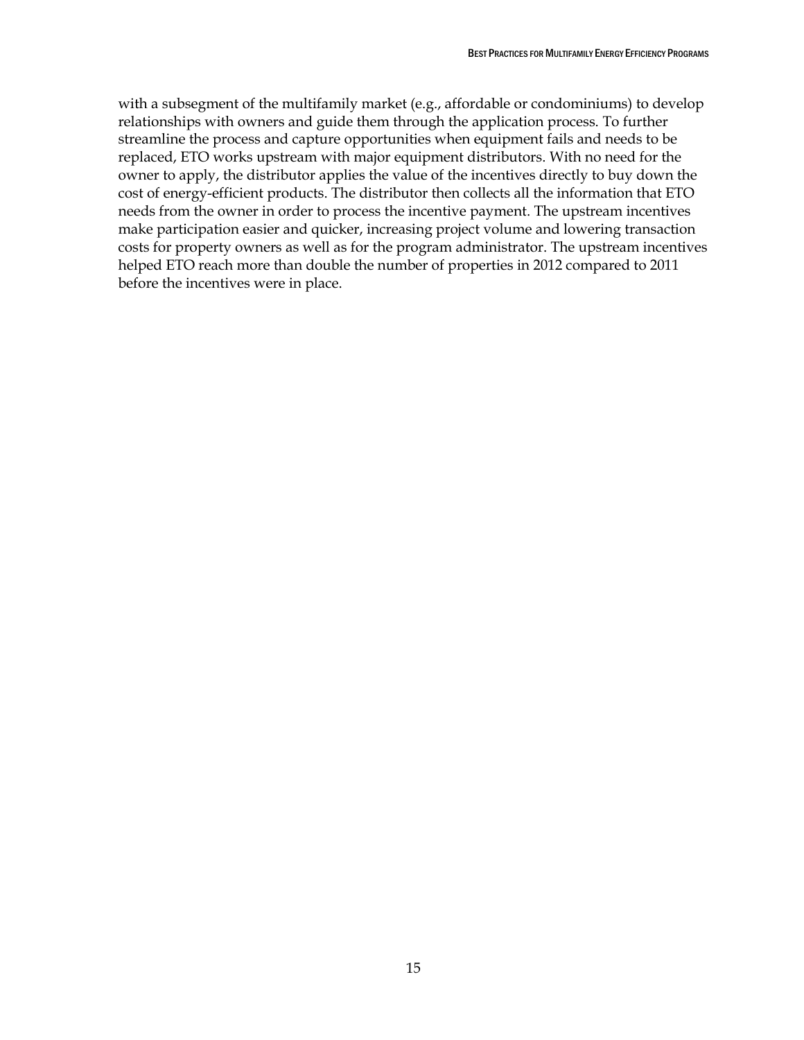with a subsegment of the multifamily market (e.g., affordable or condominiums) to develop relationships with owners and guide them through the application process. To further streamline the process and capture opportunities when equipment fails and needs to be replaced, ETO works upstream with major equipment distributors. With no need for the owner to apply, the distributor applies the value of the incentives directly to buy down the cost of energy-efficient products. The distributor then collects all the information that ETO needs from the owner in order to process the incentive payment. The upstream incentives make participation easier and quicker, increasing project volume and lowering transaction costs for property owners as well as for the program administrator. The upstream incentives helped ETO reach more than double the number of properties in 2012 compared to 2011 before the incentives were in place.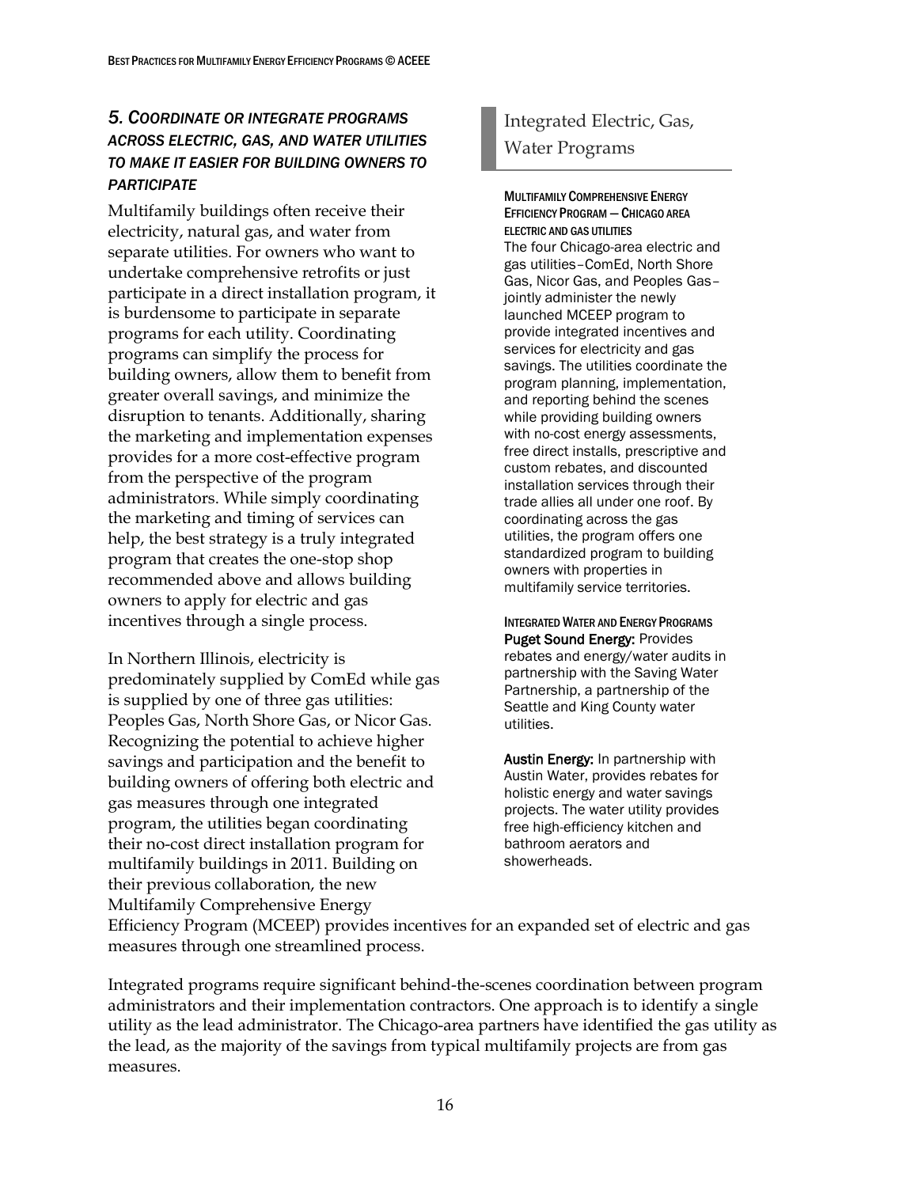### *5. Coordinate or integrate programs across electric, gas, and water utilities to make it easier for building owners to participate*

Multifamily buildings often receive their electricity, natural gas, and water from separate utilities. For owners who want to undertake comprehensive retrofits or just participate in a direct installation program, it is burdensome to participate in separate programs for each utility. Coordinating programs can simplify the process for building owners, allow them to benefit from greater overall savings, and minimize the disruption to tenants. Additionally, sharing the marketing and implementation expenses provides for a more cost-effective program from the perspective of the program administrators. While simply coordinating the marketing and timing of services can help, the best strategy is a truly integrated program that creates the one-stop shop recommended above and allows building owners to apply for electric and gas incentives through a single process.

In Northern Illinois, electricity is predominately supplied by ComEd while gas is supplied by one of three gas utilities: Peoples Gas, North Shore Gas, or Nicor Gas. Recognizing the potential to achieve higher savings and participation and the benefit to building owners of offering both electric and gas measures through one integrated program, the utilities began coordinating their no-cost direct installation program for multifamily buildings in 2011. Building on their previous collaboration, the new Multifamily Comprehensive Energy Efficiency Program (MCEEP) provides incentives for an expanded set of electric and gas measures through one streamlined process.

Integrated programs require significant behind-the-scenes coordination between program administrators and their implementation contractors. One approach is to identify a single utility as the lead administrator. The Chicago-area partners have identified the gas utility as the lead, as the majority of the savings from typical multifamily projects are from gas measures.

## Integrated Electric, Gas, Water Programs

**MULTIFAMILY COMPREHENSIVE ENERGY EFFICIENCY PROGRAM — CHICAGO AREA ELECTRIC AND GAS UTILITIES**

The four Chicago-area electric and gas utilities–ComEd, North Shore Gas, Nicor Gas, and Peoples Gas–jointly administer the newly launched MCEEP program to provide integrated incentives and services for electricity and gas savings. The utilities coordinate the program planning, implementation, and reporting behind the scenes while providing building owners with no-cost energy assessments, free direct installs, prescriptive and custom rebates, and discounted installation services through their trade allies all under one roof. By coordinating across the gas utilities, the program offers one standardized program to building owners with properties in multifamily service territories.

**INTEGRATED WATER AND ENERGY PROGRAMS**

**Puget Sound Energy:** Provides rebates and energy/water audits in partnership with the Saving Water Partnership, a partnership of the Seattle and King County water utilities.

**Austin Energy:** In partnership with Austin Water, provides rebates for holistic energy and water savings projects. The water utility provides free high-efficiency kitchen and bathroom aerators and showerheads.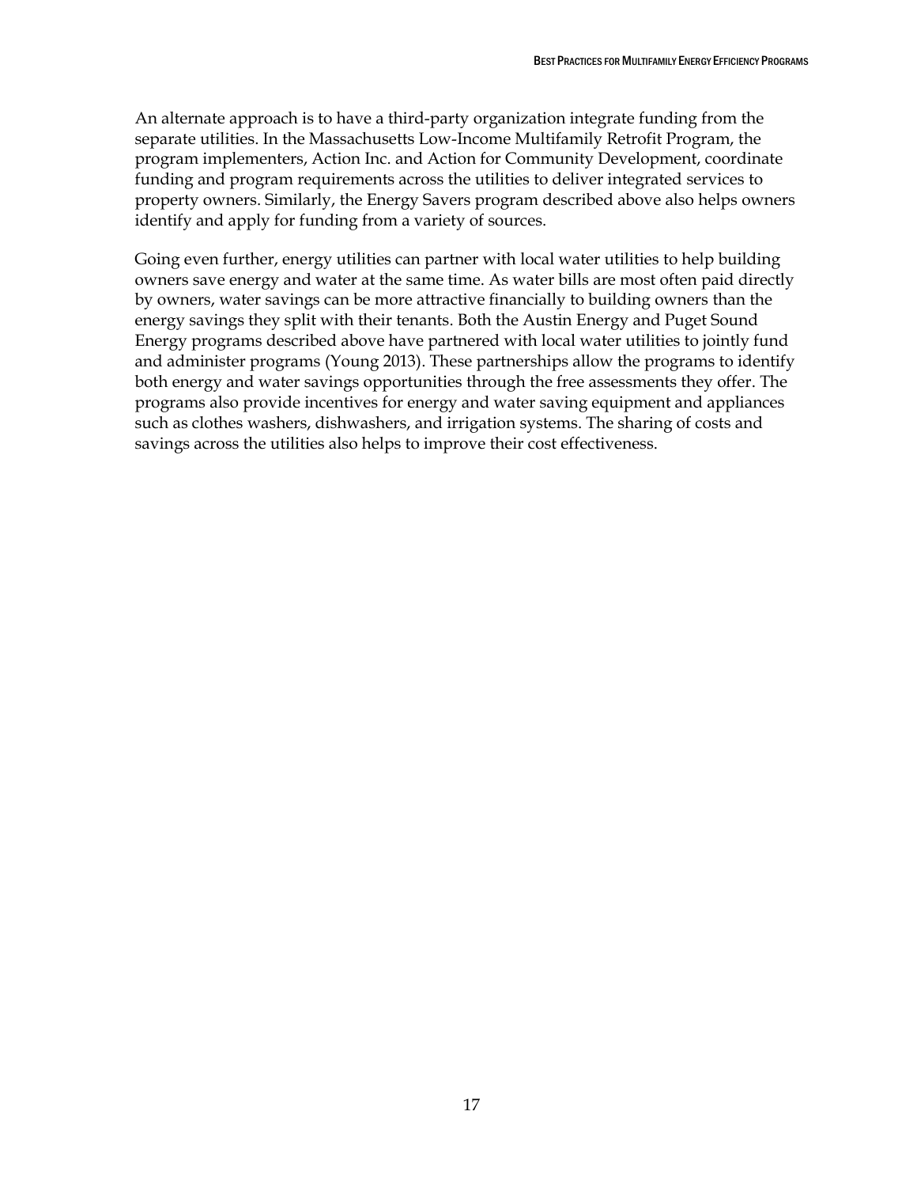An alternate approach is to have a third-party organization integrate funding from the separate utilities. In the Massachusetts Low-Income Multifamily Retrofit Program, the program implementers, Action Inc. and Action for Community Development, coordinate funding and program requirements across the utilities to deliver integrated services to property owners. Similarly, the Energy Savers program described above also helps owners identify and apply for funding from a variety of sources.

Going even further, energy utilities can partner with local water utilities to help building owners save energy and water at the same time. As water bills are most often paid directly by owners, water savings can be more attractive financially to building owners than the energy savings they split with their tenants. Both the Austin Energy and Puget Sound Energy programs described above have partnered with local water utilities to jointly fund and administer programs (Young 2013). These partnerships allow the programs to identify both energy and water savings opportunities through the free assessments they offer. The programs also provide incentives for energy and water saving equipment and appliances such as clothes washers, dishwashers, and irrigation systems. The sharing of costs and savings across the utilities also helps to improve their cost effectiveness.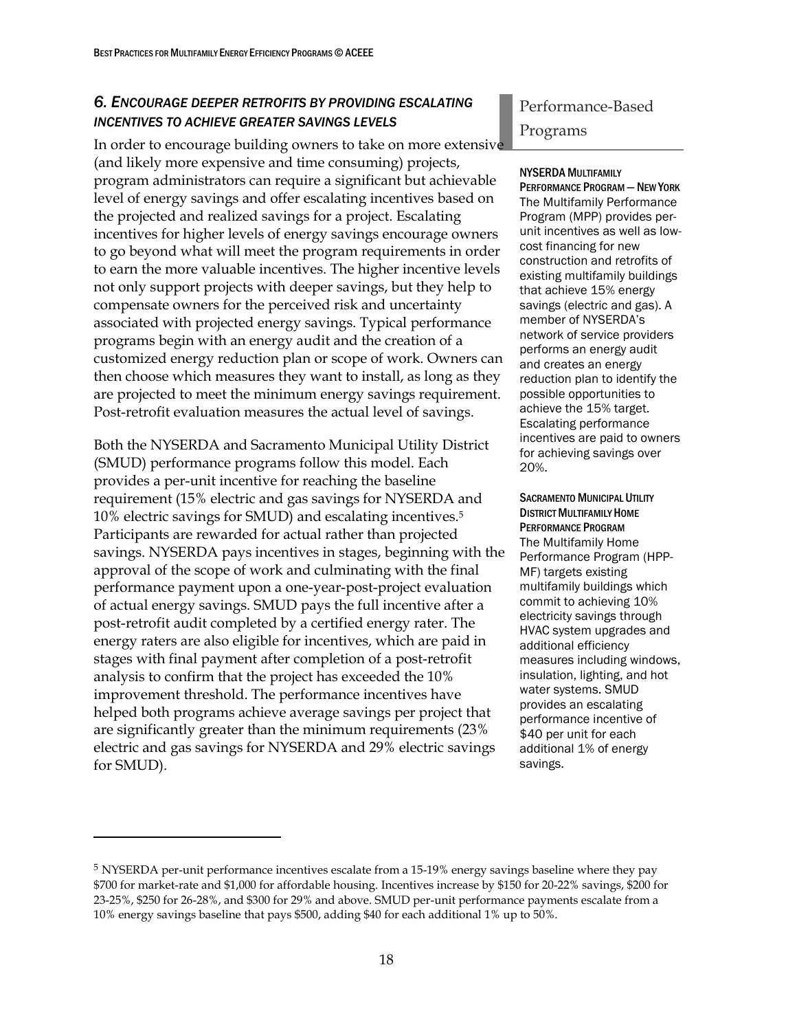### *6. ENCOURAGE DEEPER RETROFITS BY PROVIDING ESCALATING INCENTIVES TO ACHIEVE GREATER SAVINGS LEVELS*

In order to encourage building owners to take on more extensive (and likely more expensive and time consuming) projects, program administrators can require a significant but achievable level of energy savings and offer escalating incentives based on the projected and realized savings for a project. Escalating incentives for higher levels of energy savings encourage owners to go beyond what will meet the program requirements in order to earn the more valuable incentives. The higher incentive levels not only support projects with deeper savings, but they help to compensate owners for the perceived risk and uncertainty associated with projected energy savings. Typical performance programs begin with an energy audit and the creation of a customized energy reduction plan or scope of work. Owners can then choose which measures they want to install, as long as they are projected to meet the minimum energy savings requirement. Post-retrofit evaluation measures the actual level of savings.

Both the NYSERDA and Sacramento Municipal Utility District (SMUD) performance programs follow this model. Each provides a per-unit incentive for reaching the baseline requirement (15% electric and gas savings for NYSERDA and 10% electric savings for SMUD) and escalating incentives.[5] Participants are rewarded for actual rather than projected savings. NYSERDA pays incentives in stages, beginning with the approval of the scope of work and culminating with the final performance payment upon a one-year-post-project evaluation of actual energy savings. SMUD pays the full incentive after a post-retrofit audit completed by a certified energy rater. The energy raters are also eligible for incentives, which are paid in stages with final payment after completion of a post-retrofit analysis to confirm that the project has exceeded the 10% improvement threshold. The performance incentives have helped both programs achieve average savings per project that are significantly greater than the minimum requirements (23% electric and gas savings for NYSERDA and 29% electric savings for SMUD).

## Performance-Based Programs

**NYSERDA MULTIFAMILY PERFORMANCE PROGRAM — NEW YORK**
The Multifamily Performance Program (MPP) provides per-unit incentives as well as low-cost financing for new construction and retrofits of existing multifamily buildings that achieve 15% energy savings (electric and gas). A member of NYSERDA's network of service providers performs an energy audit and creates an energy reduction plan to identify the possible opportunities to achieve the 15% target. Escalating performance incentives are paid to owners for achieving savings over 20%.

**SACRAMENTO MUNICIPAL UTILITY DISTRICT MULTIFAMILY HOME PERFORMANCE PROGRAM**
The Multifamily Home Performance Program (HPP-MF) targets existing multifamily buildings which commit to achieving 10% electricity savings through HVAC system upgrades and additional efficiency measures including windows, insulation, lighting, and hot water systems. SMUD provides an escalating performance incentive of $40 per unit for each additional 1% of energy savings.

---

[5] NYSERDA per-unit performance incentives escalate from a 15-19% energy savings baseline where they pay $700 for market-rate and $1,000 for affordable housing. Incentives increase by $150 for 20-22% savings, $200 for 23-25%, $250 for 26-28%, and $300 for 29% and above. SMUD per-unit performance payments escalate from a 10% energy savings baseline that pays $500, adding $40 for each additional 1% up to 50%.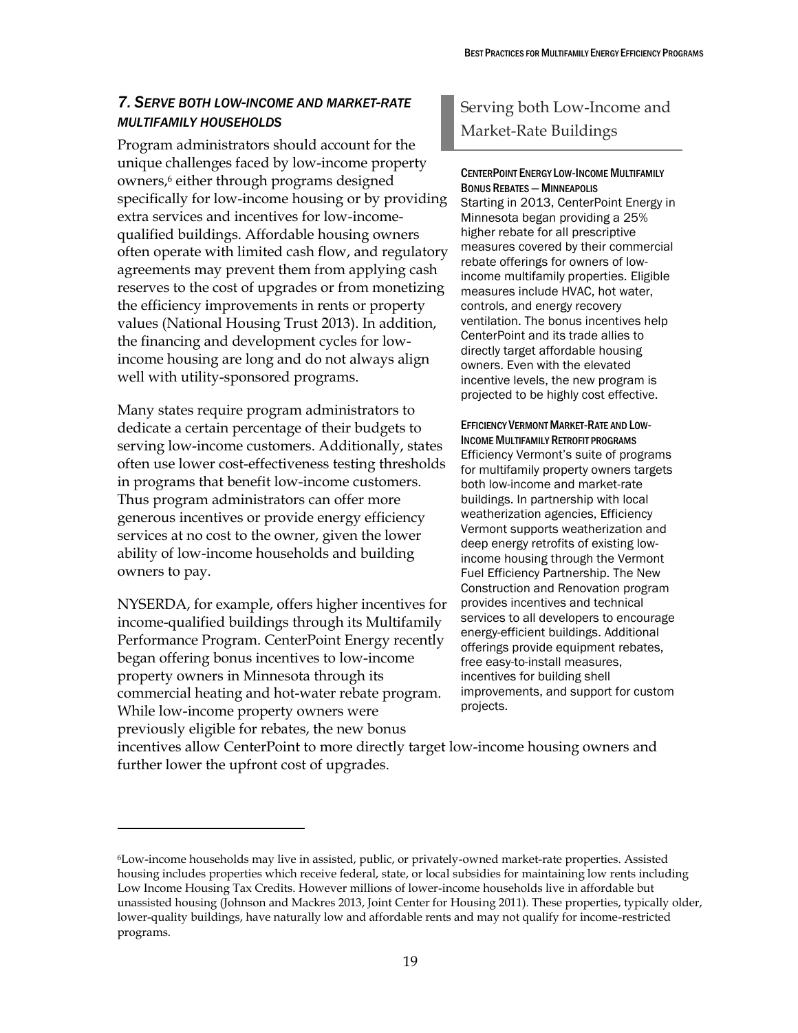### *7. Serve both low-income and market-rate multifamily households*

Program administrators should account for the unique challenges faced by low-income property owners,[6] either through programs designed specifically for low-income housing or by providing extra services and incentives for low-income-qualified buildings. Affordable housing owners often operate with limited cash flow, and regulatory agreements may prevent them from applying cash reserves to the cost of upgrades or from monetizing the efficiency improvements in rents or property values (National Housing Trust 2013). In addition, the financing and development cycles for low-income housing are long and do not always align well with utility-sponsored programs.

Many states require program administrators to dedicate a certain percentage of their budgets to serving low-income customers. Additionally, states often use lower cost-effectiveness testing thresholds in programs that benefit low-income customers. Thus program administrators can offer more generous incentives or provide energy efficiency services at no cost to the owner, given the lower ability of low-income households and building owners to pay.

NYSERDA, for example, offers higher incentives for income-qualified buildings through its Multifamily Performance Program. CenterPoint Energy recently began offering bonus incentives to low-income property owners in Minnesota through its commercial heating and hot-water rebate program. While low-income property owners were previously eligible for rebates, the new bonus incentives allow CenterPoint to more directly target low-income housing owners and further lower the upfront cost of upgrades.

## Serving both Low-Income and Market-Rate Buildings

**CenterPoint Energy Low-Income Multifamily Bonus Rebates — Minneapolis**

Starting in 2013, CenterPoint Energy in Minnesota began providing a 25% higher rebate for all prescriptive measures covered by their commercial rebate offerings for owners of low-income multifamily properties. Eligible measures include HVAC, hot water, controls, and energy recovery ventilation. The bonus incentives help CenterPoint and its trade allies to directly target affordable housing owners. Even with the elevated incentive levels, the new program is projected to be highly cost effective.

**Efficiency Vermont Market-Rate and Low-Income Multifamily Retrofit programs**

Efficiency Vermont's suite of programs for multifamily property owners targets both low-income and market-rate buildings. In partnership with local weatherization agencies, Efficiency Vermont supports weatherization and deep energy retrofits of existing low-income housing through the Vermont Fuel Efficiency Partnership. The New Construction and Renovation program provides incentives and technical services to all developers to encourage energy-efficient buildings. Additional offerings provide equipment rebates, free easy-to-install measures, incentives for building shell improvements, and support for custom projects.

---

[6] Low-income households may live in assisted, public, or privately-owned market-rate properties. Assisted housing includes properties which receive federal, state, or local subsidies for maintaining low rents including Low Income Housing Tax Credits. However millions of lower-income households live in affordable but unassisted housing (Johnson and Mackres 2013, Joint Center for Housing 2011). These properties, typically older, lower-quality buildings, have naturally low and affordable rents and may not qualify for income-restricted programs.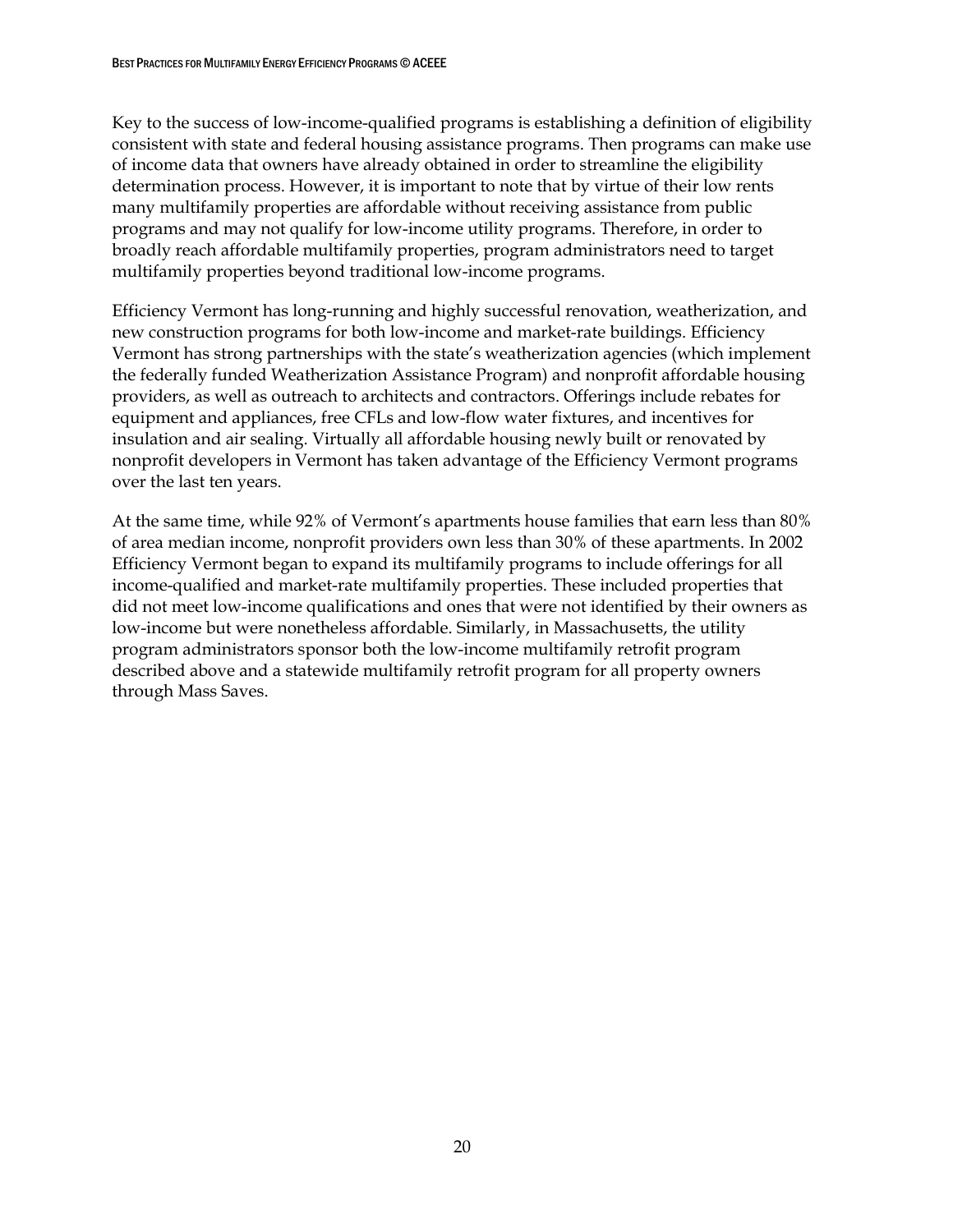Key to the success of low-income-qualified programs is establishing a definition of eligibility consistent with state and federal housing assistance programs. Then programs can make use of income data that owners have already obtained in order to streamline the eligibility determination process. However, it is important to note that by virtue of their low rents many multifamily properties are affordable without receiving assistance from public programs and may not qualify for low-income utility programs. Therefore, in order to broadly reach affordable multifamily properties, program administrators need to target multifamily properties beyond traditional low-income programs.

Efficiency Vermont has long-running and highly successful renovation, weatherization, and new construction programs for both low-income and market-rate buildings. Efficiency Vermont has strong partnerships with the state's weatherization agencies (which implement the federally funded Weatherization Assistance Program) and nonprofit affordable housing providers, as well as outreach to architects and contractors. Offerings include rebates for equipment and appliances, free CFLs and low-flow water fixtures, and incentives for insulation and air sealing. Virtually all affordable housing newly built or renovated by nonprofit developers in Vermont has taken advantage of the Efficiency Vermont programs over the last ten years.

At the same time, while 92% of Vermont's apartments house families that earn less than 80% of area median income, nonprofit providers own less than 30% of these apartments. In 2002 Efficiency Vermont began to expand its multifamily programs to include offerings for all income-qualified and market-rate multifamily properties. These included properties that did not meet low-income qualifications and ones that were not identified by their owners as low-income but were nonetheless affordable. Similarly, in Massachusetts, the utility program administrators sponsor both the low-income multifamily retrofit program described above and a statewide multifamily retrofit program for all property owners through Mass Saves.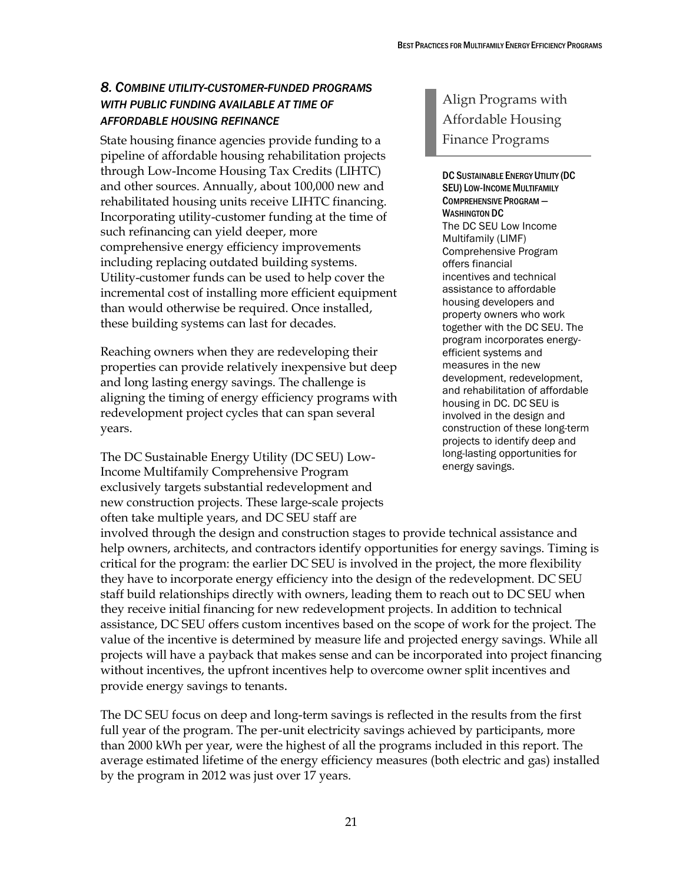### *8. Combine utility-customer-funded programs with public funding available at time of affordable housing refinance*

State housing finance agencies provide funding to a pipeline of affordable housing rehabilitation projects through Low-Income Housing Tax Credits (LIHTC) and other sources. Annually, about 100,000 new and rehabilitated housing units receive LIHTC financing. Incorporating utility-customer funding at the time of such refinancing can yield deeper, more comprehensive energy efficiency improvements including replacing outdated building systems. Utility-customer funds can be used to help cover the incremental cost of installing more efficient equipment than would otherwise be required. Once installed, these building systems can last for decades.

Reaching owners when they are redeveloping their properties can provide relatively inexpensive but deep and long lasting energy savings. The challenge is aligning the timing of energy efficiency programs with redevelopment project cycles that can span several years.

The DC Sustainable Energy Utility (DC SEU) Low-Income Multifamily Comprehensive Program exclusively targets substantial redevelopment and new construction projects. These large-scale projects often take multiple years, and DC SEU staff are involved through the design and construction stages to provide technical assistance and help owners, architects, and contractors identify opportunities for energy savings. Timing is critical for the program: the earlier DC SEU is involved in the project, the more flexibility they have to incorporate energy efficiency into the design of the redevelopment. DC SEU staff build relationships directly with owners, leading them to reach out to DC SEU when they receive initial financing for new redevelopment projects. In addition to technical assistance, DC SEU offers custom incentives based on the scope of work for the project. The value of the incentive is determined by measure life and projected energy savings. While all projects will have a payback that makes sense and can be incorporated into project financing without incentives, the upfront incentives help to overcome owner split incentives and provide energy savings to tenants.

The DC SEU focus on deep and long-term savings is reflected in the results from the first full year of the program. The per-unit electricity savings achieved by participants, more than 2000 kWh per year, were the highest of all the programs included in this report. The average estimated lifetime of the energy efficiency measures (both electric and gas) installed by the program in 2012 was just over 17 years.

> **Align Programs with Affordable Housing Finance Programs**
>
> **DC Sustainable Energy Utility (DC SEU) Low-Income Multifamily Comprehensive Program — Washington DC**
>
> The DC SEU Low Income Multifamily (LIMF) Comprehensive Program offers financial incentives and technical assistance to affordable housing developers and property owners who work together with the DC SEU. The program incorporates energy-efficient systems and measures in the new development, redevelopment, and rehabilitation of affordable housing in DC. DC SEU is involved in the design and construction of these long-term projects to identify deep and long-lasting opportunities for energy savings.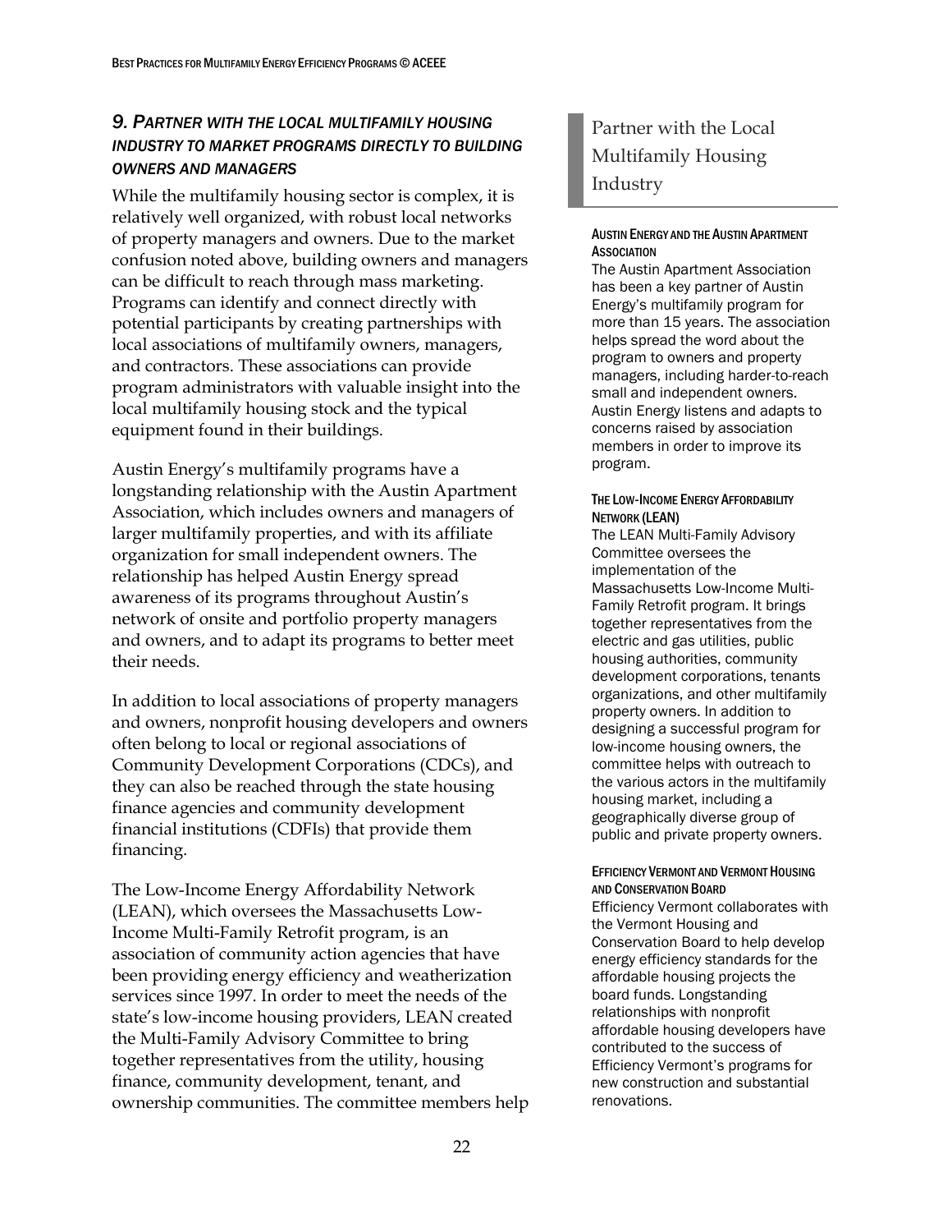### *9. Partner with the local multifamily housing industry to market programs directly to building owners and managers*

While the multifamily housing sector is complex, it is relatively well organized, with robust local networks of property managers and owners. Due to the market confusion noted above, building owners and managers can be difficult to reach through mass marketing. Programs can identify and connect directly with potential participants by creating partnerships with local associations of multifamily owners, managers, and contractors. These associations can provide program administrators with valuable insight into the local multifamily housing stock and the typical equipment found in their buildings.

Austin Energy's multifamily programs have a longstanding relationship with the Austin Apartment Association, which includes owners and managers of larger multifamily properties, and with its affiliate organization for small independent owners. The relationship has helped Austin Energy spread awareness of its programs throughout Austin's network of onsite and portfolio property managers and owners, and to adapt its programs to better meet their needs.

In addition to local associations of property managers and owners, nonprofit housing developers and owners often belong to local or regional associations of Community Development Corporations (CDCs), and they can also be reached through the state housing finance agencies and community development financial institutions (CDFIs) that provide them financing.

The Low-Income Energy Affordability Network (LEAN), which oversees the Massachusetts Low-Income Multi-Family Retrofit program, is an association of community action agencies that have been providing energy efficiency and weatherization services since 1997. In order to meet the needs of the state's low-income housing providers, LEAN created the Multi-Family Advisory Committee to bring together representatives from the utility, housing finance, community development, tenant, and ownership communities. The committee members help

## Partner with the Local Multifamily Housing Industry

**Austin Energy and the Austin Apartment Association**

The Austin Apartment Association has been a key partner of Austin Energy's multifamily program for more than 15 years. The association helps spread the word about the program to owners and property managers, including harder-to-reach small and independent owners. Austin Energy listens and adapts to concerns raised by association members in order to improve its program.

**The Low-Income Energy Affordability Network (LEAN)**

The LEAN Multi-Family Advisory Committee oversees the implementation of the Massachusetts Low-Income Multi-Family Retrofit program. It brings together representatives from the electric and gas utilities, public housing authorities, community development corporations, tenants organizations, and other multifamily property owners. In addition to designing a successful program for low-income housing owners, the committee helps with outreach to the various actors in the multifamily housing market, including a geographically diverse group of public and private property owners.

**Efficiency Vermont and Vermont Housing and Conservation Board**

Efficiency Vermont collaborates with the Vermont Housing and Conservation Board to help develop energy efficiency standards for the affordable housing projects the board funds. Longstanding relationships with nonprofit affordable housing developers have contributed to the success of Efficiency Vermont's programs for new construction and substantial renovations.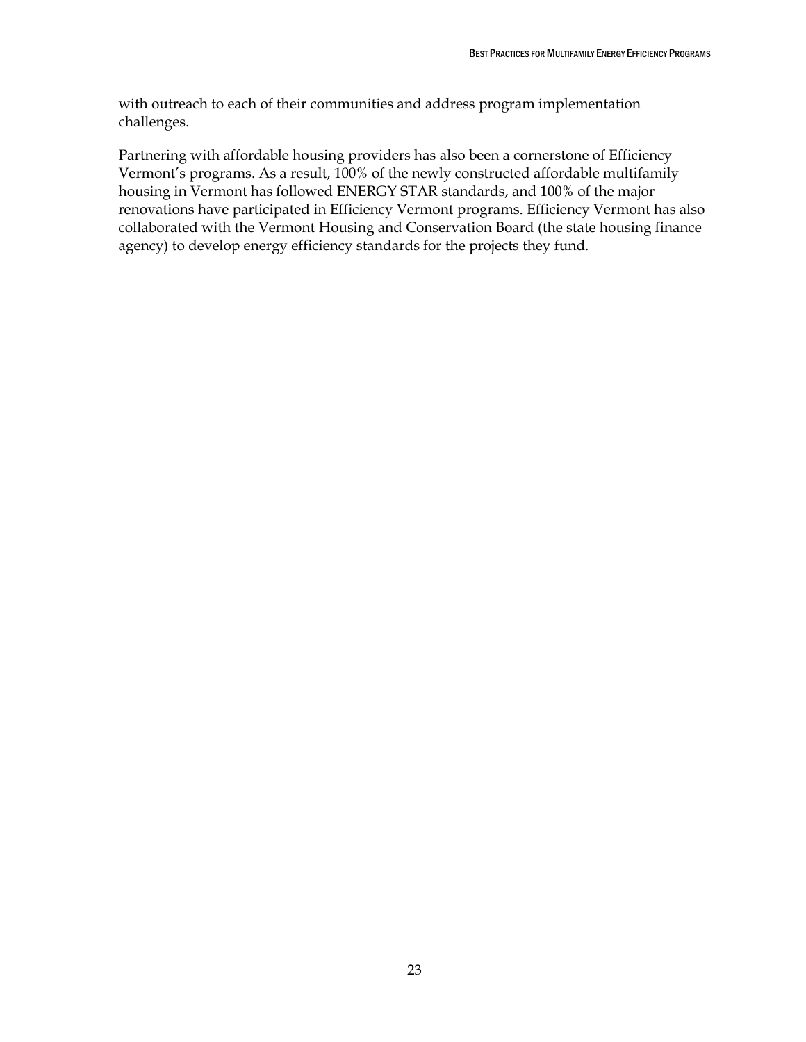with outreach to each of their communities and address program implementation challenges.

Partnering with affordable housing providers has also been a cornerstone of Efficiency Vermont's programs. As a result, 100% of the newly constructed affordable multifamily housing in Vermont has followed ENERGY STAR standards, and 100% of the major renovations have participated in Efficiency Vermont programs. Efficiency Vermont has also collaborated with the Vermont Housing and Conservation Board (the state housing finance agency) to develop energy efficiency standards for the projects they fund.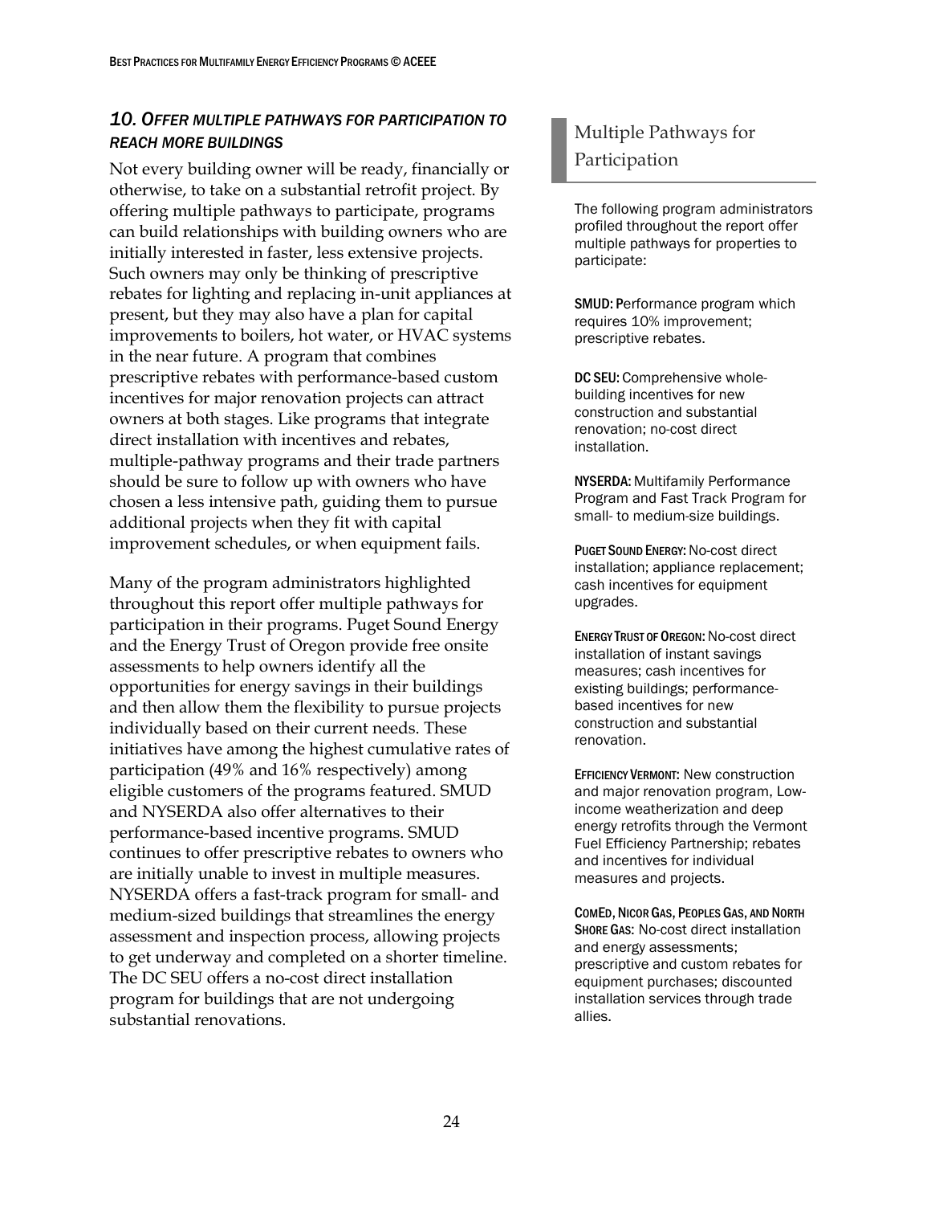### *10. Offer multiple pathways for participation to reach more buildings*

Not every building owner will be ready, financially or otherwise, to take on a substantial retrofit project. By offering multiple pathways to participate, programs can build relationships with building owners who are initially interested in faster, less extensive projects. Such owners may only be thinking of prescriptive rebates for lighting and replacing in-unit appliances at present, but they may also have a plan for capital improvements to boilers, hot water, or HVAC systems in the near future. A program that combines prescriptive rebates with performance-based custom incentives for major renovation projects can attract owners at both stages. Like programs that integrate direct installation with incentives and rebates, multiple-pathway programs and their trade partners should be sure to follow up with owners who have chosen a less intensive path, guiding them to pursue additional projects when they fit with capital improvement schedules, or when equipment fails.

Many of the program administrators highlighted throughout this report offer multiple pathways for participation in their programs. Puget Sound Energy and the Energy Trust of Oregon provide free onsite assessments to help owners identify all the opportunities for energy savings in their buildings and then allow them the flexibility to pursue projects individually based on their current needs. These initiatives have among the highest cumulative rates of participation (49% and 16% respectively) among eligible customers of the programs featured. SMUD and NYSERDA also offer alternatives to their performance-based incentive programs. SMUD continues to offer prescriptive rebates to owners who are initially unable to invest in multiple measures. NYSERDA offers a fast-track program for small- and medium-sized buildings that streamlines the energy assessment and inspection process, allowing projects to get underway and completed on a shorter timeline. The DC SEU offers a no-cost direct installation program for buildings that are not undergoing substantial renovations.

## Multiple Pathways for Participation

The following program administrators profiled throughout the report offer multiple pathways for properties to participate:

**SMUD:** Performance program which requires 10% improvement; prescriptive rebates.

**DC SEU:** Comprehensive whole-building incentives for new construction and substantial renovation; no-cost direct installation.

**NYSERDA:** Multifamily Performance Program and Fast Track Program for small- to medium-size buildings.

**Puget Sound Energy:** No-cost direct installation; appliance replacement; cash incentives for equipment upgrades.

**Energy Trust of Oregon:** No-cost direct installation of instant savings measures; cash incentives for existing buildings; performance-based incentives for new construction and substantial renovation.

**Efficiency Vermont:** New construction and major renovation program, Low-income weatherization and deep energy retrofits through the Vermont Fuel Efficiency Partnership; rebates and incentives for individual measures and projects.

**ComEd, Nicor Gas, Peoples Gas, and North Shore Gas:** No-cost direct installation and energy assessments; prescriptive and custom rebates for equipment purchases; discounted installation services through trade allies.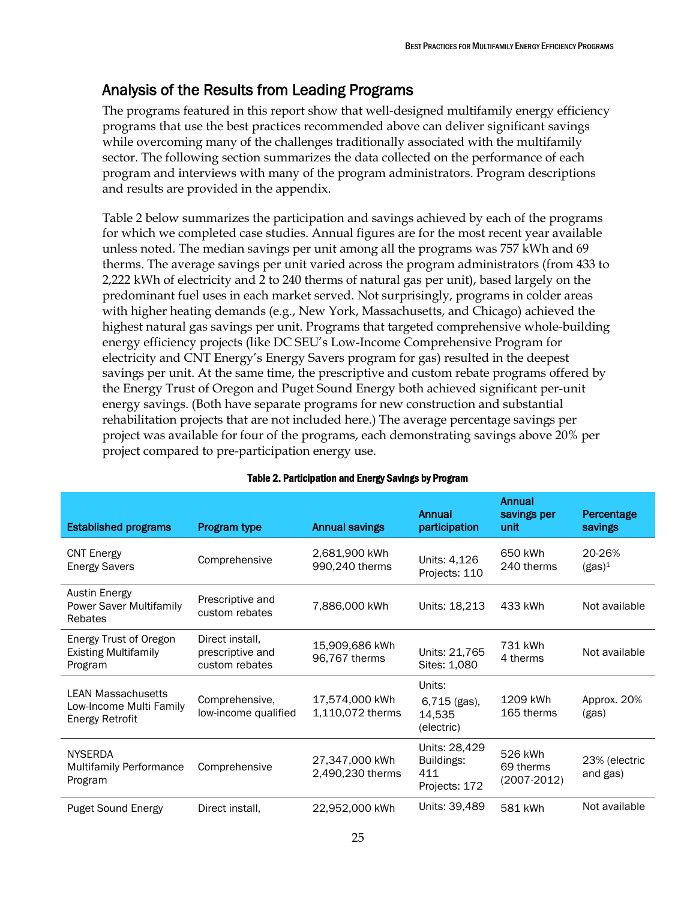## Analysis of the Results from Leading Programs

The programs featured in this report show that well-designed multifamily energy efficiency programs that use the best practices recommended above can deliver significant savings while overcoming many of the challenges traditionally associated with the multifamily sector. The following section summarizes the data collected on the performance of each program and interviews with many of the program administrators. Program descriptions and results are provided in the appendix.

Table 2 below summarizes the participation and savings achieved by each of the programs for which we completed case studies. Annual figures are for the most recent year available unless noted. The median savings per unit among all the programs was 757 kWh and 69 therms. The average savings per unit varied across the program administrators (from 433 to 2,222 kWh of electricity and 2 to 240 therms of natural gas per unit), based largely on the predominant fuel uses in each market served. Not surprisingly, programs in colder areas with higher heating demands (e.g., New York, Massachusetts, and Chicago) achieved the highest natural gas savings per unit. Programs that targeted comprehensive whole-building energy efficiency projects (like DC SEU's Low-Income Comprehensive Program for electricity and CNT Energy's Energy Savers program for gas) resulted in the deepest savings per unit. At the same time, the prescriptive and custom rebate programs offered by the Energy Trust of Oregon and Puget Sound Energy both achieved significant per-unit energy savings. (Both have separate programs for new construction and substantial rehabilitation projects that are not included here.) The average percentage savings per project was available for four of the programs, each demonstrating savings above 20% per project compared to pre-participation energy use.

**Table 2. Participation and Energy Savings by Program**

| Established programs | Program type | Annual savings | Annual participation | Annual savings per unit | Percentage savings |
|---|---|---|---|---|---|
| CNT Energy Energy Savers | Comprehensive | 2,681,900 kWh 990,240 therms | Units: 4,126 Projects: 110 | 650 kWh 240 therms | 20-26% (gas)[1] |
| Austin Energy Power Saver Multifamily Rebates | Prescriptive and custom rebates | 7,886,000 kWh | Units: 18,213 | 433 kWh | Not available |
| Energy Trust of Oregon Existing Multifamily Program | Direct install, prescriptive and custom rebates | 15,909,686 kWh 96,767 therms | Units: 21,765 Sites: 1,080 | 731 kWh 4 therms | Not available |
| LEAN Massachusetts Low-Income Multi Family Energy Retrofit | Comprehensive, low-income qualified | 17,574,000 kWh 1,110,072 therms | Units: 6,715 (gas), 14,535 (electric) | 1209 kWh 165 therms | Approx. 20% (gas) |
| NYSERDA Multifamily Performance Program | Comprehensive | 27,347,000 kWh 2,490,230 therms | Units: 28,429 Buildings: 411 Projects: 172 | 526 kWh 69 therms (2007-2012) | 23% (electric and gas) |
| Puget Sound Energy | Direct install, | 22,952,000 kWh | Units: 39,489 | 581 kWh | Not available |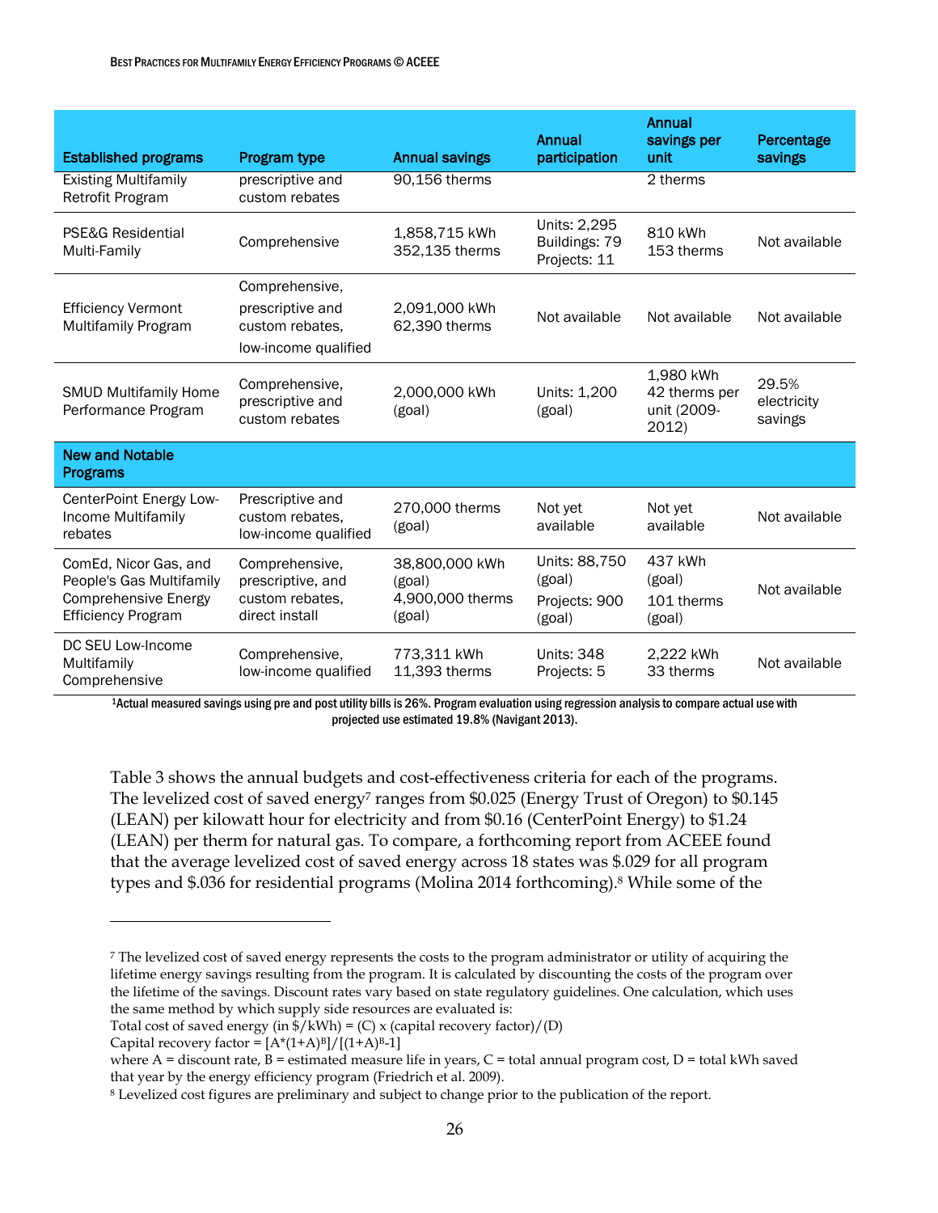| Established programs | Program type | Annual savings | Annual participation | Annual savings per unit | Percentage savings |
| --- | --- | --- | --- | --- | --- |
| Existing Multifamily Retrofit Program | prescriptive and custom rebates | 90,156 therms | | 2 therms | |
| PSE&G Residential Multi-Family | Comprehensive | 1,858,715 kWh 352,135 therms | Units: 2,295 Buildings: 79 Projects: 11 | 810 kWh 153 therms | Not available |
| Efficiency Vermont Multifamily Program | Comprehensive, prescriptive and custom rebates, low-income qualified | 2,091,000 kWh 62,390 therms | Not available | Not available | Not available |
| SMUD Multifamily Home Performance Program | Comprehensive, prescriptive and custom rebates | 2,000,000 kWh (goal) | Units: 1,200 (goal) | 1,980 kWh 42 therms per unit (2009-2012) | 29.5% electricity savings |
| **New and Notable Programs** | | | | | |
| CenterPoint Energy Low-Income Multifamily rebates | Prescriptive and custom rebates, low-income qualified | 270,000 therms (goal) | Not yet available | Not yet available | Not available |
| ComEd, Nicor Gas, and People's Gas Multifamily Comprehensive Energy Efficiency Program | Comprehensive, prescriptive, and custom rebates, direct install | 38,800,000 kWh (goal) 4,900,000 therms (goal) | Units: 88,750 (goal) Projects: 900 (goal) | 437 kWh (goal) 101 therms (goal) | Not available |
| DC SEU Low-Income Multifamily Comprehensive | Comprehensive, low-income qualified | 773,311 kWh 11,393 therms | Units: 348 Projects: 5 | 2,222 kWh 33 therms | Not available |

[1]Actual measured savings using pre and post utility bills is 26%. Program evaluation using regression analysis to compare actual use with projected use estimated 19.8% (Navigant 2013).

Table 3 shows the annual budgets and cost-effectiveness criteria for each of the programs. The levelized cost of saved energy[7] ranges from $0.025 (Energy Trust of Oregon) to $0.145 (LEAN) per kilowatt hour for electricity and from $0.16 (CenterPoint Energy) to $1.24 (LEAN) per therm for natural gas. To compare, a forthcoming report from ACEEE found that the average levelized cost of saved energy across 18 states was $.029 for all program types and $.036 for residential programs (Molina 2014 forthcoming).[8] While some of the

---

[7] The levelized cost of saved energy represents the costs to the program administrator or utility of acquiring the lifetime energy savings resulting from the program. It is calculated by discounting the costs of the program over the lifetime of the savings. Discount rates vary based on state regulatory guidelines. One calculation, which uses the same method by which supply side resources are evaluated is:

Total cost of saved energy (in $/kWh) = (C) x (capital recovery factor)/(D)

Capital recovery factor = $[A*(1+A)^B]/[(1+A)^B-1]$

where A = discount rate, B = estimated measure life in years, C = total annual program cost, D = total kWh saved that year by the energy efficiency program (Friedrich et al. 2009).

[8] Levelized cost figures are preliminary and subject to change prior to the publication of the report.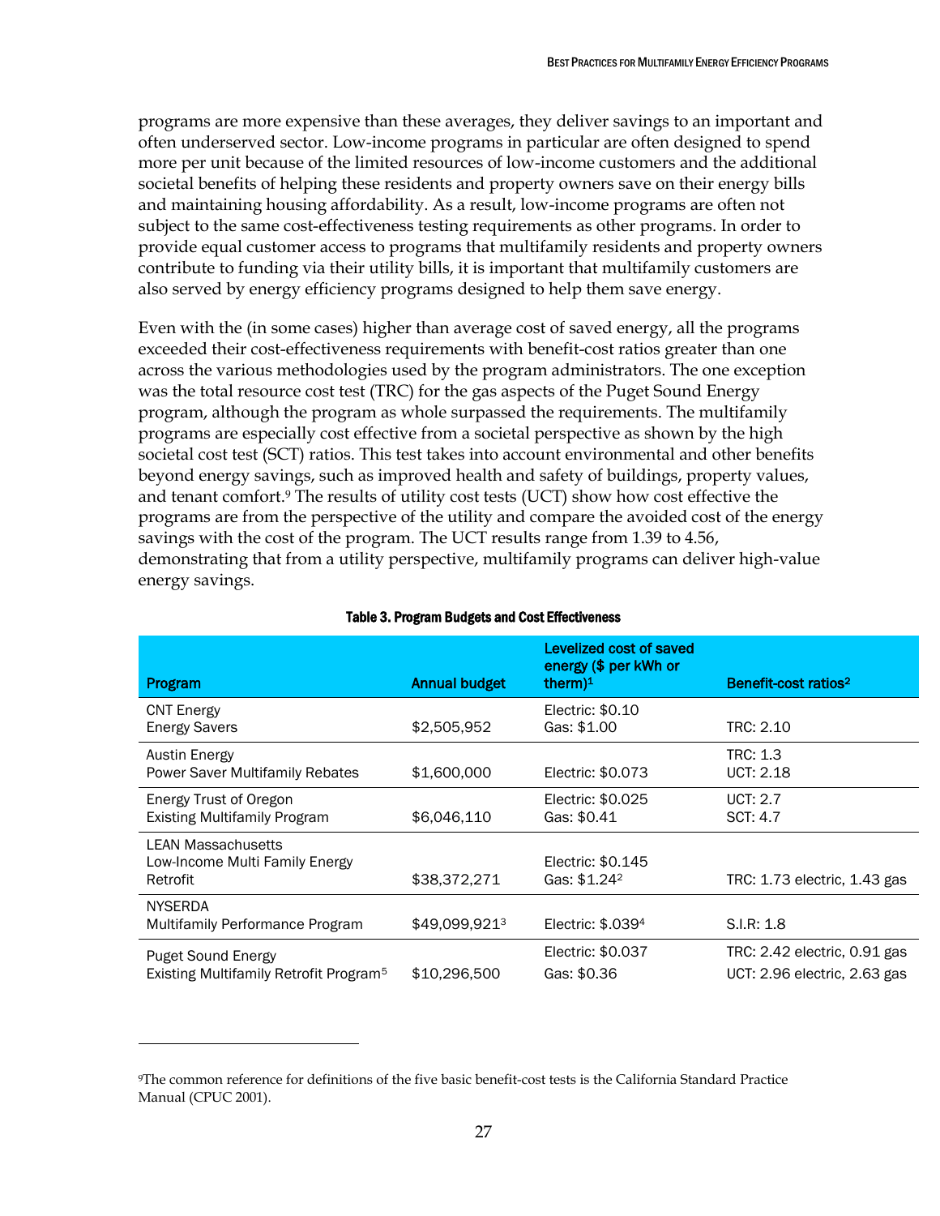programs are more expensive than these averages, they deliver savings to an important and often underserved sector. Low-income programs in particular are often designed to spend more per unit because of the limited resources of low-income customers and the additional societal benefits of helping these residents and property owners save on their energy bills and maintaining housing affordability. As a result, low-income programs are often not subject to the same cost-effectiveness testing requirements as other programs. In order to provide equal customer access to programs that multifamily residents and property owners contribute to funding via their utility bills, it is important that multifamily customers are also served by energy efficiency programs designed to help them save energy.

Even with the (in some cases) higher than average cost of saved energy, all the programs exceeded their cost-effectiveness requirements with benefit-cost ratios greater than one across the various methodologies used by the program administrators. The one exception was the total resource cost test (TRC) for the gas aspects of the Puget Sound Energy program, although the program as whole surpassed the requirements. The multifamily programs are especially cost effective from a societal perspective as shown by the high societal cost test (SCT) ratios. This test takes into account environmental and other benefits beyond energy savings, such as improved health and safety of buildings, property values, and tenant comfort.[9] The results of utility cost tests (UCT) show how cost effective the programs are from the perspective of the utility and compare the avoided cost of the energy savings with the cost of the program. The UCT results range from 1.39 to 4.56, demonstrating that from a utility perspective, multifamily programs can deliver high-value energy savings.

**Table 3. Program Budgets and Cost Effectiveness**

| Program | Annual budget | Levelized cost of saved energy ($ per kWh or therm)[1] | Benefit-cost ratios[2] |
|---|---|---|---|
| CNT Energy<br>Energy Savers | $2,505,952 | Electric: $0.10<br>Gas: $1.00 | TRC: 2.10 |
| Austin Energy<br>Power Saver Multifamily Rebates | $1,600,000 | Electric: $0.073 | TRC: 1.3<br>UCT: 2.18 |
| Energy Trust of Oregon<br>Existing Multifamily Program | $6,046,110 | Electric: $0.025<br>Gas: $0.41 | UCT: 2.7<br>SCT: 4.7 |
| LEAN Massachusetts<br>Low-Income Multi Family Energy Retrofit | $38,372,271 | Electric: $0.145<br>Gas: $1.24[2] | TRC: 1.73 electric, 1.43 gas |
| NYSERDA<br>Multifamily Performance Program | $49,099,921[3] | Electric: $.039[4] | S.I.R: 1.8 |
| Puget Sound Energy<br>Existing Multifamily Retrofit Program[5] | $10,296,500 | Electric: $0.037<br>Gas: $0.36 | TRC: 2.42 electric, 0.91 gas<br>UCT: 2.96 electric, 2.63 gas |

[9]The common reference for definitions of the five basic benefit-cost tests is the California Standard Practice Manual (CPUC 2001).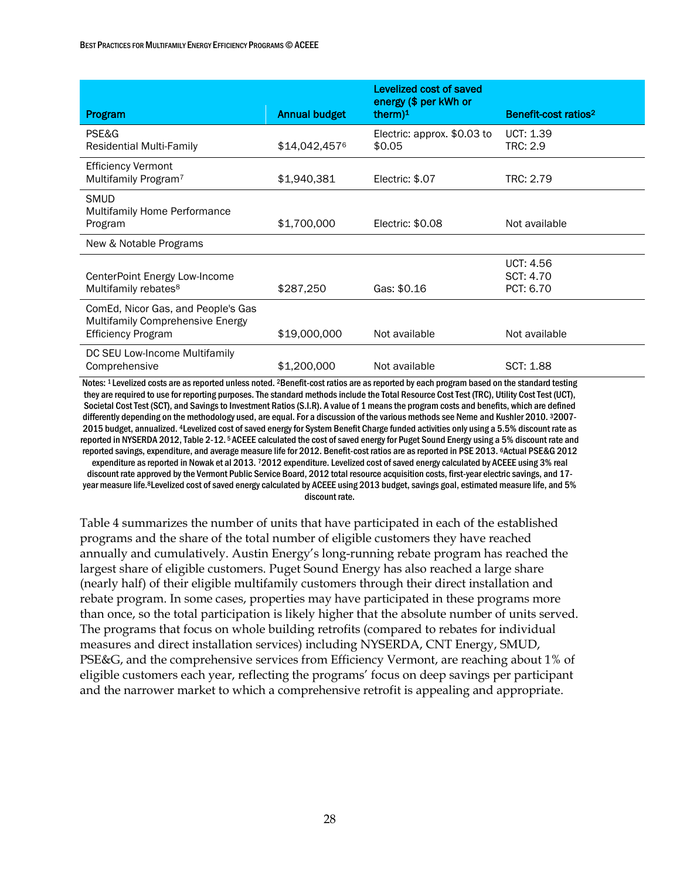| Program | Annual budget | Levelized cost of saved energy ($ per kWh or therm)[1] | Benefit-cost ratios[2] |
|---|---|---|---|
| PSE&G Residential Multi-Family | $14,042,457[6] | Electric: approx. $0.03 to $0.05 | UCT: 1.39 TRC: 2.9 |
| Efficiency Vermont Multifamily Program[7] | $1,940,381 | Electric: $.07 | TRC: 2.79 |
| SMUD Multifamily Home Performance Program | $1,700,000 | Electric: $0.08 | Not available |
| New & Notable Programs | | | |
| CenterPoint Energy Low-Income Multifamily rebates[8] | $287,250 | Gas: $0.16 | UCT: 4.56 SCT: 4.70 PCT: 6.70 |
| ComEd, Nicor Gas, and People's Gas Multifamily Comprehensive Energy Efficiency Program | $19,000,000 | Not available | Not available |
| DC SEU Low-Income Multifamily Comprehensive | $1,200,000 | Not available | SCT: 1.88 |

Notes: [1] Levelized costs are as reported unless noted. [2]Benefit-cost ratios are as reported by each program based on the standard testing they are required to use for reporting purposes. The standard methods include the Total Resource Cost Test (TRC), Utility Cost Test (UCT), Societal Cost Test (SCT), and Savings to Investment Ratios (S.I.R). A value of 1 means the program costs and benefits, which are defined differently depending on the methodology used, are equal. For a discussion of the various methods see Neme and Kushler 2010. [3]2007-2015 budget, annualized. [4]Levelized cost of saved energy for System Benefit Charge funded activities only using a 5.5% discount rate as reported in NYSERDA 2012, Table 2-12. [5] ACEEE calculated the cost of saved energy for Puget Sound Energy using a 5% discount rate and reported savings, expenditure, and average measure life for 2012. Benefit-cost ratios are as reported in PSE 2013. [6]Actual PSE&G 2012 expenditure as reported in Nowak et al 2013. [7]2012 expenditure. Levelized cost of saved energy calculated by ACEEE using 3% real discount rate approved by the Vermont Public Service Board, 2012 total resource acquisition costs, first-year electric savings, and 17-year measure life.[8]Levelized cost of saved energy calculated by ACEEE using 2013 budget, savings goal, estimated measure life, and 5% discount rate.

Table 4 summarizes the number of units that have participated in each of the established programs and the share of the total number of eligible customers they have reached annually and cumulatively. Austin Energy's long-running rebate program has reached the largest share of eligible customers. Puget Sound Energy has also reached a large share (nearly half) of their eligible multifamily customers through their direct installation and rebate program. In some cases, properties may have participated in these programs more than once, so the total participation is likely higher that the absolute number of units served. The programs that focus on whole building retrofits (compared to rebates for individual measures and direct installation services) including NYSERDA, CNT Energy, SMUD, PSE&G, and the comprehensive services from Efficiency Vermont, are reaching about 1% of eligible customers each year, reflecting the programs' focus on deep savings per participant and the narrower market to which a comprehensive retrofit is appealing and appropriate.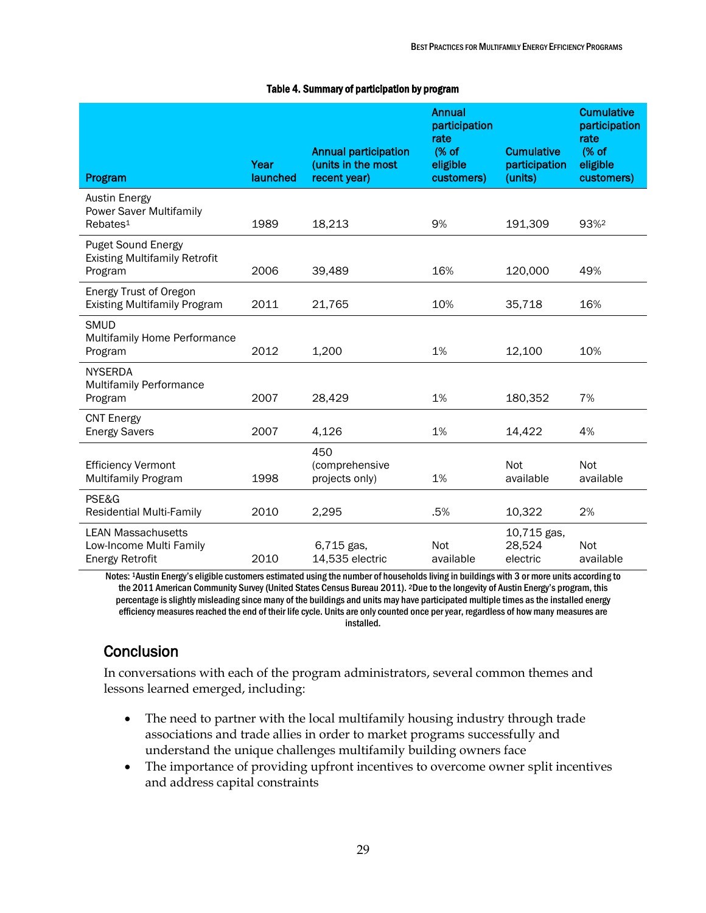Table 4. Summary of participation by program

| Program | Year launched | Annual participation (units in the most recent year) | Annual participation rate (% of eligible customers) | Cumulative participation (units) | Cumulative participation rate (% of eligible customers) |
|---|---|---|---|---|---|
| Austin Energy Power Saver Multifamily Rebates[1] | 1989 | 18,213 | 9% | 191,309 | 93%[2] |
| Puget Sound Energy Existing Multifamily Retrofit Program | 2006 | 39,489 | 16% | 120,000 | 49% |
| Energy Trust of Oregon Existing Multifamily Program | 2011 | 21,765 | 10% | 35,718 | 16% |
| SMUD Multifamily Home Performance Program | 2012 | 1,200 | 1% | 12,100 | 10% |
| NYSERDA Multifamily Performance Program | 2007 | 28,429 | 1% | 180,352 | 7% |
| CNT Energy Energy Savers | 2007 | 4,126 | 1% | 14,422 | 4% |
| Efficiency Vermont Multifamily Program | 1998 | 450 (comprehensive projects only) | 1% | Not available | Not available |
| PSE&G Residential Multi-Family | 2010 | 2,295 | .5% | 10,322 | 2% |
| LEAN Massachusetts Low-Income Multi Family Energy Retrofit | 2010 | 6,715 gas, 14,535 electric | Not available | 10,715 gas, 28,524 electric | Not available |

Notes: [1]Austin Energy's eligible customers estimated using the number of households living in buildings with 3 or more units according to the 2011 American Community Survey (United States Census Bureau 2011). [2]Due to the longevity of Austin Energy's program, this percentage is slightly misleading since many of the buildings and units may have participated multiple times as the installed energy efficiency measures reached the end of their life cycle. Units are only counted once per year, regardless of how many measures are installed.

## Conclusion

In conversations with each of the program administrators, several common themes and lessons learned emerged, including:

- The need to partner with the local multifamily housing industry through trade associations and trade allies in order to market programs successfully and understand the unique challenges multifamily building owners face
- The importance of providing upfront incentives to overcome owner split incentives and address capital constraints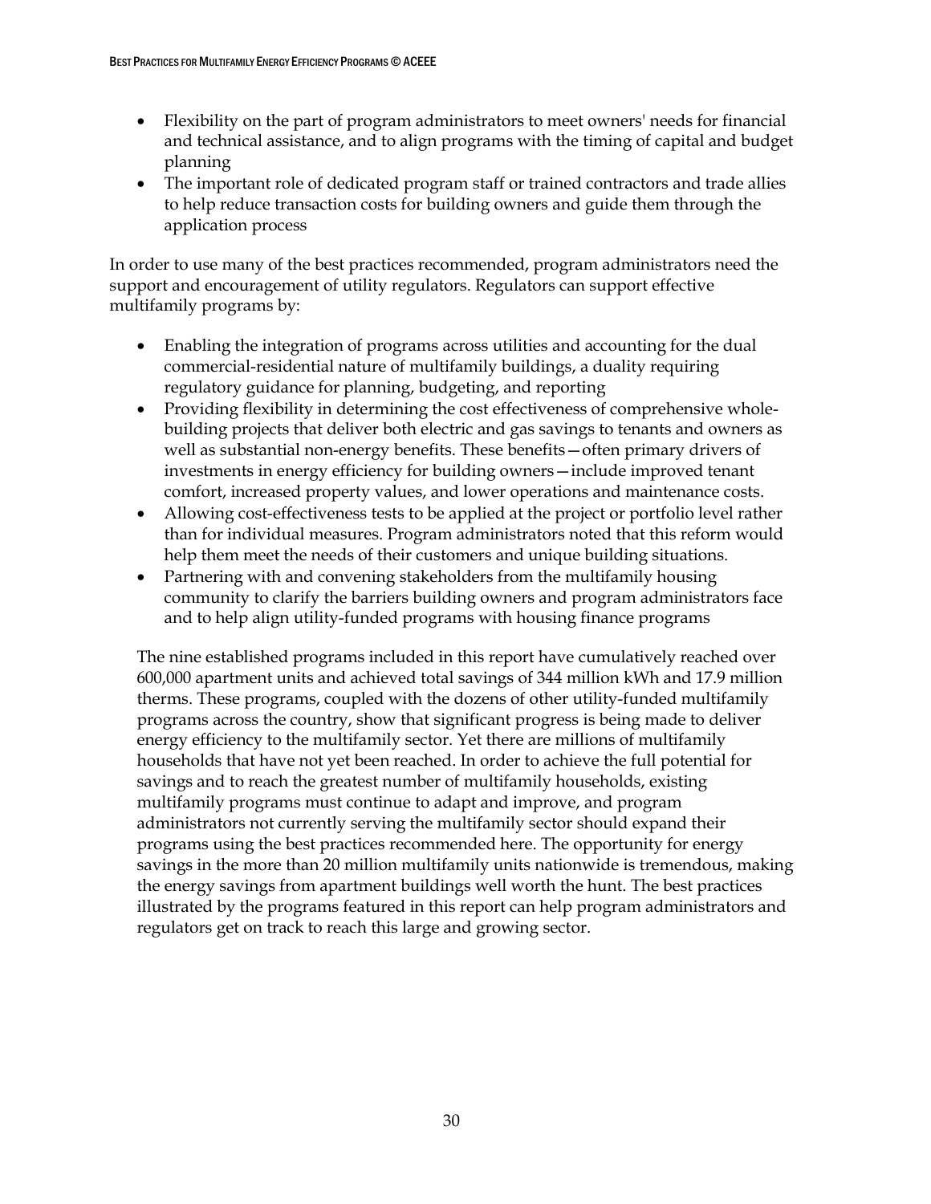- Flexibility on the part of program administrators to meet owners' needs for financial and technical assistance, and to align programs with the timing of capital and budget planning
- The important role of dedicated program staff or trained contractors and trade allies to help reduce transaction costs for building owners and guide them through the application process

In order to use many of the best practices recommended, program administrators need the support and encouragement of utility regulators. Regulators can support effective multifamily programs by:

- Enabling the integration of programs across utilities and accounting for the dual commercial-residential nature of multifamily buildings, a duality requiring regulatory guidance for planning, budgeting, and reporting
- Providing flexibility in determining the cost effectiveness of comprehensive whole-building projects that deliver both electric and gas savings to tenants and owners as well as substantial non-energy benefits. These benefits—often primary drivers of investments in energy efficiency for building owners—include improved tenant comfort, increased property values, and lower operations and maintenance costs.
- Allowing cost-effectiveness tests to be applied at the project or portfolio level rather than for individual measures. Program administrators noted that this reform would help them meet the needs of their customers and unique building situations.
- Partnering with and convening stakeholders from the multifamily housing community to clarify the barriers building owners and program administrators face and to help align utility-funded programs with housing finance programs

The nine established programs included in this report have cumulatively reached over 600,000 apartment units and achieved total savings of 344 million kWh and 17.9 million therms. These programs, coupled with the dozens of other utility-funded multifamily programs across the country, show that significant progress is being made to deliver energy efficiency to the multifamily sector. Yet there are millions of multifamily households that have not yet been reached. In order to achieve the full potential for savings and to reach the greatest number of multifamily households, existing multifamily programs must continue to adapt and improve, and program administrators not currently serving the multifamily sector should expand their programs using the best practices recommended here. The opportunity for energy savings in the more than 20 million multifamily units nationwide is tremendous, making the energy savings from apartment buildings well worth the hunt. The best practices illustrated by the programs featured in this report can help program administrators and regulators get on track to reach this large and growing sector.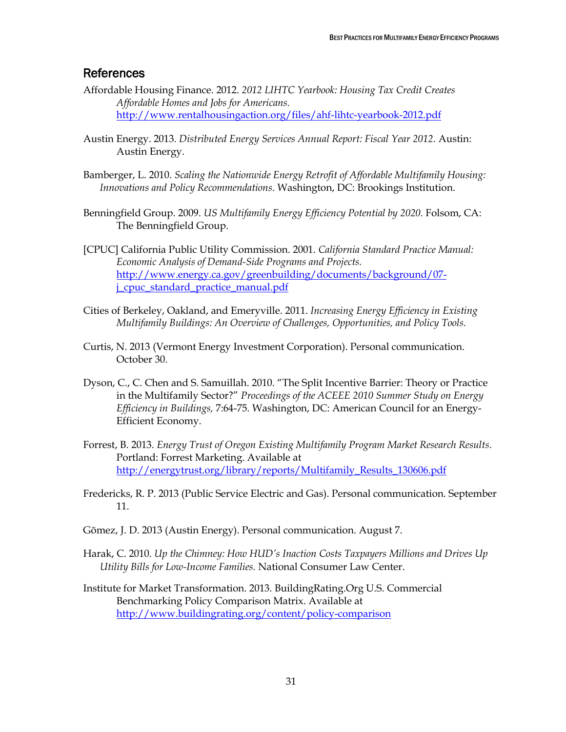## References

Affordable Housing Finance. 2012. *2012 LIHTC Yearbook: Housing Tax Credit Creates Affordable Homes and Jobs for Americans.* http://www.rentalhousingaction.org/files/ahf-lihtc-yearbook-2012.pdf

Austin Energy. 2013. *Distributed Energy Services Annual Report: Fiscal Year 2012*. Austin: Austin Energy.

Bamberger, L. 2010. *Scaling the Nationwide Energy Retrofit of Affordable Multifamily Housing: Innovations and Policy Recommendations*. Washington, DC: Brookings Institution.

Benningfield Group. 2009. *US Multifamily Energy Efficiency Potential by 2020.* Folsom, CA: The Benningfield Group.

[CPUC] California Public Utility Commission. 2001. *California Standard Practice Manual: Economic Analysis of Demand-Side Programs and Projects.* http://www.energy.ca.gov/greenbuilding/documents/background/07-j_cpuc_standard_practice_manual.pdf

Cities of Berkeley, Oakland, and Emeryville. 2011. *Increasing Energy Efficiency in Existing Multifamily Buildings: An Overview of Challenges, Opportunities, and Policy Tools.*

Curtis, N. 2013 (Vermont Energy Investment Corporation). Personal communication. October 30.

Dyson, C., C. Chen and S. Samuillah. 2010. "The Split Incentive Barrier: Theory or Practice in the Multifamily Sector?" *Proceedings of the ACEEE 2010 Summer Study on Energy Efficiency in Buildings,* 7:64-75. Washington, DC: American Council for an Energy-Efficient Economy.

Forrest, B. 2013. *Energy Trust of Oregon Existing Multifamily Program Market Research Results.* Portland: Forrest Marketing. Available at http://energytrust.org/library/reports/Multifamily_Results_130606.pdf

Fredericks, R. P. 2013 (Public Service Electric and Gas). Personal communication. September 11.

Gõmez, J. D. 2013 (Austin Energy). Personal communication. August 7.

Harak, C. 2010. *Up the Chimney: How HUD's Inaction Costs Taxpayers Millions and Drives Up Utility Bills for Low-Income Families.* National Consumer Law Center.

Institute for Market Transformation. 2013. BuildingRating.Org U.S. Commercial Benchmarking Policy Comparison Matrix. Available at http://www.buildingrating.org/content/policy-comparison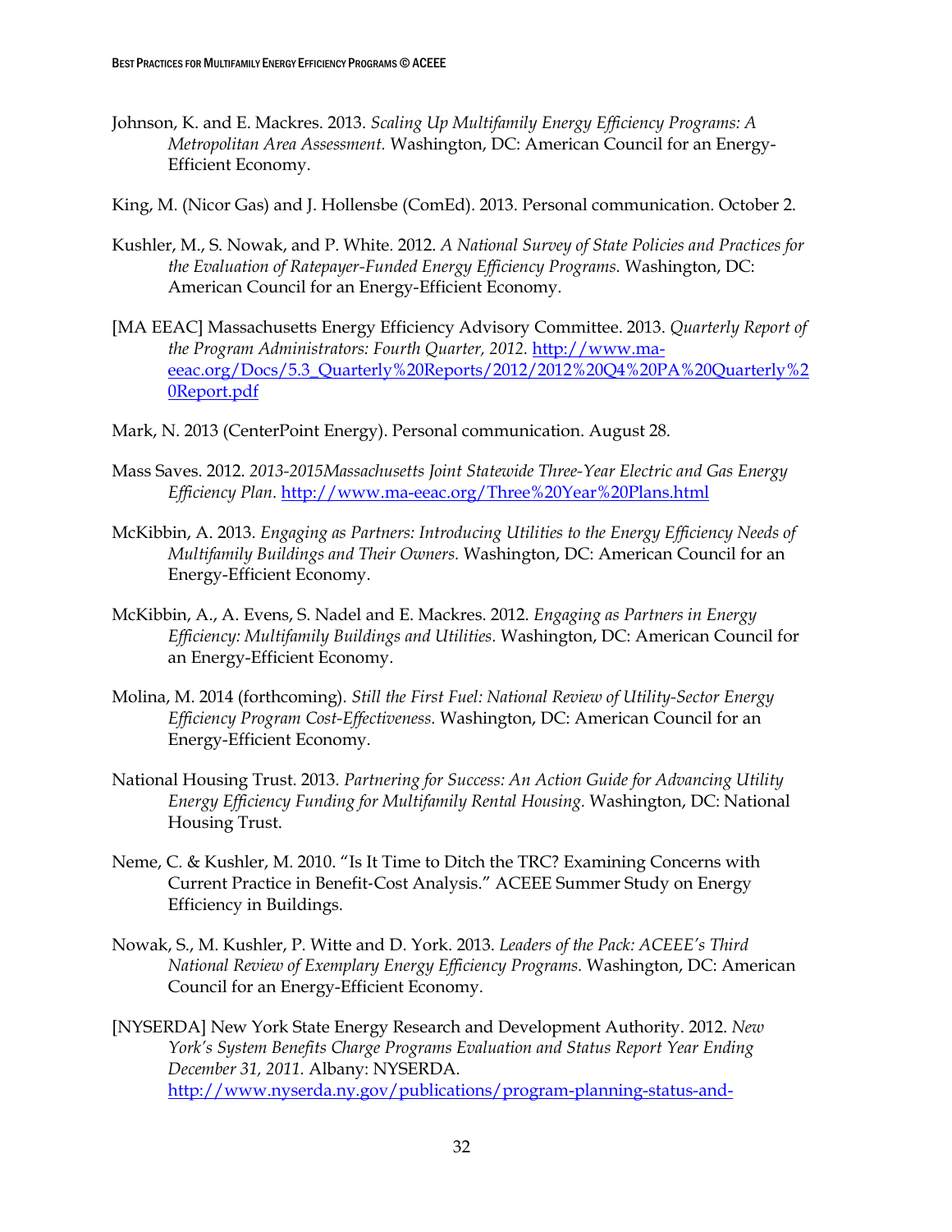Johnson, K. and E. Mackres. 2013. *Scaling Up Multifamily Energy Efficiency Programs: A Metropolitan Area Assessment.* Washington, DC: American Council for an Energy-Efficient Economy.

King, M. (Nicor Gas) and J. Hollensbe (ComEd). 2013. Personal communication. October 2.

Kushler, M., S. Nowak, and P. White. 2012. *A National Survey of State Policies and Practices for the Evaluation of Ratepayer-Funded Energy Efficiency Programs.* Washington, DC: American Council for an Energy-Efficient Economy.

[MA EEAC] Massachusetts Energy Efficiency Advisory Committee. 2013. *Quarterly Report of the Program Administrators: Fourth Quarter, 2012.* [http://www.ma-eeac.org/Docs/5.3_Quarterly%20Reports/2012/2012%20Q4%20PA%20Quarterly%20Report.pdf](http://www.ma-eeac.org/Docs/5.3_Quarterly%20Reports/2012/2012%20Q4%20PA%20Quarterly%20Report.pdf)

Mark, N. 2013 (CenterPoint Energy). Personal communication. August 28.

Mass Saves. 2012. *2013-2015Massachusetts Joint Statewide Three-Year Electric and Gas Energy Efficiency Plan.* [http://www.ma-eeac.org/Three%20Year%20Plans.html](http://www.ma-eeac.org/Three%20Year%20Plans.html)

McKibbin, A. 2013. *Engaging as Partners: Introducing Utilities to the Energy Efficiency Needs of Multifamily Buildings and Their Owners.* Washington, DC: American Council for an Energy-Efficient Economy.

McKibbin, A., A. Evens, S. Nadel and E. Mackres. 2012. *Engaging as Partners in Energy Efficiency: Multifamily Buildings and Utilities.* Washington, DC: American Council for an Energy-Efficient Economy.

Molina, M. 2014 (forthcoming). *Still the First Fuel: National Review of Utility-Sector Energy Efficiency Program Cost-Effectiveness.* Washington, DC: American Council for an Energy-Efficient Economy.

National Housing Trust. 2013. *Partnering for Success: An Action Guide for Advancing Utility Energy Efficiency Funding for Multifamily Rental Housing.* Washington, DC: National Housing Trust.

Neme, C. & Kushler, M. 2010. "Is It Time to Ditch the TRC? Examining Concerns with Current Practice in Benefit-Cost Analysis." ACEEE Summer Study on Energy Efficiency in Buildings.

Nowak, S., M. Kushler, P. Witte and D. York. 2013. *Leaders of the Pack: ACEEE's Third National Review of Exemplary Energy Efficiency Programs.* Washington, DC: American Council for an Energy-Efficient Economy.

[NYSERDA] New York State Energy Research and Development Authority. 2012. *New York's System Benefits Charge Programs Evaluation and Status Report Year Ending December 31, 2011.* Albany: NYSERDA. [http://www.nyserda.ny.gov/publications/program-planning-status-and-](http://www.nyserda.ny.gov/publications/program-planning-status-and-)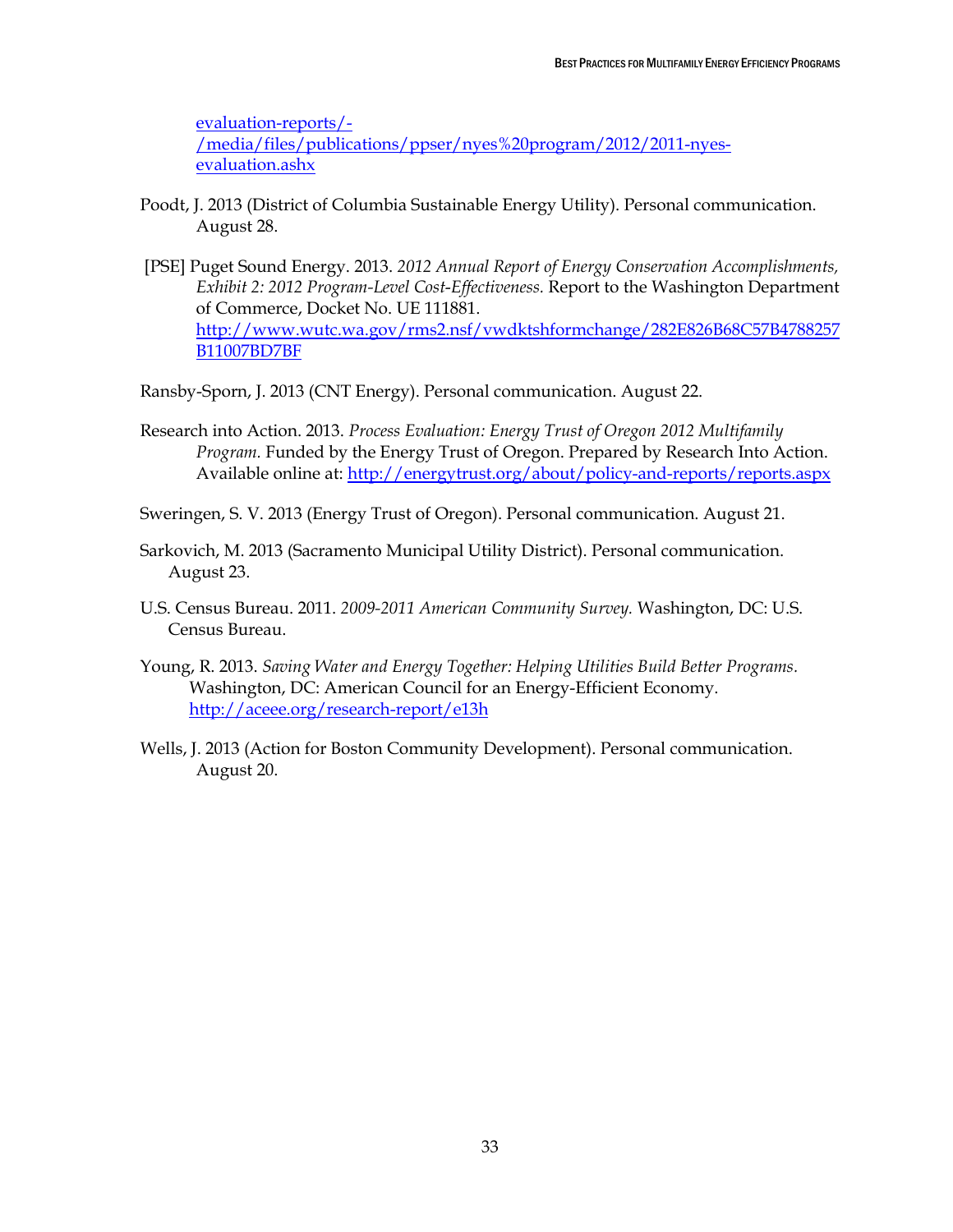evaluation-reports/-/media/files/publications/ppser/nyes%20program/2012/2011-nyes-evaluation.ashx

Poodt, J. 2013 (District of Columbia Sustainable Energy Utility). Personal communication. August 28.

[PSE] Puget Sound Energy. 2013. *2012 Annual Report of Energy Conservation Accomplishments, Exhibit 2: 2012 Program-Level Cost-Effectiveness.* Report to the Washington Department of Commerce, Docket No. UE 111881. http://www.wutc.wa.gov/rms2.nsf/vwdktshformchange/282E826B68C57B4788257B11007BD7BF

Ransby-Sporn, J. 2013 (CNT Energy). Personal communication. August 22.

Research into Action. 2013. *Process Evaluation: Energy Trust of Oregon 2012 Multifamily Program.* Funded by the Energy Trust of Oregon. Prepared by Research Into Action. Available online at: http://energytrust.org/about/policy-and-reports/reports.aspx

Sweringen, S. V. 2013 (Energy Trust of Oregon). Personal communication. August 21.

Sarkovich, M. 2013 (Sacramento Municipal Utility District). Personal communication. August 23.

U.S. Census Bureau. 2011. *2009-2011 American Community Survey.* Washington, DC: U.S. Census Bureau.

Young, R. 2013. *Saving Water and Energy Together: Helping Utilities Build Better Programs.* Washington, DC: American Council for an Energy-Efficient Economy. http://aceee.org/research-report/e13h

Wells, J. 2013 (Action for Boston Community Development). Personal communication. August 20.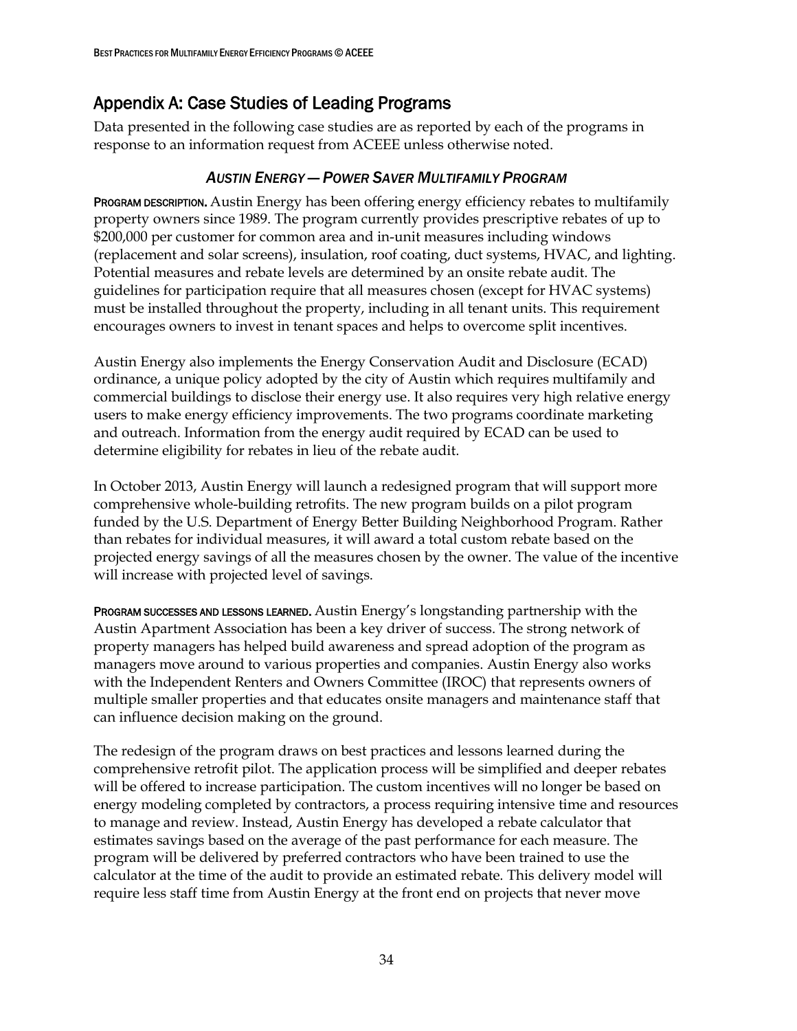## Appendix A: Case Studies of Leading Programs

Data presented in the following case studies are as reported by each of the programs in response to an information request from ACEEE unless otherwise noted.

### *Austin Energy — Power Saver Multifamily Program*

**Program description.** Austin Energy has been offering energy efficiency rebates to multifamily property owners since 1989. The program currently provides prescriptive rebates of up to $200,000 per customer for common area and in-unit measures including windows (replacement and solar screens), insulation, roof coating, duct systems, HVAC, and lighting. Potential measures and rebate levels are determined by an onsite rebate audit. The guidelines for participation require that all measures chosen (except for HVAC systems) must be installed throughout the property, including in all tenant units. This requirement encourages owners to invest in tenant spaces and helps to overcome split incentives.

Austin Energy also implements the Energy Conservation Audit and Disclosure (ECAD) ordinance, a unique policy adopted by the city of Austin which requires multifamily and commercial buildings to disclose their energy use. It also requires very high relative energy users to make energy efficiency improvements. The two programs coordinate marketing and outreach. Information from the energy audit required by ECAD can be used to determine eligibility for rebates in lieu of the rebate audit.

In October 2013, Austin Energy will launch a redesigned program that will support more comprehensive whole-building retrofits. The new program builds on a pilot program funded by the U.S. Department of Energy Better Building Neighborhood Program. Rather than rebates for individual measures, it will award a total custom rebate based on the projected energy savings of all the measures chosen by the owner. The value of the incentive will increase with projected level of savings.

**Program successes and lessons learned.** Austin Energy's longstanding partnership with the Austin Apartment Association has been a key driver of success. The strong network of property managers has helped build awareness and spread adoption of the program as managers move around to various properties and companies. Austin Energy also works with the Independent Renters and Owners Committee (IROC) that represents owners of multiple smaller properties and that educates onsite managers and maintenance staff that can influence decision making on the ground.

The redesign of the program draws on best practices and lessons learned during the comprehensive retrofit pilot. The application process will be simplified and deeper rebates will be offered to increase participation. The custom incentives will no longer be based on energy modeling completed by contractors, a process requiring intensive time and resources to manage and review. Instead, Austin Energy has developed a rebate calculator that estimates savings based on the average of the past performance for each measure. The program will be delivered by preferred contractors who have been trained to use the calculator at the time of the audit to provide an estimated rebate. This delivery model will require less staff time from Austin Energy at the front end on projects that never move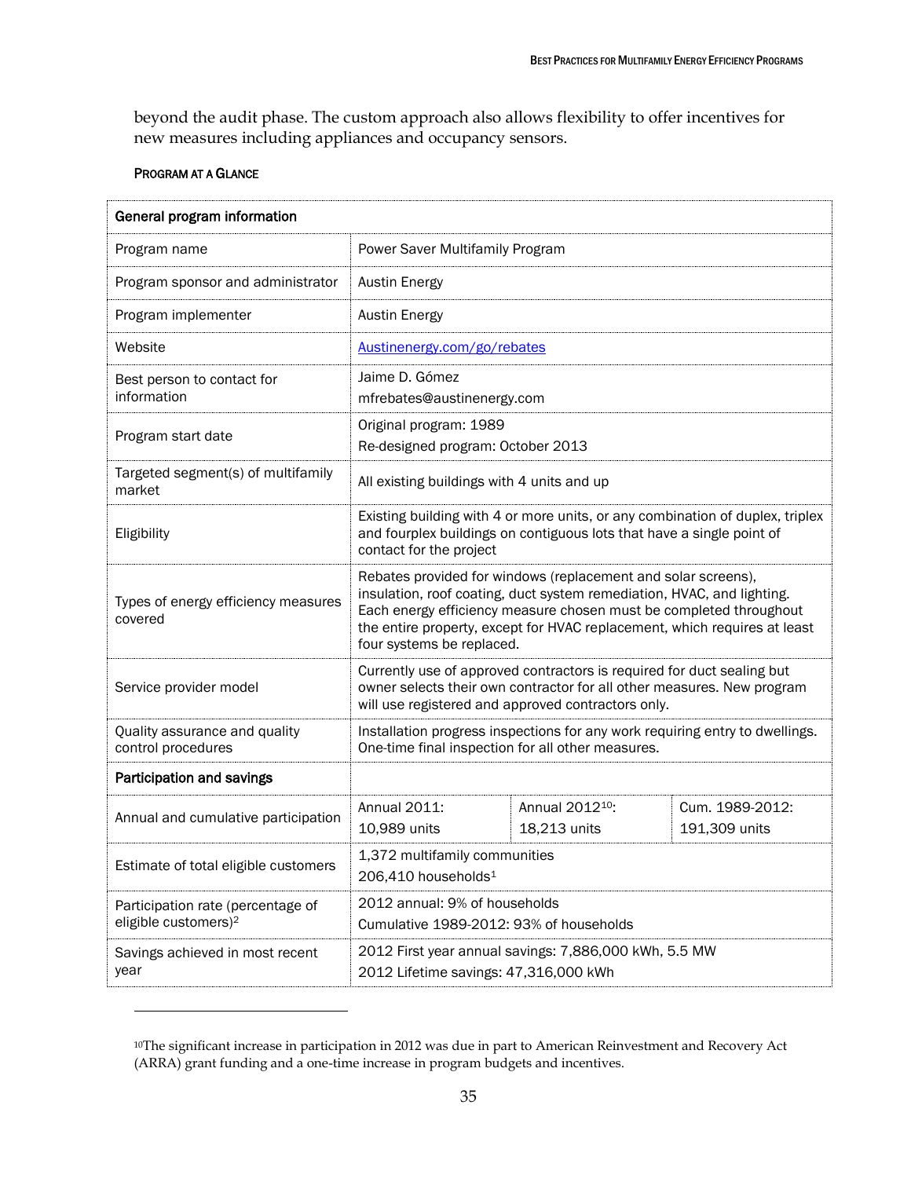beyond the audit phase. The custom approach also allows flexibility to offer incentives for new measures including appliances and occupancy sensors.

#### PROGRAM AT A GLANCE

| **General program information** | | | |
|---|---|---|---|
| Program name | Power Saver Multifamily Program | | |
| Program sponsor and administrator | Austin Energy | | |
| Program implementer | Austin Energy | | |
| Website | [Austinenergy.com/go/rebates](Austinenergy.com/go/rebates) | | |
| Best person to contact for information | Jaime D. Gómez<br>mfrebates@austinenergy.com | | |
| Program start date | Original program: 1989<br>Re-designed program: October 2013 | | |
| Targeted segment(s) of multifamily market | All existing buildings with 4 units and up | | |
| Eligibility | Existing building with 4 or more units, or any combination of duplex, triplex and fourplex buildings on contiguous lots that have a single point of contact for the project | | |
| Types of energy efficiency measures covered | Rebates provided for windows (replacement and solar screens), insulation, roof coating, duct system remediation, HVAC, and lighting. Each energy efficiency measure chosen must be completed throughout the entire property, except for HVAC replacement, which requires at least four systems be replaced. | | |
| Service provider model | Currently use of approved contractors is required for duct sealing but owner selects their own contractor for all other measures. New program will use registered and approved contractors only. | | |
| Quality assurance and quality control procedures | Installation progress inspections for any work requiring entry to dwellings. One-time final inspection for all other measures. | | |
| **Participation and savings** | | | |
| Annual and cumulative participation | Annual 2011:<br>10,989 units | Annual 2012[10]:<br>18,213 units | Cum. 1989-2012:<br>191,309 units |
| Estimate of total eligible customers | 1,372 multifamily communities<br>206,410 households[1] | | |
| Participation rate (percentage of eligible customers)[2] | 2012 annual: 9% of households<br>Cumulative 1989-2012: 93% of households | | |
| Savings achieved in most recent year | 2012 First year annual savings: 7,886,000 kWh, 5.5 MW<br>2012 Lifetime savings: 47,316,000 kWh | | |

---

[10]The significant increase in participation in 2012 was due in part to American Reinvestment and Recovery Act (ARRA) grant funding and a one-time increase in program budgets and incentives.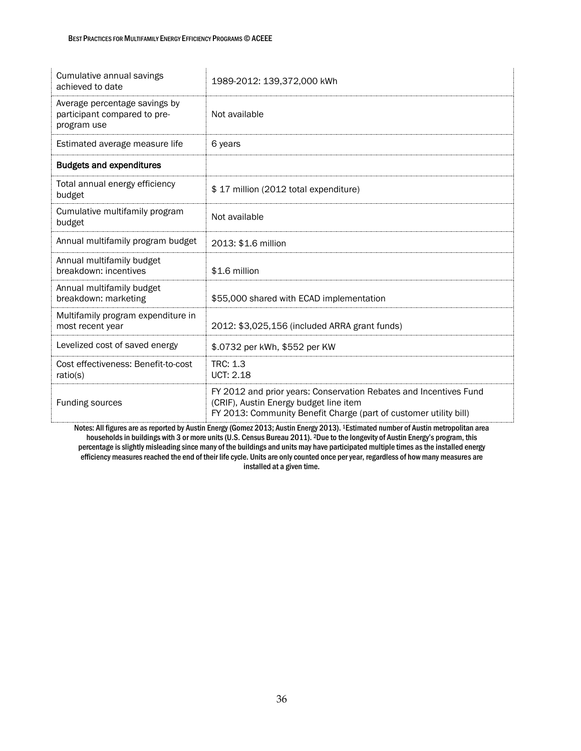| | |
|---|---|
| Cumulative annual savings achieved to date | 1989-2012: 139,372,000 kWh |
| Average percentage savings by participant compared to pre-program use | Not available |
| Estimated average measure life | 6 years |
| **Budgets and expenditures** | |
| Total annual energy efficiency budget | $ 17 million (2012 total expenditure) |
| Cumulative multifamily program budget | Not available |
| Annual multifamily program budget | 2013: $1.6 million |
| Annual multifamily budget breakdown: incentives | $1.6 million |
| Annual multifamily budget breakdown: marketing | $55,000 shared with ECAD implementation |
| Multifamily program expenditure in most recent year | 2012: $3,025,156 (included ARRA grant funds) |
| Levelized cost of saved energy | $.0732 per kWh, $552 per KW |
| Cost effectiveness: Benefit-to-cost ratio(s) | TRC: 1.3<br>UCT: 2.18 |
| Funding sources | FY 2012 and prior years: Conservation Rebates and Incentives Fund (CRIF), Austin Energy budget line item<br>FY 2013: Community Benefit Charge (part of customer utility bill) |

Notes: All figures are as reported by Austin Energy (Gomez 2013; Austin Energy 2013). [1]Estimated number of Austin metropolitan area households in buildings with 3 or more units (U.S. Census Bureau 2011). [2]Due to the longevity of Austin Energy's program, this percentage is slightly misleading since many of the buildings and units may have participated multiple times as the installed energy efficiency measures reached the end of their life cycle. Units are only counted once per year, regardless of how many measures are installed at a given time.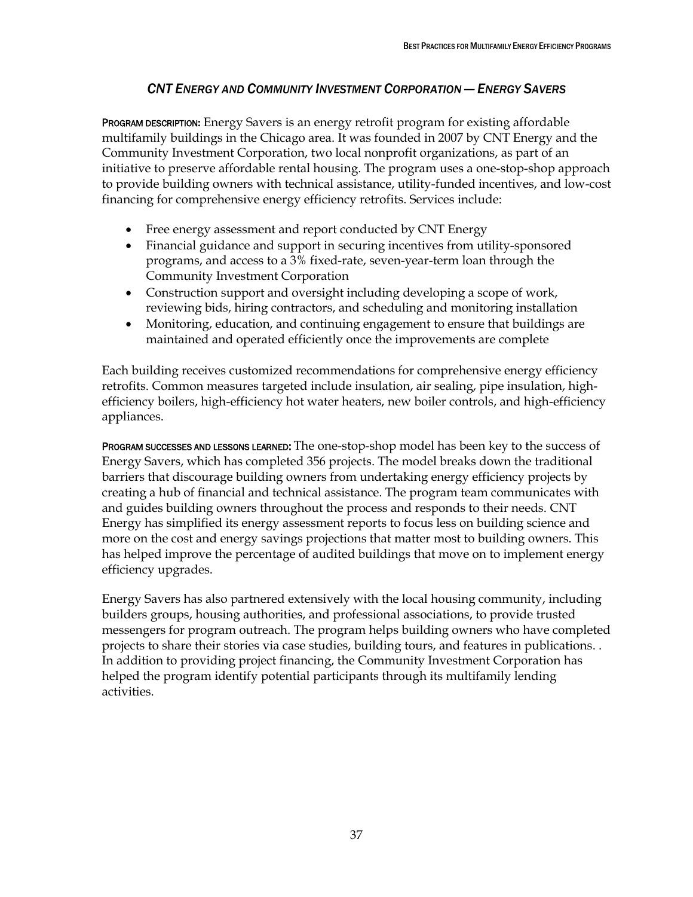### *CNT Energy and Community Investment Corporation — Energy Savers*

**Program description:** Energy Savers is an energy retrofit program for existing affordable multifamily buildings in the Chicago area. It was founded in 2007 by CNT Energy and the Community Investment Corporation, two local nonprofit organizations, as part of an initiative to preserve affordable rental housing. The program uses a one-stop-shop approach to provide building owners with technical assistance, utility-funded incentives, and low-cost financing for comprehensive energy efficiency retrofits. Services include:

- Free energy assessment and report conducted by CNT Energy
- Financial guidance and support in securing incentives from utility-sponsored programs, and access to a 3% fixed-rate, seven-year-term loan through the Community Investment Corporation
- Construction support and oversight including developing a scope of work, reviewing bids, hiring contractors, and scheduling and monitoring installation
- Monitoring, education, and continuing engagement to ensure that buildings are maintained and operated efficiently once the improvements are complete

Each building receives customized recommendations for comprehensive energy efficiency retrofits. Common measures targeted include insulation, air sealing, pipe insulation, high-efficiency boilers, high-efficiency hot water heaters, new boiler controls, and high-efficiency appliances.

**Program successes and lessons learned:** The one-stop-shop model has been key to the success of Energy Savers, which has completed 356 projects. The model breaks down the traditional barriers that discourage building owners from undertaking energy efficiency projects by creating a hub of financial and technical assistance. The program team communicates with and guides building owners throughout the process and responds to their needs. CNT Energy has simplified its energy assessment reports to focus less on building science and more on the cost and energy savings projections that matter most to building owners. This has helped improve the percentage of audited buildings that move on to implement energy efficiency upgrades.

Energy Savers has also partnered extensively with the local housing community, including builders groups, housing authorities, and professional associations, to provide trusted messengers for program outreach. The program helps building owners who have completed projects to share their stories via case studies, building tours, and features in publications. . In addition to providing project financing, the Community Investment Corporation has helped the program identify potential participants through its multifamily lending activities.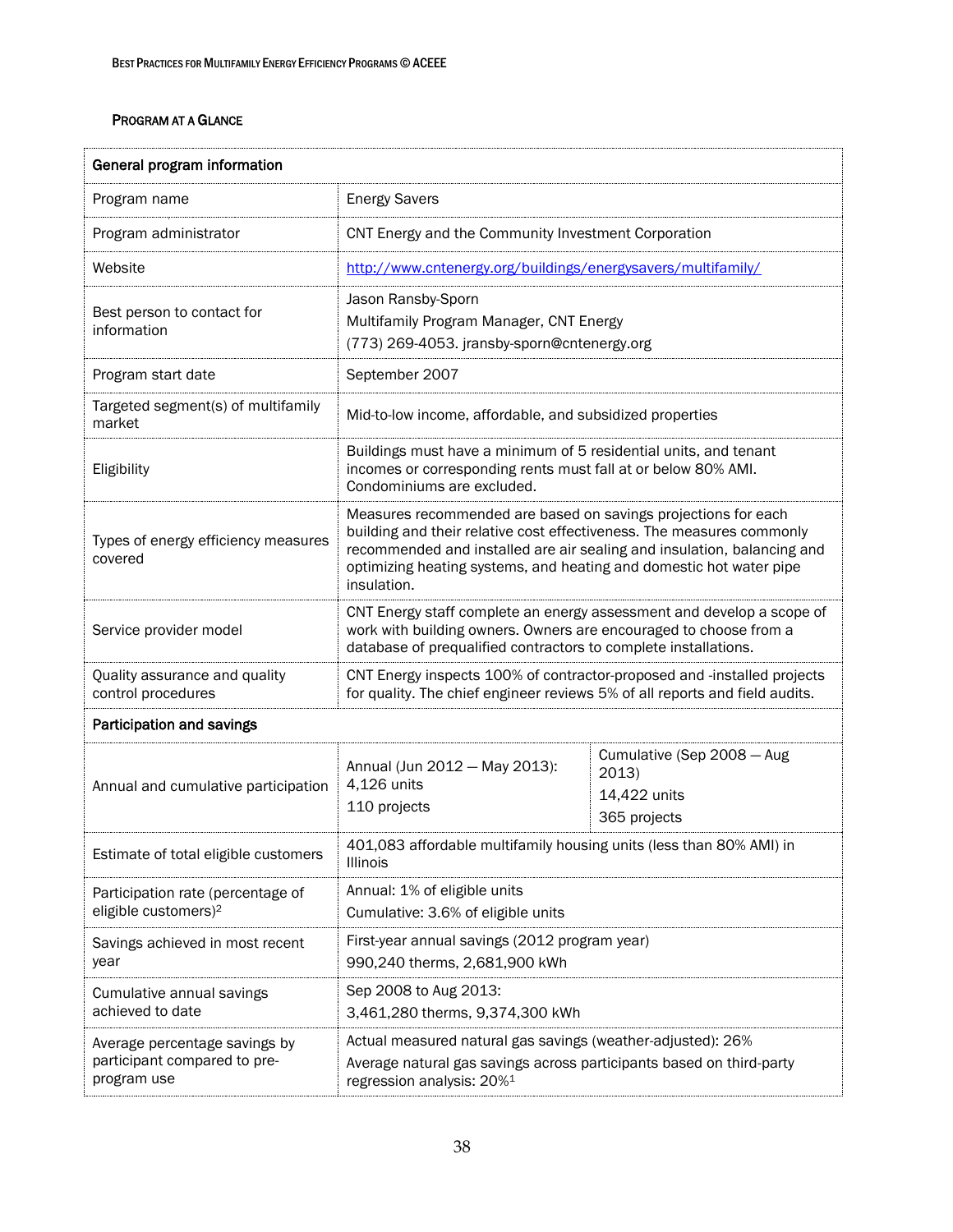## Program at a Glance

| General program information | | |
|---|---|---|
| Program name | Energy Savers | |
| Program administrator | CNT Energy and the Community Investment Corporation | |
| Website | http://www.cntenergy.org/buildings/energysavers/multifamily/ | |
| Best person to contact for information | Jason Ransby-Sporn<br>Multifamily Program Manager, CNT Energy<br>(773) 269-4053. jransby-sporn@cntenergy.org | |
| Program start date | September 2007 | |
| Targeted segment(s) of multifamily market | Mid-to-low income, affordable, and subsidized properties | |
| Eligibility | Buildings must have a minimum of 5 residential units, and tenant incomes or corresponding rents must fall at or below 80% AMI. Condominiums are excluded. | |
| Types of energy efficiency measures covered | Measures recommended are based on savings projections for each building and their relative cost effectiveness. The measures commonly recommended and installed are air sealing and insulation, balancing and optimizing heating systems, and heating and domestic hot water pipe insulation. | |
| Service provider model | CNT Energy staff complete an energy assessment and develop a scope of work with building owners. Owners are encouraged to choose from a database of prequalified contractors to complete installations. | |
| Quality assurance and quality control procedures | CNT Energy inspects 100% of contractor-proposed and -installed projects for quality. The chief engineer reviews 5% of all reports and field audits. | |
| **Participation and savings** | | |
| Annual and cumulative participation | Annual (Jun 2012 – May 2013):<br>4,126 units<br>110 projects | Cumulative (Sep 2008 – Aug 2013)<br>14,422 units<br>365 projects |
| Estimate of total eligible customers | 401,083 affordable multifamily housing units (less than 80% AMI) in Illinois | |
| Participation rate (percentage of eligible customers)[2] | Annual: 1% of eligible units<br>Cumulative: 3.6% of eligible units | |
| Savings achieved in most recent year | First-year annual savings (2012 program year)<br>990,240 therms, 2,681,900 kWh | |
| Cumulative annual savings achieved to date | Sep 2008 to Aug 2013:<br>3,461,280 therms, 9,374,300 kWh | |
| Average percentage savings by participant compared to pre-program use | Actual measured natural gas savings (weather-adjusted): 26%<br>Average natural gas savings across participants based on third-party regression analysis: 20%[1] | |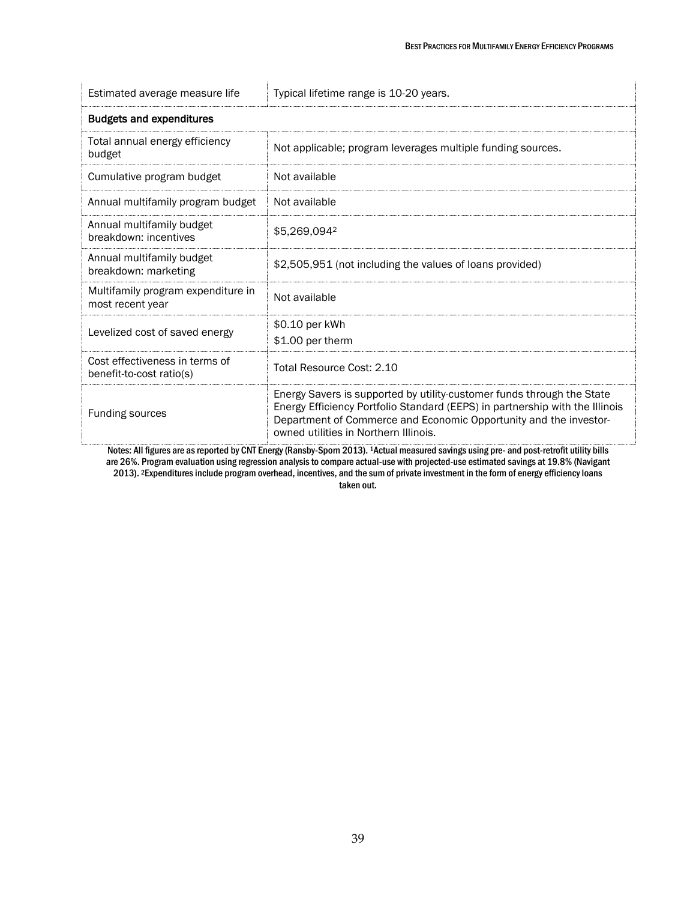| Estimated average measure life | Typical lifetime range is 10-20 years. |
|---|---|
| **Budgets and expenditures** | |
| Total annual energy efficiency budget | Not applicable; program leverages multiple funding sources. |
| Cumulative program budget | Not available |
| Annual multifamily program budget | Not available |
| Annual multifamily budget breakdown: incentives | \$5,269,094[2] |
| Annual multifamily budget breakdown: marketing | \$2,505,951 (not including the values of loans provided) |
| Multifamily program expenditure in most recent year | Not available |
| Levelized cost of saved energy | \$0.10 per kWh<br>\$1.00 per therm |
| Cost effectiveness in terms of benefit-to-cost ratio(s) | Total Resource Cost: 2.10 |
| Funding sources | Energy Savers is supported by utility-customer funds through the State Energy Efficiency Portfolio Standard (EEPS) in partnership with the Illinois Department of Commerce and Economic Opportunity and the investor-owned utilities in Northern Illinois. |

Notes: All figures are as reported by CNT Energy (Ransby-Sporn 2013). [1]Actual measured savings using pre- and post-retrofit utility bills are 26%. Program evaluation using regression analysis to compare actual-use with projected-use estimated savings at 19.8% (Navigant 2013). [2]Expenditures include program overhead, incentives, and the sum of private investment in the form of energy efficiency loans taken out.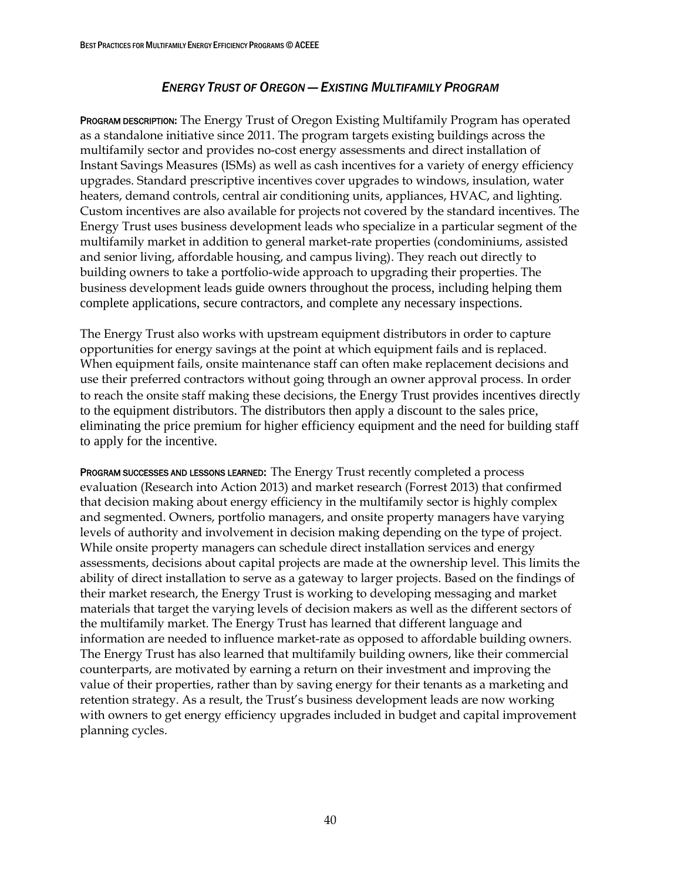## *Energy Trust of Oregon — Existing Multifamily Program*

**Program description:** The Energy Trust of Oregon Existing Multifamily Program has operated as a standalone initiative since 2011. The program targets existing buildings across the multifamily sector and provides no-cost energy assessments and direct installation of Instant Savings Measures (ISMs) as well as cash incentives for a variety of energy efficiency upgrades. Standard prescriptive incentives cover upgrades to windows, insulation, water heaters, demand controls, central air conditioning units, appliances, HVAC, and lighting. Custom incentives are also available for projects not covered by the standard incentives. The Energy Trust uses business development leads who specialize in a particular segment of the multifamily market in addition to general market-rate properties (condominiums, assisted and senior living, affordable housing, and campus living). They reach out directly to building owners to take a portfolio-wide approach to upgrading their properties. The business development leads guide owners throughout the process, including helping them complete applications, secure contractors, and complete any necessary inspections.

The Energy Trust also works with upstream equipment distributors in order to capture opportunities for energy savings at the point at which equipment fails and is replaced. When equipment fails, onsite maintenance staff can often make replacement decisions and use their preferred contractors without going through an owner approval process. In order to reach the onsite staff making these decisions, the Energy Trust provides incentives directly to the equipment distributors. The distributors then apply a discount to the sales price, eliminating the price premium for higher efficiency equipment and the need for building staff to apply for the incentive.

**Program successes and lessons learned:** The Energy Trust recently completed a process evaluation (Research into Action 2013) and market research (Forrest 2013) that confirmed that decision making about energy efficiency in the multifamily sector is highly complex and segmented. Owners, portfolio managers, and onsite property managers have varying levels of authority and involvement in decision making depending on the type of project. While onsite property managers can schedule direct installation services and energy assessments, decisions about capital projects are made at the ownership level. This limits the ability of direct installation to serve as a gateway to larger projects. Based on the findings of their market research, the Energy Trust is working to developing messaging and market materials that target the varying levels of decision makers as well as the different sectors of the multifamily market. The Energy Trust has learned that different language and information are needed to influence market-rate as opposed to affordable building owners. The Energy Trust has also learned that multifamily building owners, like their commercial counterparts, are motivated by earning a return on their investment and improving the value of their properties, rather than by saving energy for their tenants as a marketing and retention strategy. As a result, the Trust's business development leads are now working with owners to get energy efficiency upgrades included in budget and capital improvement planning cycles.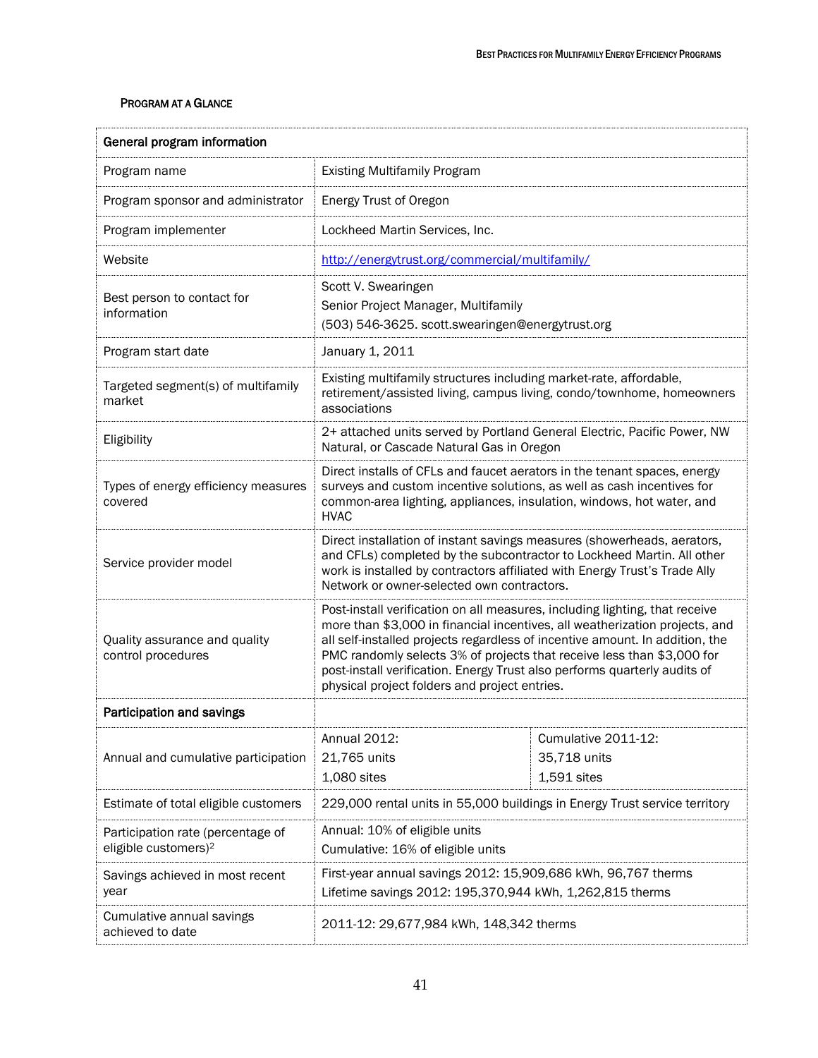#### Program at a Glance

| General program information | | |
|---|---|---|
| Program name | Existing Multifamily Program | |
| Program sponsor and administrator | Energy Trust of Oregon | |
| Program implementer | Lockheed Martin Services, Inc. | |
| Website | http://energytrust.org/commercial/multifamily/ | |
| Best person to contact for information | Scott V. Swearingen<br>Senior Project Manager, Multifamily<br>(503) 546-3625. scott.swearingen@energytrust.org | |
| Program start date | January 1, 2011 | |
| Targeted segment(s) of multifamily market | Existing multifamily structures including market-rate, affordable, retirement/assisted living, campus living, condo/townhome, homeowners associations | |
| Eligibility | 2+ attached units served by Portland General Electric, Pacific Power, NW Natural, or Cascade Natural Gas in Oregon | |
| Types of energy efficiency measures covered | Direct installs of CFLs and faucet aerators in the tenant spaces, energy surveys and custom incentive solutions, as well as cash incentives for common-area lighting, appliances, insulation, windows, hot water, and HVAC | |
| Service provider model | Direct installation of instant savings measures (showerheads, aerators, and CFLs) completed by the subcontractor to Lockheed Martin. All other work is installed by contractors affiliated with Energy Trust's Trade Ally Network or owner-selected own contractors. | |
| Quality assurance and quality control procedures | Post-install verification on all measures, including lighting, that receive more than $3,000 in financial incentives, all weatherization projects, and all self-installed projects regardless of incentive amount. In addition, the PMC randomly selects 3% of projects that receive less than $3,000 for post-install verification. Energy Trust also performs quarterly audits of physical project folders and project entries. | |
| **Participation and savings** | | |
| Annual and cumulative participation | Annual 2012:<br>21,765 units<br>1,080 sites | Cumulative 2011-12:<br>35,718 units<br>1,591 sites |
| Estimate of total eligible customers | 229,000 rental units in 55,000 buildings in Energy Trust service territory | |
| Participation rate (percentage of eligible customers)[2] | Annual: 10% of eligible units<br>Cumulative: 16% of eligible units | |
| Savings achieved in most recent year | First-year annual savings 2012: 15,909,686 kWh, 96,767 therms<br>Lifetime savings 2012: 195,370,944 kWh, 1,262,815 therms | |
| Cumulative annual savings achieved to date | 2011-12: 29,677,984 kWh, 148,342 therms | |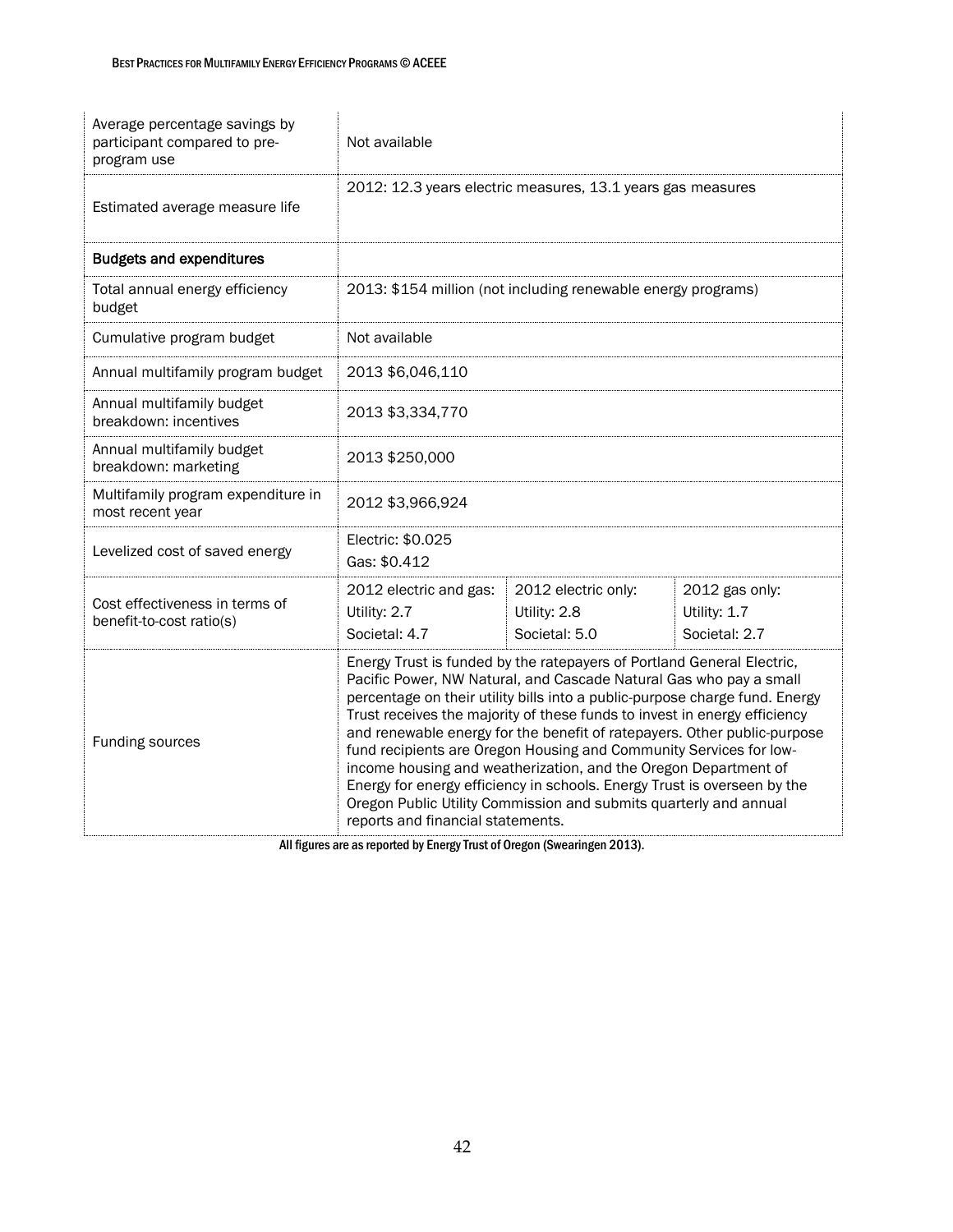| | | | |
|---|---|---|---|
| Average percentage savings by participant compared to pre-program use | Not available | | |
| Estimated average measure life | 2012: 12.3 years electric measures, 13.1 years gas measures | | |
| **Budgets and expenditures** | | | |
| Total annual energy efficiency budget | 2013: $154 million (not including renewable energy programs) | | |
| Cumulative program budget | Not available | | |
| Annual multifamily program budget | 2013 $6,046,110 | | |
| Annual multifamily budget breakdown: incentives | 2013 $3,334,770 | | |
| Annual multifamily budget breakdown: marketing | 2013 $250,000 | | |
| Multifamily program expenditure in most recent year | 2012 $3,966,924 | | |
| Levelized cost of saved energy | Electric: $0.025<br>Gas: $0.412 | | |
| Cost effectiveness in terms of benefit-to-cost ratio(s) | 2012 electric and gas:<br>Utility: 2.7<br>Societal: 4.7 | 2012 electric only:<br>Utility: 2.8<br>Societal: 5.0 | 2012 gas only:<br>Utility: 1.7<br>Societal: 2.7 |
| Funding sources | Energy Trust is funded by the ratepayers of Portland General Electric, Pacific Power, NW Natural, and Cascade Natural Gas who pay a small percentage on their utility bills into a public-purpose charge fund. Energy Trust receives the majority of these funds to invest in energy efficiency and renewable energy for the benefit of ratepayers. Other public-purpose fund recipients are Oregon Housing and Community Services for low-income housing and weatherization, and the Oregon Department of Energy for energy efficiency in schools. Energy Trust is overseen by the Oregon Public Utility Commission and submits quarterly and annual reports and financial statements. | | |

All figures are as reported by Energy Trust of Oregon (Swearingen 2013).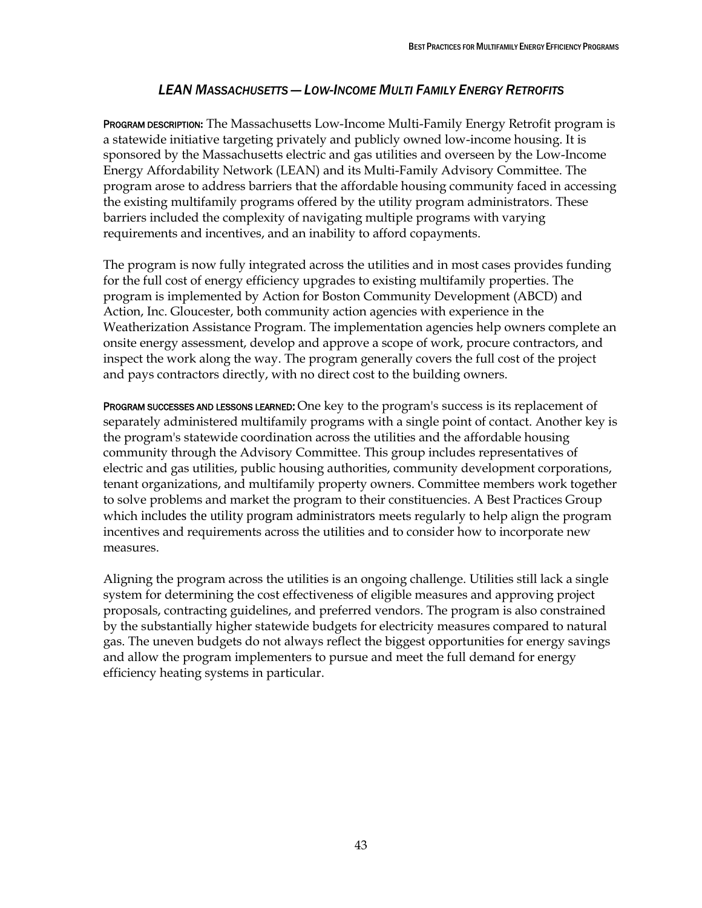## *LEAN MASSACHUSETTS — LOW-INCOME MULTI FAMILY ENERGY RETROFITS*

**PROGRAM DESCRIPTION:** The Massachusetts Low-Income Multi-Family Energy Retrofit program is a statewide initiative targeting privately and publicly owned low-income housing. It is sponsored by the Massachusetts electric and gas utilities and overseen by the Low-Income Energy Affordability Network (LEAN) and its Multi-Family Advisory Committee. The program arose to address barriers that the affordable housing community faced in accessing the existing multifamily programs offered by the utility program administrators. These barriers included the complexity of navigating multiple programs with varying requirements and incentives, and an inability to afford copayments.

The program is now fully integrated across the utilities and in most cases provides funding for the full cost of energy efficiency upgrades to existing multifamily properties. The program is implemented by Action for Boston Community Development (ABCD) and Action, Inc. Gloucester, both community action agencies with experience in the Weatherization Assistance Program. The implementation agencies help owners complete an onsite energy assessment, develop and approve a scope of work, procure contractors, and inspect the work along the way. The program generally covers the full cost of the project and pays contractors directly, with no direct cost to the building owners.

**PROGRAM SUCCESSES AND LESSONS LEARNED:** One key to the program's success is its replacement of separately administered multifamily programs with a single point of contact. Another key is the program's statewide coordination across the utilities and the affordable housing community through the Advisory Committee. This group includes representatives of electric and gas utilities, public housing authorities, community development corporations, tenant organizations, and multifamily property owners. Committee members work together to solve problems and market the program to their constituencies. A Best Practices Group which includes the utility program administrators meets regularly to help align the program incentives and requirements across the utilities and to consider how to incorporate new measures.

Aligning the program across the utilities is an ongoing challenge. Utilities still lack a single system for determining the cost effectiveness of eligible measures and approving project proposals, contracting guidelines, and preferred vendors. The program is also constrained by the substantially higher statewide budgets for electricity measures compared to natural gas. The uneven budgets do not always reflect the biggest opportunities for energy savings and allow the program implementers to pursue and meet the full demand for energy efficiency heating systems in particular.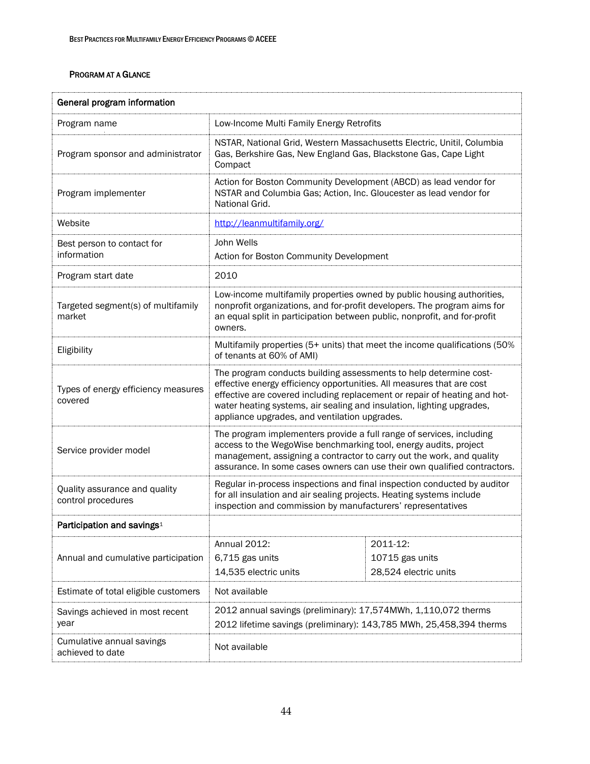### Program at a Glance

| General program information | | |
|---|---|---|
| Program name | Low-Income Multi Family Energy Retrofits | |
| Program sponsor and administrator | NSTAR, National Grid, Western Massachusetts Electric, Unitil, Columbia Gas, Berkshire Gas, New England Gas, Blackstone Gas, Cape Light Compact | |
| Program implementer | Action for Boston Community Development (ABCD) as lead vendor for NSTAR and Columbia Gas; Action, Inc. Gloucester as lead vendor for National Grid. | |
| Website | [http://leanmultifamily.org/](http://leanmultifamily.org/) | |
| Best person to contact for information | John Wells<br>Action for Boston Community Development | |
| Program start date | 2010 | |
| Targeted segment(s) of multifamily market | Low-income multifamily properties owned by public housing authorities, nonprofit organizations, and for-profit developers. The program aims for an equal split in participation between public, nonprofit, and for-profit owners. | |
| Eligibility | Multifamily properties (5+ units) that meet the income qualifications (50% of tenants at 60% of AMI) | |
| Types of energy efficiency measures covered | The program conducts building assessments to help determine cost-effective energy efficiency opportunities. All measures that are cost effective are covered including replacement or repair of heating and hot-water heating systems, air sealing and insulation, lighting upgrades, appliance upgrades, and ventilation upgrades. | |
| Service provider model | The program implementers provide a full range of services, including access to the WegoWise benchmarking tool, energy audits, project management, assigning a contractor to carry out the work, and quality assurance. In some cases owners can use their own qualified contractors. | |
| Quality assurance and quality control procedures | Regular in-process inspections and final inspection conducted by auditor for all insulation and air sealing projects. Heating systems include inspection and commission by manufacturers' representatives | |
| **Participation and savings**[1] | | |
| Annual and cumulative participation | Annual 2012:<br>6,715 gas units<br>14,535 electric units | 2011-12:<br>10715 gas units<br>28,524 electric units |
| Estimate of total eligible customers | Not available | |
| Savings achieved in most recent year | 2012 annual savings (preliminary): 17,574MWh, 1,110,072 therms<br>2012 lifetime savings (preliminary): 143,785 MWh, 25,458,394 therms | |
| Cumulative annual savings achieved to date | Not available | |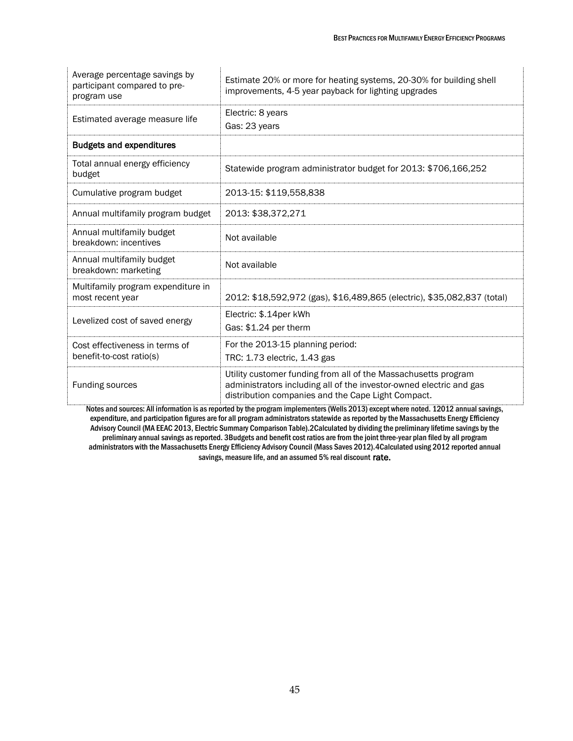| | |
|---|---|
| Average percentage savings by participant compared to pre-program use | Estimate 20% or more for heating systems, 20-30% for building shell improvements, 4-5 year payback for lighting upgrades |
| Estimated average measure life | Electric: 8 years<br>Gas: 23 years |
| **Budgets and expenditures** | |
| Total annual energy efficiency budget | Statewide program administrator budget for 2013: $706,166,252 |
| Cumulative program budget | 2013-15: $119,558,838 |
| Annual multifamily program budget | 2013: $38,372,271 |
| Annual multifamily budget breakdown: incentives | Not available |
| Annual multifamily budget breakdown: marketing | Not available |
| Multifamily program expenditure in most recent year | 2012: $18,592,972 (gas), $16,489,865 (electric), $35,082,837 (total) |
| Levelized cost of saved energy | Electric: $.14per kWh<br>Gas: $1.24 per therm |
| Cost effectiveness in terms of benefit-to-cost ratio(s) | For the 2013-15 planning period:<br>TRC: 1.73 electric, 1.43 gas |
| Funding sources | Utility customer funding from all of the Massachusetts program administrators including all of the investor-owned electric and gas distribution companies and the Cape Light Compact. |

Notes and sources: All information is as reported by the program implementers (Wells 2013) except where noted. 12012 annual savings, expenditure, and participation figures are for all program administrators statewide as reported by the Massachusetts Energy Efficiency Advisory Council (MA EEAC 2013, Electric Summary Comparison Table).2Calculated by dividing the preliminary lifetime savings by the preliminary annual savings as reported. 3Budgets and benefit cost ratios are from the joint three-year plan filed by all program administrators with the Massachusetts Energy Efficiency Advisory Council (Mass Saves 2012).4Calculated using 2012 reported annual savings, measure life, and an assumed 5% real discount rate.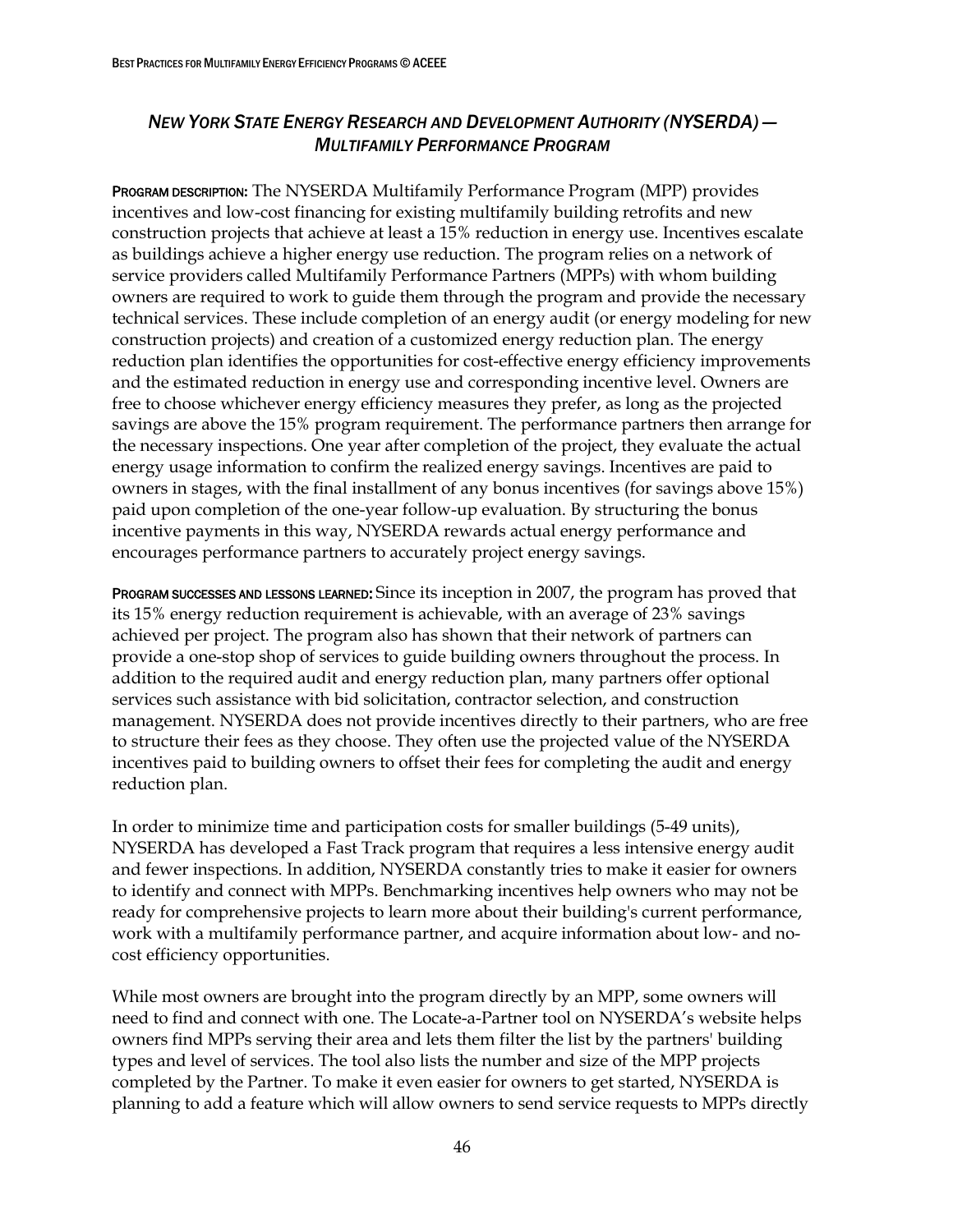## *NEW YORK STATE ENERGY RESEARCH AND DEVELOPMENT AUTHORITY (NYSERDA) — MULTIFAMILY PERFORMANCE PROGRAM*

**PROGRAM DESCRIPTION:** The NYSERDA Multifamily Performance Program (MPP) provides incentives and low-cost financing for existing multifamily building retrofits and new construction projects that achieve at least a 15% reduction in energy use. Incentives escalate as buildings achieve a higher energy use reduction. The program relies on a network of service providers called Multifamily Performance Partners (MPPs) with whom building owners are required to work to guide them through the program and provide the necessary technical services. These include completion of an energy audit (or energy modeling for new construction projects) and creation of a customized energy reduction plan. The energy reduction plan identifies the opportunities for cost-effective energy efficiency improvements and the estimated reduction in energy use and corresponding incentive level. Owners are free to choose whichever energy efficiency measures they prefer, as long as the projected savings are above the 15% program requirement. The performance partners then arrange for the necessary inspections. One year after completion of the project, they evaluate the actual energy usage information to confirm the realized energy savings. Incentives are paid to owners in stages, with the final installment of any bonus incentives (for savings above 15%) paid upon completion of the one-year follow-up evaluation. By structuring the bonus incentive payments in this way, NYSERDA rewards actual energy performance and encourages performance partners to accurately project energy savings.

**PROGRAM SUCCESSES AND LESSONS LEARNED:** Since its inception in 2007, the program has proved that its 15% energy reduction requirement is achievable, with an average of 23% savings achieved per project. The program also has shown that their network of partners can provide a one-stop shop of services to guide building owners throughout the process. In addition to the required audit and energy reduction plan, many partners offer optional services such assistance with bid solicitation, contractor selection, and construction management. NYSERDA does not provide incentives directly to their partners, who are free to structure their fees as they choose. They often use the projected value of the NYSERDA incentives paid to building owners to offset their fees for completing the audit and energy reduction plan.

In order to minimize time and participation costs for smaller buildings (5-49 units), NYSERDA has developed a Fast Track program that requires a less intensive energy audit and fewer inspections. In addition, NYSERDA constantly tries to make it easier for owners to identify and connect with MPPs. Benchmarking incentives help owners who may not be ready for comprehensive projects to learn more about their building's current performance, work with a multifamily performance partner, and acquire information about low- and no-cost efficiency opportunities.

While most owners are brought into the program directly by an MPP, some owners will need to find and connect with one. The Locate-a-Partner tool on NYSERDA's website helps owners find MPPs serving their area and lets them filter the list by the partners' building types and level of services. The tool also lists the number and size of the MPP projects completed by the Partner. To make it even easier for owners to get started, NYSERDA is planning to add a feature which will allow owners to send service requests to MPPs directly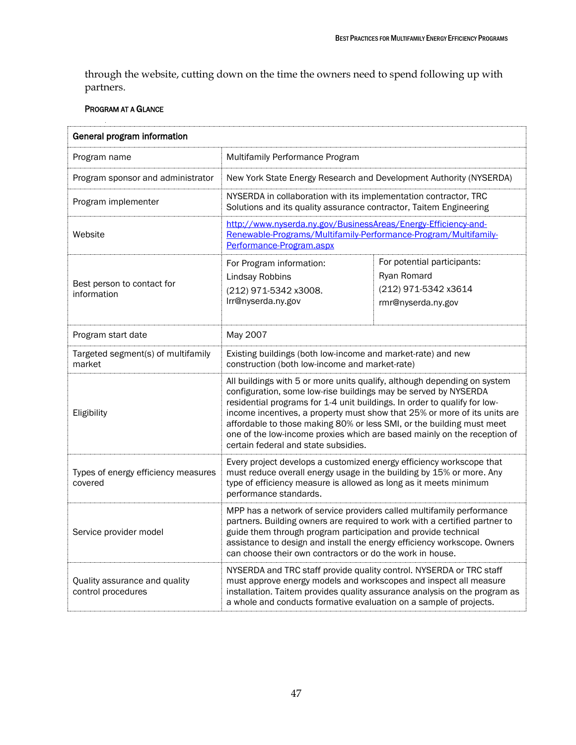through the website, cutting down on the time the owners need to spend following up with partners.

#### PROGRAM AT A GLANCE

| General program information | | |
|---|---|---|
| Program name | Multifamily Performance Program | |
| Program sponsor and administrator | New York State Energy Research and Development Authority (NYSERDA) | |
| Program implementer | NYSERDA in collaboration with its implementation contractor, TRC Solutions and its quality assurance contractor, Taitem Engineering | |
| Website | [http://www.nyserda.ny.gov/BusinessAreas/Energy-Efficiency-and-Renewable-Programs/Multifamily-Performance-Program/Multifamily-Performance-Program.aspx](http://www.nyserda.ny.gov/BusinessAreas/Energy-Efficiency-and-Renewable-Programs/Multifamily-Performance-Program/Multifamily-Performance-Program.aspx) | |
| Best person to contact for information | For Program information:<br>Lindsay Robbins<br>(212) 971-5342 x3008.<br>lrr@nyserda.ny.gov | For potential participants:<br>Ryan Romard<br>(212) 971-5342 x3614<br>rmr@nyserda.ny.gov |
| Program start date | May 2007 | |
| Targeted segment(s) of multifamily market | Existing buildings (both low-income and market-rate) and new construction (both low-income and market-rate) | |
| Eligibility | All buildings with 5 or more units qualify, although depending on system configuration, some low-rise buildings may be served by NYSERDA residential programs for 1-4 unit buildings. In order to qualify for low-income incentives, a property must show that 25% or more of its units are affordable to those making 80% or less SMI, or the building must meet one of the low-income proxies which are based mainly on the reception of certain federal and state subsidies. | |
| Types of energy efficiency measures covered | Every project develops a customized energy efficiency workscope that must reduce overall energy usage in the building by 15% or more. Any type of efficiency measure is allowed as long as it meets minimum performance standards. | |
| Service provider model | MPP has a network of service providers called multifamily performance partners. Building owners are required to work with a certified partner to guide them through program participation and provide technical assistance to design and install the energy efficiency workscope. Owners can choose their own contractors or do the work in house. | |
| Quality assurance and quality control procedures | NYSERDA and TRC staff provide quality control. NYSERDA or TRC staff must approve energy models and workscopes and inspect all measure installation. Taitem provides quality assurance analysis on the program as a whole and conducts formative evaluation on a sample of projects. | |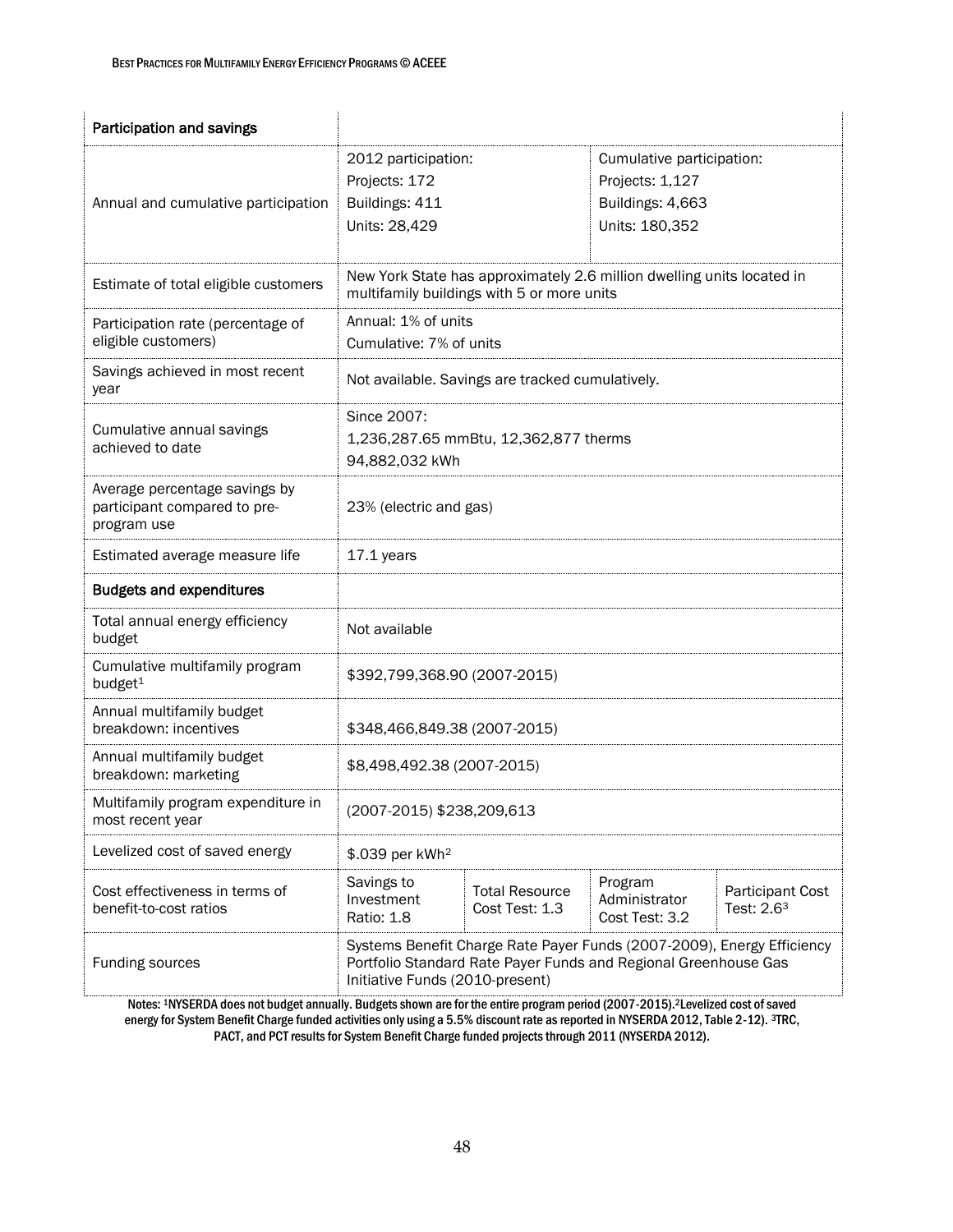| Participation and savings | | | | |
|---|---|---|---|---|
| Annual and cumulative participation | 2012 participation:<br>Projects: 172<br>Buildings: 411<br>Units: 28,429 | | Cumulative participation:<br>Projects: 1,127<br>Buildings: 4,663<br>Units: 180,352 | |
| Estimate of total eligible customers | New York State has approximately 2.6 million dwelling units located in multifamily buildings with 5 or more units | | | |
| Participation rate (percentage of eligible customers) | Annual: 1% of units<br>Cumulative: 7% of units | | | |
| Savings achieved in most recent year | Not available. Savings are tracked cumulatively. | | | |
| Cumulative annual savings achieved to date | Since 2007:<br>1,236,287.65 mmBtu, 12,362,877 therms<br>94,882,032 kWh | | | |
| Average percentage savings by participant compared to pre-program use | 23% (electric and gas) | | | |
| Estimated average measure life | 17.1 years | | | |
| **Budgets and expenditures** | | | | |
| Total annual energy efficiency budget | Not available | | | |
| Cumulative multifamily program budget[1] | $392,799,368.90 (2007-2015) | | | |
| Annual multifamily budget breakdown: incentives | $348,466,849.38 (2007-2015) | | | |
| Annual multifamily budget breakdown: marketing | $8,498,492.38 (2007-2015) | | | |
| Multifamily program expenditure in most recent year | (2007-2015) $238,209,613 | | | |
| Levelized cost of saved energy | $.039 per kWh[2] | | | |
| Cost effectiveness in terms of benefit-to-cost ratios | Savings to Investment Ratio: 1.8 | Total Resource Cost Test: 1.3 | Program Administrator Cost Test: 3.2 | Participant Cost Test: 2.6[3] |
| Funding sources | Systems Benefit Charge Rate Payer Funds (2007-2009), Energy Efficiency Portfolio Standard Rate Payer Funds and Regional Greenhouse Gas Initiative Funds (2010-present) | | | |

Notes: [1]NYSERDA does not budget annually. Budgets shown are for the entire program period (2007-2015).[2]Levelized cost of saved energy for System Benefit Charge funded activities only using a 5.5% discount rate as reported in NYSERDA 2012, Table 2-12). [3]TRC, PACT, and PCT results for System Benefit Charge funded projects through 2011 (NYSERDA 2012).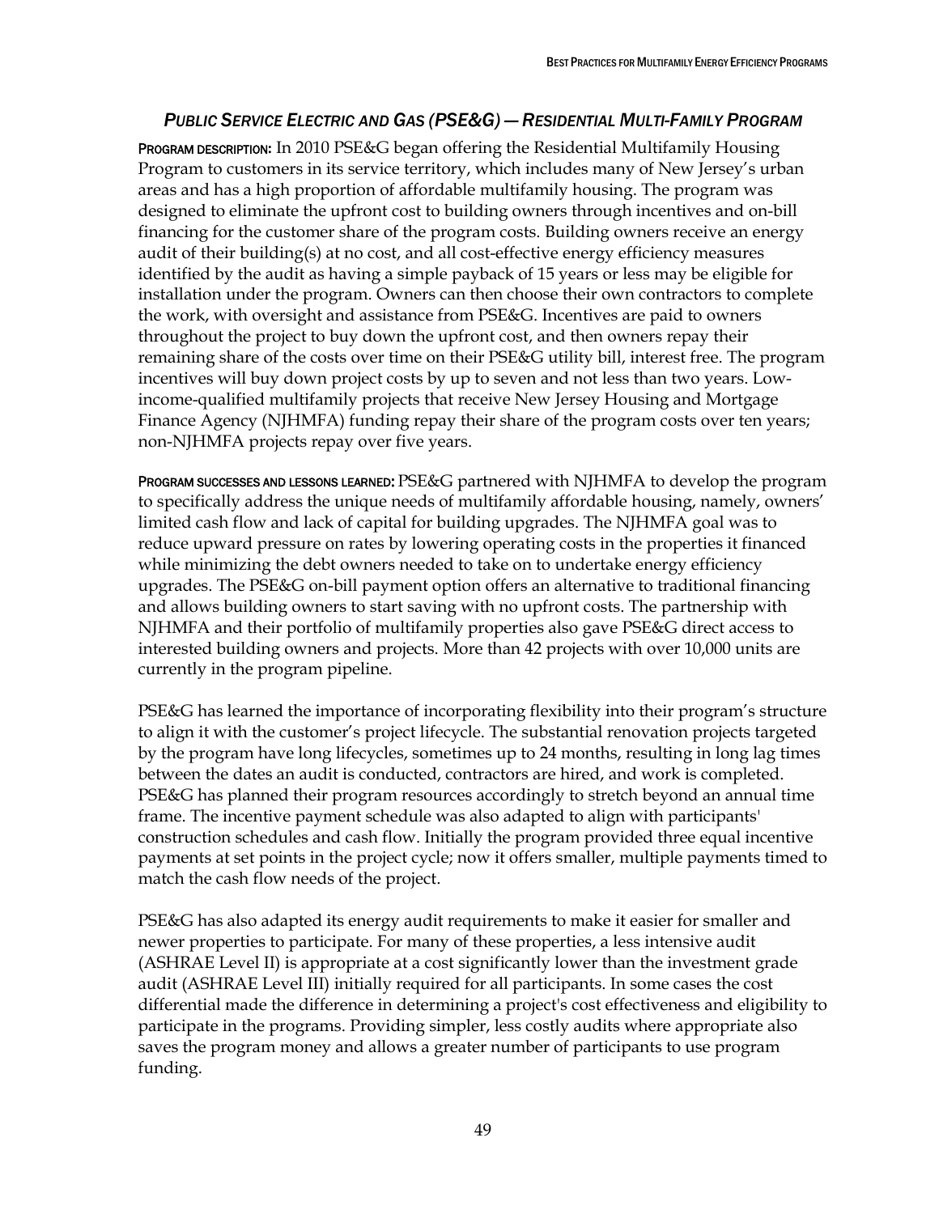### *Public Service Electric and Gas (PSE&G) — Residential Multi-Family Program*

**Program description:** In 2010 PSE&G began offering the Residential Multifamily Housing Program to customers in its service territory, which includes many of New Jersey's urban areas and has a high proportion of affordable multifamily housing. The program was designed to eliminate the upfront cost to building owners through incentives and on-bill financing for the customer share of the program costs. Building owners receive an energy audit of their building(s) at no cost, and all cost-effective energy efficiency measures identified by the audit as having a simple payback of 15 years or less may be eligible for installation under the program. Owners can then choose their own contractors to complete the work, with oversight and assistance from PSE&G. Incentives are paid to owners throughout the project to buy down the upfront cost, and then owners repay their remaining share of the costs over time on their PSE&G utility bill, interest free. The program incentives will buy down project costs by up to seven and not less than two years. Low-income-qualified multifamily projects that receive New Jersey Housing and Mortgage Finance Agency (NJHMFA) funding repay their share of the program costs over ten years; non-NJHMFA projects repay over five years.

**Program successes and lessons learned:** PSE&G partnered with NJHMFA to develop the program to specifically address the unique needs of multifamily affordable housing, namely, owners' limited cash flow and lack of capital for building upgrades. The NJHMFA goal was to reduce upward pressure on rates by lowering operating costs in the properties it financed while minimizing the debt owners needed to take on to undertake energy efficiency upgrades. The PSE&G on-bill payment option offers an alternative to traditional financing and allows building owners to start saving with no upfront costs. The partnership with NJHMFA and their portfolio of multifamily properties also gave PSE&G direct access to interested building owners and projects. More than 42 projects with over 10,000 units are currently in the program pipeline.

PSE&G has learned the importance of incorporating flexibility into their program's structure to align it with the customer's project lifecycle. The substantial renovation projects targeted by the program have long lifecycles, sometimes up to 24 months, resulting in long lag times between the dates an audit is conducted, contractors are hired, and work is completed. PSE&G has planned their program resources accordingly to stretch beyond an annual time frame. The incentive payment schedule was also adapted to align with participants' construction schedules and cash flow. Initially the program provided three equal incentive payments at set points in the project cycle; now it offers smaller, multiple payments timed to match the cash flow needs of the project.

PSE&G has also adapted its energy audit requirements to make it easier for smaller and newer properties to participate. For many of these properties, a less intensive audit (ASHRAE Level II) is appropriate at a cost significantly lower than the investment grade audit (ASHRAE Level III) initially required for all participants. In some cases the cost differential made the difference in determining a project's cost effectiveness and eligibility to participate in the programs. Providing simpler, less costly audits where appropriate also saves the program money and allows a greater number of participants to use program funding.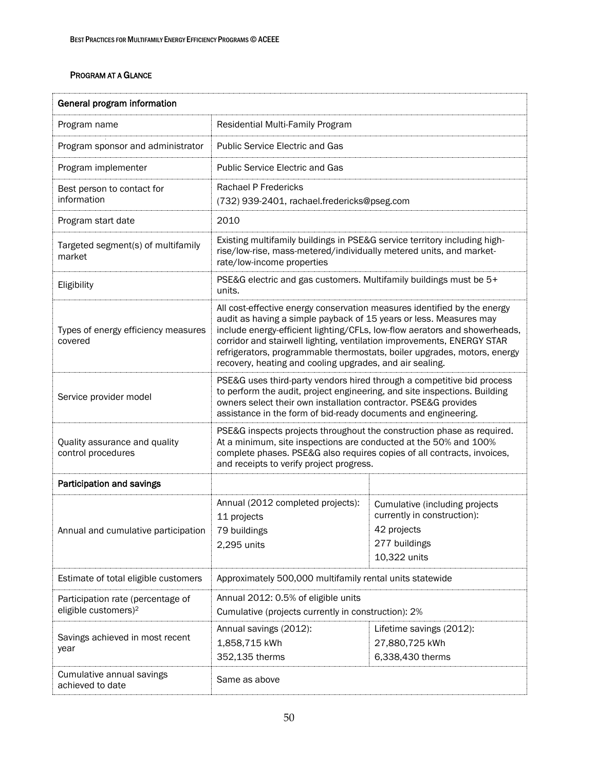### PROGRAM AT A GLANCE

| General program information | | |
|---|---|---|
| Program name | Residential Multi-Family Program | |
| Program sponsor and administrator | Public Service Electric and Gas | |
| Program implementer | Public Service Electric and Gas | |
| Best person to contact for information | Rachael P Fredericks<br>(732) 939-2401, rachael.fredericks@pseg.com | |
| Program start date | 2010 | |
| Targeted segment(s) of multifamily market | Existing multifamily buildings in PSE&G service territory including high-rise/low-rise, mass-metered/individually metered units, and market-rate/low-income properties | |
| Eligibility | PSE&G electric and gas customers. Multifamily buildings must be 5+ units. | |
| Types of energy efficiency measures covered | All cost-effective energy conservation measures identified by the energy audit as having a simple payback of 15 years or less. Measures may include energy-efficient lighting/CFLs, low-flow aerators and showerheads, corridor and stairwell lighting, ventilation improvements, ENERGY STAR refrigerators, programmable thermostats, boiler upgrades, motors, energy recovery, heating and cooling upgrades, and air sealing. | |
| Service provider model | PSE&G uses third-party vendors hired through a competitive bid process to perform the audit, project engineering, and site inspections. Building owners select their own installation contractor. PSE&G provides assistance in the form of bid-ready documents and engineering. | |
| Quality assurance and quality control procedures | PSE&G inspects projects throughout the construction phase as required. At a minimum, site inspections are conducted at the 50% and 100% complete phases. PSE&G also requires copies of all contracts, invoices, and receipts to verify project progress. | |
| **Participation and savings** | | |
| Annual and cumulative participation | Annual (2012 completed projects):<br>11 projects<br>79 buildings<br>2,295 units | Cumulative (including projects currently in construction):<br>42 projects<br>277 buildings<br>10,322 units |
| Estimate of total eligible customers | Approximately 500,000 multifamily rental units statewide | |
| Participation rate (percentage of eligible customers)[2] | Annual 2012: 0.5% of eligible units<br>Cumulative (projects currently in construction): 2% | |
| Savings achieved in most recent year | Annual savings (2012):<br>1,858,715 kWh<br>352,135 therms | Lifetime savings (2012):<br>27,880,725 kWh<br>6,338,430 therms |
| Cumulative annual savings achieved to date | Same as above | |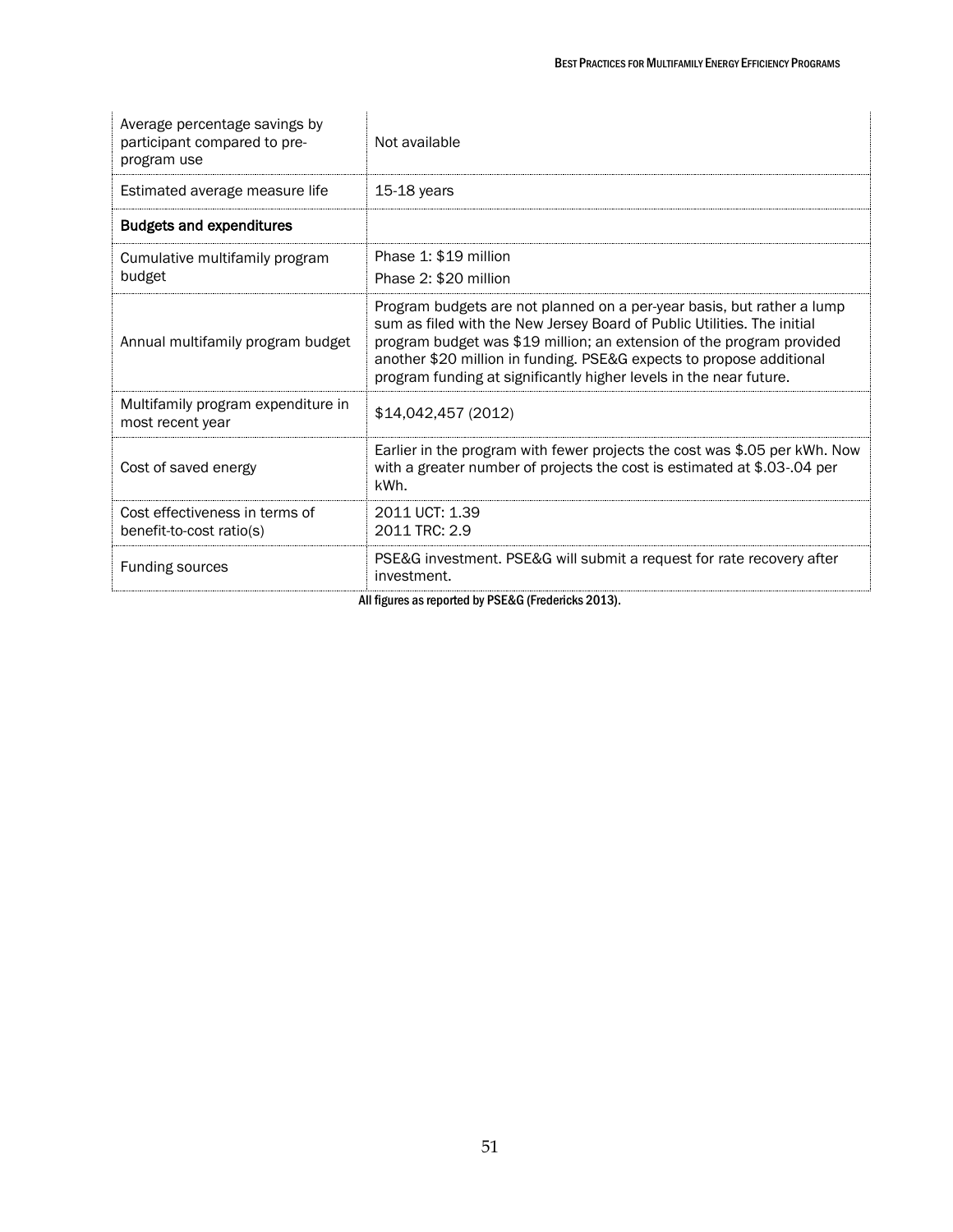| | |
|---|---|
| Average percentage savings by participant compared to pre-program use | Not available |
| Estimated average measure life | 15-18 years |
| **Budgets and expenditures** | |
| Cumulative multifamily program budget | Phase 1: $19 million<br>Phase 2: $20 million |
| Annual multifamily program budget | Program budgets are not planned on a per-year basis, but rather a lump sum as filed with the New Jersey Board of Public Utilities. The initial program budget was $19 million; an extension of the program provided another $20 million in funding. PSE&G expects to propose additional program funding at significantly higher levels in the near future. |
| Multifamily program expenditure in most recent year | $14,042,457 (2012) |
| Cost of saved energy | Earlier in the program with fewer projects the cost was $.05 per kWh. Now with a greater number of projects the cost is estimated at $.03-.04 per kWh. |
| Cost effectiveness in terms of benefit-to-cost ratio(s) | 2011 UCT: 1.39<br>2011 TRC: 2.9 |
| Funding sources | PSE&G investment. PSE&G will submit a request for rate recovery after investment. |

All figures as reported by PSE&G (Fredericks 2013).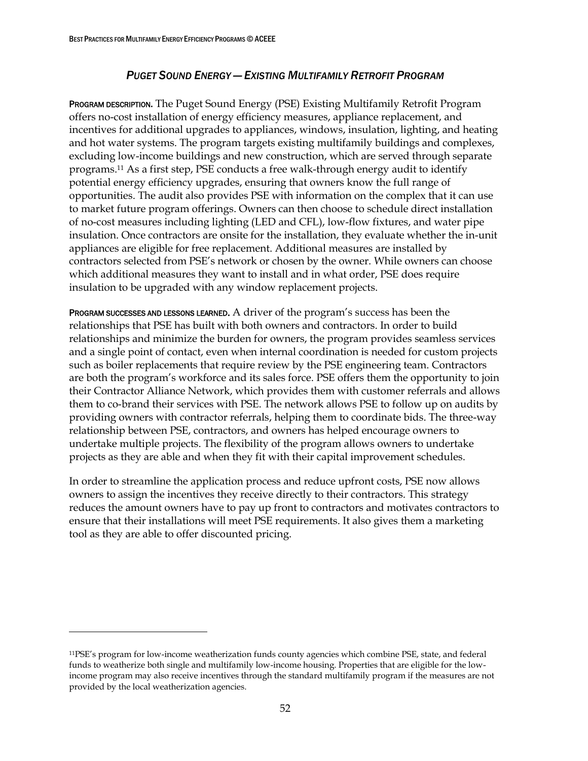### *PUGET SOUND ENERGY — EXISTING MULTIFAMILY RETROFIT PROGRAM*

**PROGRAM DESCRIPTION.** The Puget Sound Energy (PSE) Existing Multifamily Retrofit Program offers no-cost installation of energy efficiency measures, appliance replacement, and incentives for additional upgrades to appliances, windows, insulation, lighting, and heating and hot water systems. The program targets existing multifamily buildings and complexes, excluding low-income buildings and new construction, which are served through separate programs.[11] As a first step, PSE conducts a free walk-through energy audit to identify potential energy efficiency upgrades, ensuring that owners know the full range of opportunities. The audit also provides PSE with information on the complex that it can use to market future program offerings. Owners can then choose to schedule direct installation of no-cost measures including lighting (LED and CFL), low-flow fixtures, and water pipe insulation. Once contractors are onsite for the installation, they evaluate whether the in-unit appliances are eligible for free replacement. Additional measures are installed by contractors selected from PSE's network or chosen by the owner. While owners can choose which additional measures they want to install and in what order, PSE does require insulation to be upgraded with any window replacement projects.

**PROGRAM SUCCESSES AND LESSONS LEARNED.** A driver of the program's success has been the relationships that PSE has built with both owners and contractors. In order to build relationships and minimize the burden for owners, the program provides seamless services and a single point of contact, even when internal coordination is needed for custom projects such as boiler replacements that require review by the PSE engineering team. Contractors are both the program's workforce and its sales force. PSE offers them the opportunity to join their Contractor Alliance Network, which provides them with customer referrals and allows them to co-brand their services with PSE. The network allows PSE to follow up on audits by providing owners with contractor referrals, helping them to coordinate bids. The three-way relationship between PSE, contractors, and owners has helped encourage owners to undertake multiple projects. The flexibility of the program allows owners to undertake projects as they are able and when they fit with their capital improvement schedules.

In order to streamline the application process and reduce upfront costs, PSE now allows owners to assign the incentives they receive directly to their contractors. This strategy reduces the amount owners have to pay up front to contractors and motivates contractors to ensure that their installations will meet PSE requirements. It also gives them a marketing tool as they are able to offer discounted pricing.

---

[11] PSE's program for low-income weatherization funds county agencies which combine PSE, state, and federal funds to weatherize both single and multifamily low-income housing. Properties that are eligible for the low-income program may also receive incentives through the standard multifamily program if the measures are not provided by the local weatherization agencies.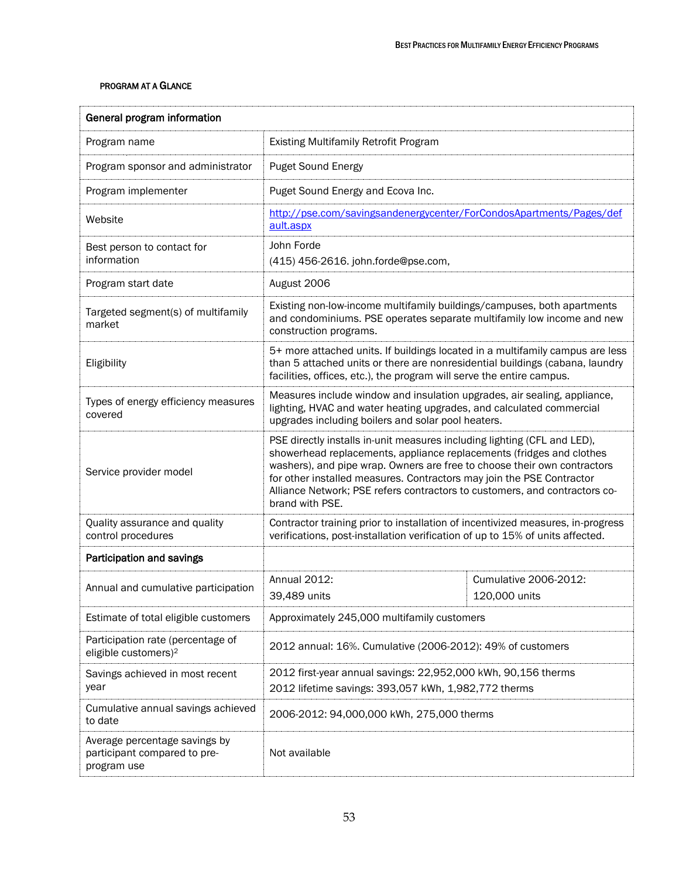#### Program at a Glance

| General program information | | |
|---|---|---|
| Program name | Existing Multifamily Retrofit Program | |
| Program sponsor and administrator | Puget Sound Energy | |
| Program implementer | Puget Sound Energy and Ecova Inc. | |
| Website | http://pse.com/savingsandenergycenter/ForCondosApartments/Pages/default.aspx | |
| Best person to contact for information | John Forde<br>(415) 456-2616. john.forde@pse.com, | |
| Program start date | August 2006 | |
| Targeted segment(s) of multifamily market | Existing non-low-income multifamily buildings/campuses, both apartments and condominiums. PSE operates separate multifamily low income and new construction programs. | |
| Eligibility | 5+ more attached units. If buildings located in a multifamily campus are less than 5 attached units or there are nonresidential buildings (cabana, laundry facilities, offices, etc.), the program will serve the entire campus. | |
| Types of energy efficiency measures covered | Measures include window and insulation upgrades, air sealing, appliance, lighting, HVAC and water heating upgrades, and calculated commercial upgrades including boilers and solar pool heaters. | |
| Service provider model | PSE directly installs in-unit measures including lighting (CFL and LED), showerhead replacements, appliance replacements (fridges and clothes washers), and pipe wrap. Owners are free to choose their own contractors for other installed measures. Contractors may join the PSE Contractor Alliance Network; PSE refers contractors to customers, and contractors co-brand with PSE. | |
| Quality assurance and quality control procedures | Contractor training prior to installation of incentivized measures, in-progress verifications, post-installation verification of up to 15% of units affected. | |
| **Participation and savings** | | |
| Annual and cumulative participation | Annual 2012:<br>39,489 units | Cumulative 2006-2012:<br>120,000 units |
| Estimate of total eligible customers | Approximately 245,000 multifamily customers | |
| Participation rate (percentage of eligible customers)[2] | 2012 annual: 16%. Cumulative (2006-2012): 49% of customers | |
| Savings achieved in most recent year | 2012 first-year annual savings: 22,952,000 kWh, 90,156 therms<br>2012 lifetime savings: 393,057 kWh, 1,982,772 therms | |
| Cumulative annual savings achieved to date | 2006-2012: 94,000,000 kWh, 275,000 therms | |
| Average percentage savings by participant compared to pre-program use | Not available | |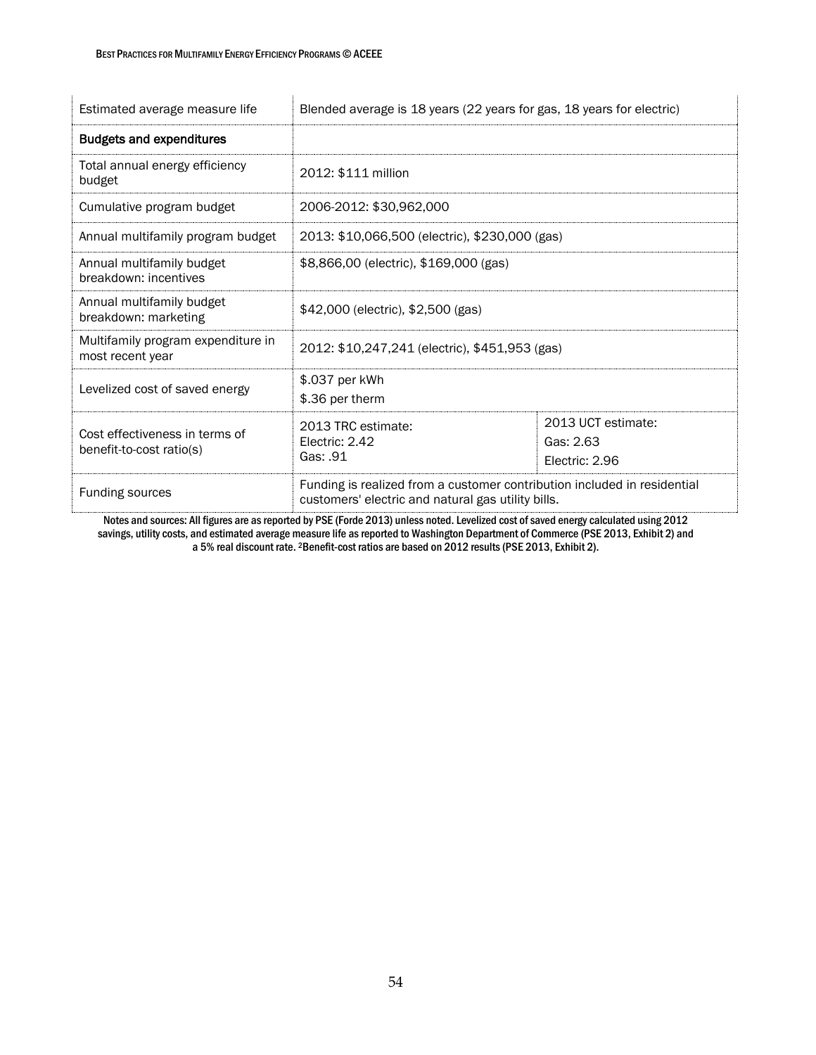| | | |
|---|---|---|
| Estimated average measure life | Blended average is 18 years (22 years for gas, 18 years for electric) | |
| **Budgets and expenditures** | | |
| Total annual energy efficiency budget | 2012: $111 million | |
| Cumulative program budget | 2006-2012: $30,962,000 | |
| Annual multifamily program budget | 2013: $10,066,500 (electric), $230,000 (gas) | |
| Annual multifamily budget breakdown: incentives | $8,866,00 (electric), $169,000 (gas) | |
| Annual multifamily budget breakdown: marketing | $42,000 (electric), $2,500 (gas) | |
| Multifamily program expenditure in most recent year | 2012: $10,247,241 (electric), $451,953 (gas) | |
| Levelized cost of saved energy | $.037 per kWh<br>$.36 per therm | |
| Cost effectiveness in terms of benefit-to-cost ratio(s) | 2013 TRC estimate:<br>Electric: 2.42<br>Gas: .91 | 2013 UCT estimate:<br>Gas: 2.63<br>Electric: 2.96 |
| Funding sources | Funding is realized from a customer contribution included in residential customers' electric and natural gas utility bills. | |

Notes and sources: All figures are as reported by PSE (Forde 2013) unless noted. Levelized cost of saved energy calculated using 2012 savings, utility costs, and estimated average measure life as reported to Washington Department of Commerce (PSE 2013, Exhibit 2) and a 5% real discount rate. [2]Benefit-cost ratios are based on 2012 results (PSE 2013, Exhibit 2).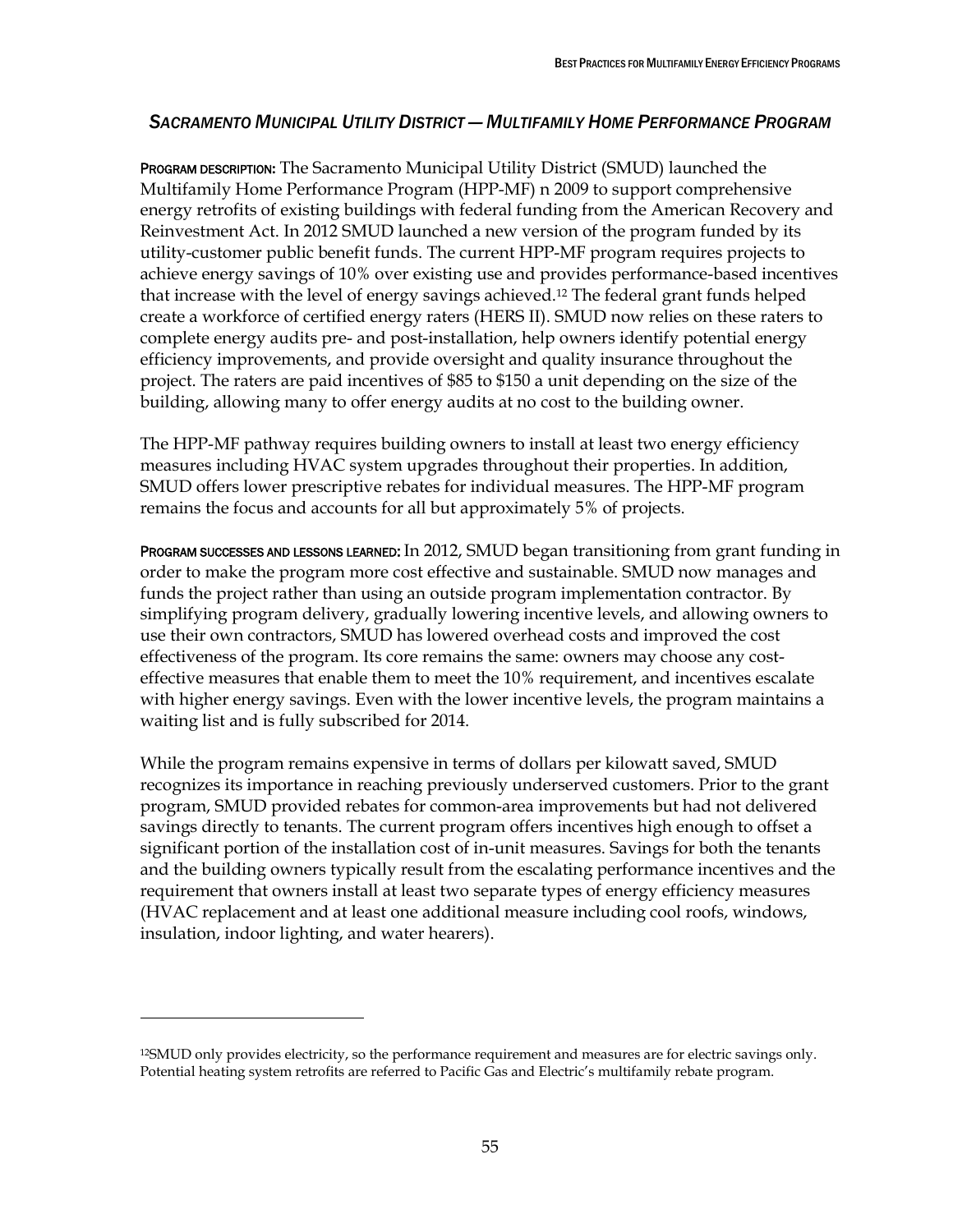### *Sacramento Municipal Utility District — Multifamily Home Performance Program*

**Program description:** The Sacramento Municipal Utility District (SMUD) launched the Multifamily Home Performance Program (HPP-MF) n 2009 to support comprehensive energy retrofits of existing buildings with federal funding from the American Recovery and Reinvestment Act. In 2012 SMUD launched a new version of the program funded by its utility-customer public benefit funds. The current HPP-MF program requires projects to achieve energy savings of 10% over existing use and provides performance-based incentives that increase with the level of energy savings achieved.[12] The federal grant funds helped create a workforce of certified energy raters (HERS II). SMUD now relies on these raters to complete energy audits pre- and post-installation, help owners identify potential energy efficiency improvements, and provide oversight and quality insurance throughout the project. The raters are paid incentives of $85 to $150 a unit depending on the size of the building, allowing many to offer energy audits at no cost to the building owner.

The HPP-MF pathway requires building owners to install at least two energy efficiency measures including HVAC system upgrades throughout their properties. In addition, SMUD offers lower prescriptive rebates for individual measures. The HPP-MF program remains the focus and accounts for all but approximately 5% of projects.

**Program successes and lessons learned:** In 2012, SMUD began transitioning from grant funding in order to make the program more cost effective and sustainable. SMUD now manages and funds the project rather than using an outside program implementation contractor. By simplifying program delivery, gradually lowering incentive levels, and allowing owners to use their own contractors, SMUD has lowered overhead costs and improved the cost effectiveness of the program. Its core remains the same: owners may choose any cost-effective measures that enable them to meet the 10% requirement, and incentives escalate with higher energy savings. Even with the lower incentive levels, the program maintains a waiting list and is fully subscribed for 2014.

While the program remains expensive in terms of dollars per kilowatt saved, SMUD recognizes its importance in reaching previously underserved customers. Prior to the grant program, SMUD provided rebates for common-area improvements but had not delivered savings directly to tenants. The current program offers incentives high enough to offset a significant portion of the installation cost of in-unit measures. Savings for both the tenants and the building owners typically result from the escalating performance incentives and the requirement that owners install at least two separate types of energy efficiency measures (HVAC replacement and at least one additional measure including cool roofs, windows, insulation, indoor lighting, and water hearers).

---

[12]SMUD only provides electricity, so the performance requirement and measures are for electric savings only. Potential heating system retrofits are referred to Pacific Gas and Electric's multifamily rebate program.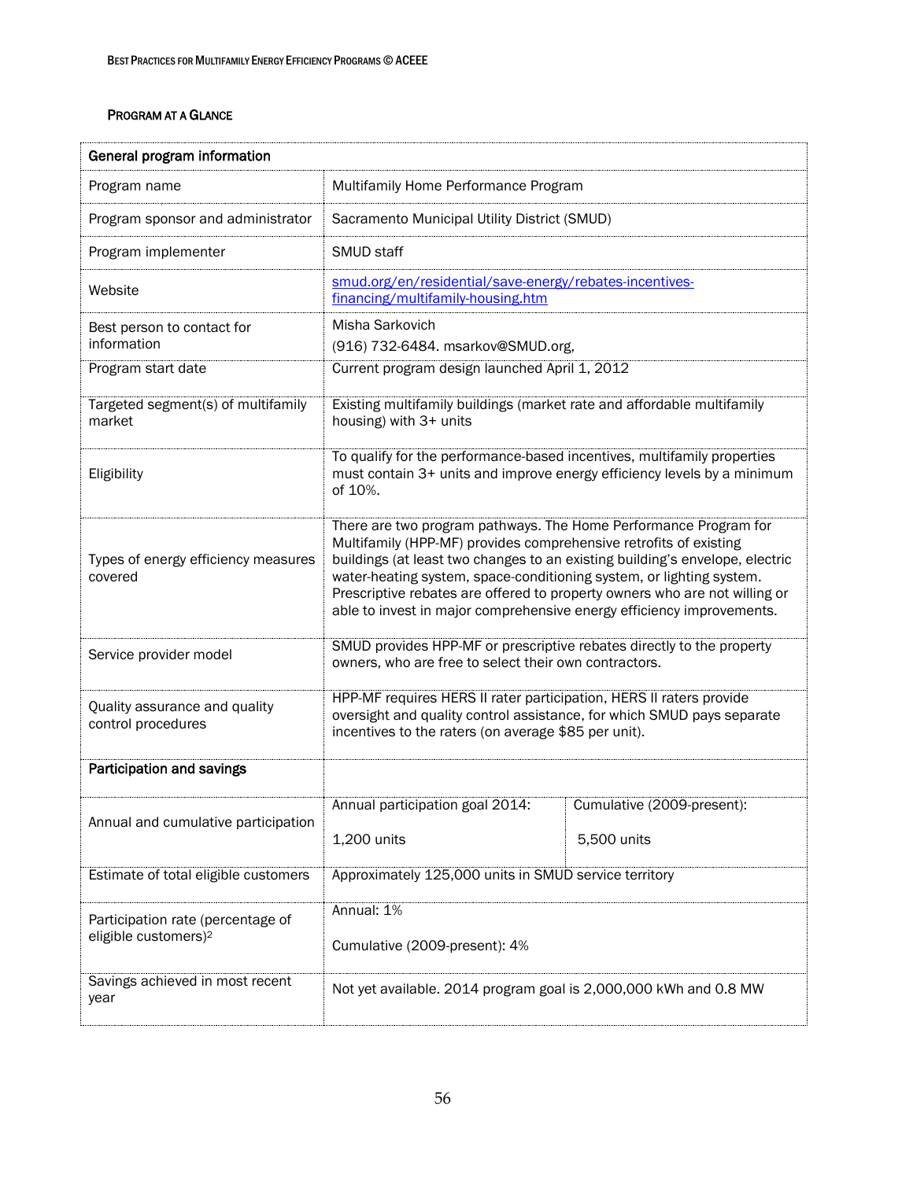### Program at a Glance

| General program information | | |
|---|---|---|
| Program name | Multifamily Home Performance Program | |
| Program sponsor and administrator | Sacramento Municipal Utility District (SMUD) | |
| Program implementer | SMUD staff | |
| Website | [smud.org/en/residential/save-energy/rebates-incentives-financing/multifamily-housing.htm](smud.org/en/residential/save-energy/rebates-incentives-financing/multifamily-housing.htm) | |
| Best person to contact for information | Misha Sarkovich<br>(916) 732-6484. msarkov@SMUD.org, | |
| Program start date | Current program design launched April 1, 2012 | |
| Targeted segment(s) of multifamily market | Existing multifamily buildings (market rate and affordable multifamily housing) with 3+ units | |
| Eligibility | To qualify for the performance-based incentives, multifamily properties must contain 3+ units and improve energy efficiency levels by a minimum of 10%. | |
| Types of energy efficiency measures covered | There are two program pathways. The Home Performance Program for Multifamily (HPP-MF) provides comprehensive retrofits of existing buildings (at least two changes to an existing building's envelope, electric water-heating system, space-conditioning system, or lighting system. Prescriptive rebates are offered to property owners who are not willing or able to invest in major comprehensive energy efficiency improvements. | |
| Service provider model | SMUD provides HPP-MF or prescriptive rebates directly to the property owners, who are free to select their own contractors. | |
| Quality assurance and quality control procedures | HPP-MF requires HERS II rater participation, HERS II raters provide oversight and quality control assistance, for which SMUD pays separate incentives to the raters (on average $85 per unit). | |
| **Participation and savings** | | |
| Annual and cumulative participation | Annual participation goal 2014:<br>1,200 units | Cumulative (2009-present):<br>5,500 units |
| Estimate of total eligible customers | Approximately 125,000 units in SMUD service territory | |
| Participation rate (percentage of eligible customers)[2] | Annual: 1%<br>Cumulative (2009-present): 4% | |
| Savings achieved in most recent year | Not yet available. 2014 program goal is 2,000,000 kWh and 0.8 MW | |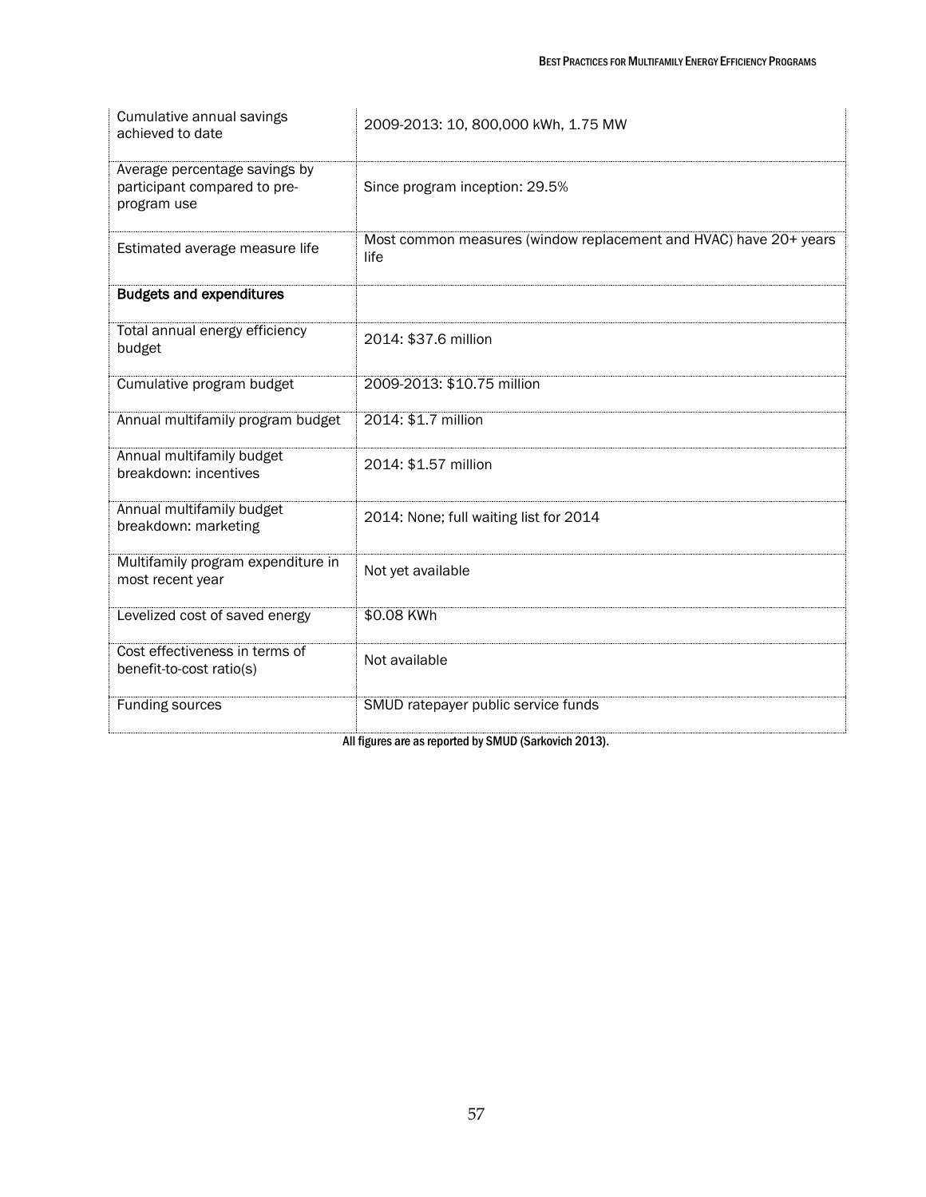| Cumulative annual savings achieved to date | 2009-2013: 10, 800,000 kWh, 1.75 MW |
|---|---|
| Average percentage savings by participant compared to pre-program use | Since program inception: 29.5% |
| Estimated average measure life | Most common measures (window replacement and HVAC) have 20+ years life |
| **Budgets and expenditures** | |
| Total annual energy efficiency budget | 2014: $37.6 million |
| Cumulative program budget | 2009-2013: $10.75 million |
| Annual multifamily program budget | 2014: $1.7 million |
| Annual multifamily budget breakdown: incentives | 2014: $1.57 million |
| Annual multifamily budget breakdown: marketing | 2014: None; full waiting list for 2014 |
| Multifamily program expenditure in most recent year | Not yet available |
| Levelized cost of saved energy | $0.08 KWh |
| Cost effectiveness in terms of benefit-to-cost ratio(s) | Not available |
| Funding sources | SMUD ratepayer public service funds |

All figures are as reported by SMUD (Sarkovich 2013).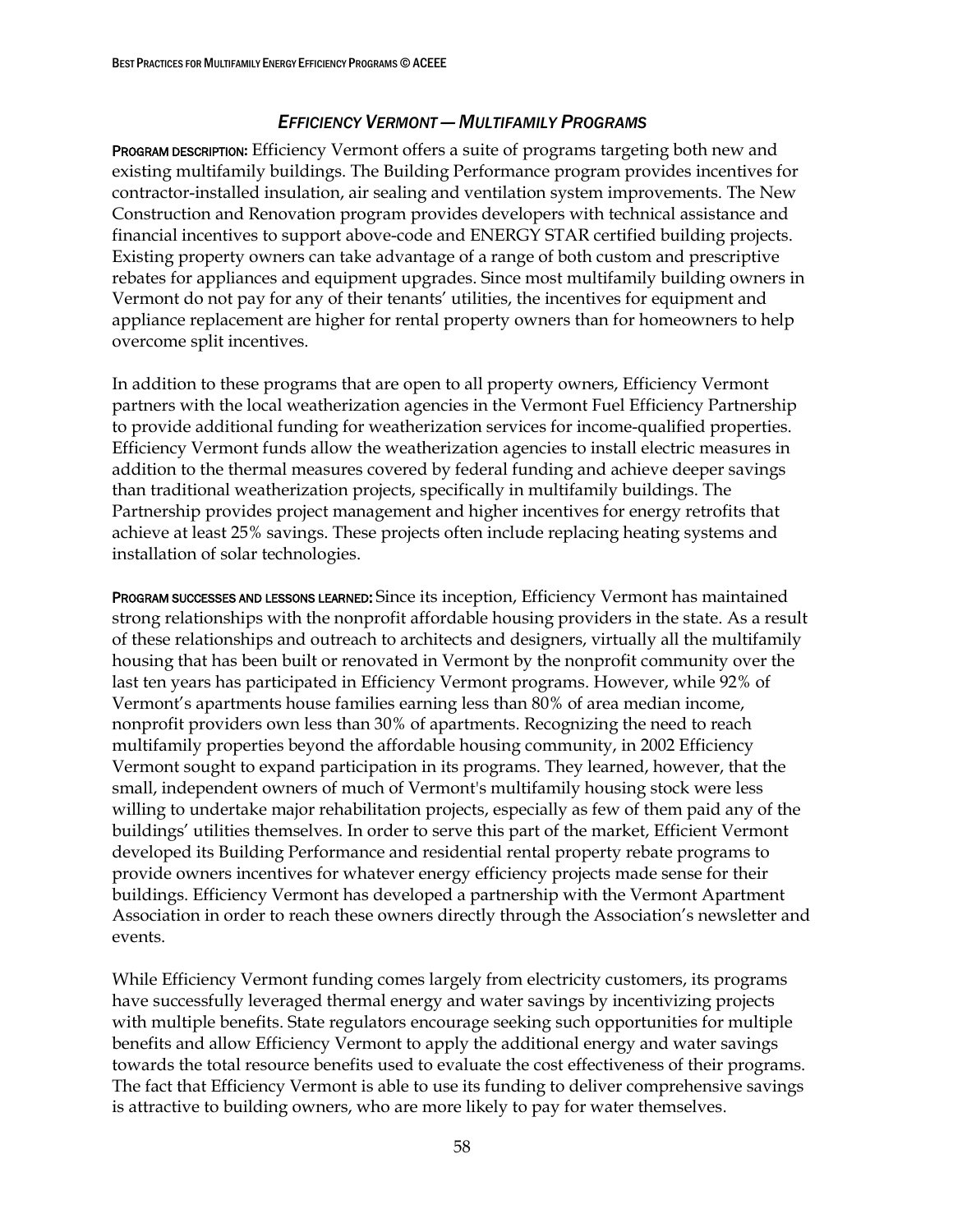## *EFFICIENCY VERMONT — MULTIFAMILY PROGRAMS*

**PROGRAM DESCRIPTION:** Efficiency Vermont offers a suite of programs targeting both new and existing multifamily buildings. The Building Performance program provides incentives for contractor-installed insulation, air sealing and ventilation system improvements. The New Construction and Renovation program provides developers with technical assistance and financial incentives to support above-code and ENERGY STAR certified building projects. Existing property owners can take advantage of a range of both custom and prescriptive rebates for appliances and equipment upgrades. Since most multifamily building owners in Vermont do not pay for any of their tenants' utilities, the incentives for equipment and appliance replacement are higher for rental property owners than for homeowners to help overcome split incentives.

In addition to these programs that are open to all property owners, Efficiency Vermont partners with the local weatherization agencies in the Vermont Fuel Efficiency Partnership to provide additional funding for weatherization services for income-qualified properties. Efficiency Vermont funds allow the weatherization agencies to install electric measures in addition to the thermal measures covered by federal funding and achieve deeper savings than traditional weatherization projects, specifically in multifamily buildings. The Partnership provides project management and higher incentives for energy retrofits that achieve at least 25% savings. These projects often include replacing heating systems and installation of solar technologies.

**PROGRAM SUCCESSES AND LESSONS LEARNED:** Since its inception, Efficiency Vermont has maintained strong relationships with the nonprofit affordable housing providers in the state. As a result of these relationships and outreach to architects and designers, virtually all the multifamily housing that has been built or renovated in Vermont by the nonprofit community over the last ten years has participated in Efficiency Vermont programs. However, while 92% of Vermont's apartments house families earning less than 80% of area median income, nonprofit providers own less than 30% of apartments. Recognizing the need to reach multifamily properties beyond the affordable housing community, in 2002 Efficiency Vermont sought to expand participation in its programs. They learned, however, that the small, independent owners of much of Vermont's multifamily housing stock were less willing to undertake major rehabilitation projects, especially as few of them paid any of the buildings' utilities themselves. In order to serve this part of the market, Efficient Vermont developed its Building Performance and residential rental property rebate programs to provide owners incentives for whatever energy efficiency projects made sense for their buildings. Efficiency Vermont has developed a partnership with the Vermont Apartment Association in order to reach these owners directly through the Association's newsletter and events.

While Efficiency Vermont funding comes largely from electricity customers, its programs have successfully leveraged thermal energy and water savings by incentivizing projects with multiple benefits. State regulators encourage seeking such opportunities for multiple benefits and allow Efficiency Vermont to apply the additional energy and water savings towards the total resource benefits used to evaluate the cost effectiveness of their programs. The fact that Efficiency Vermont is able to use its funding to deliver comprehensive savings is attractive to building owners, who are more likely to pay for water themselves.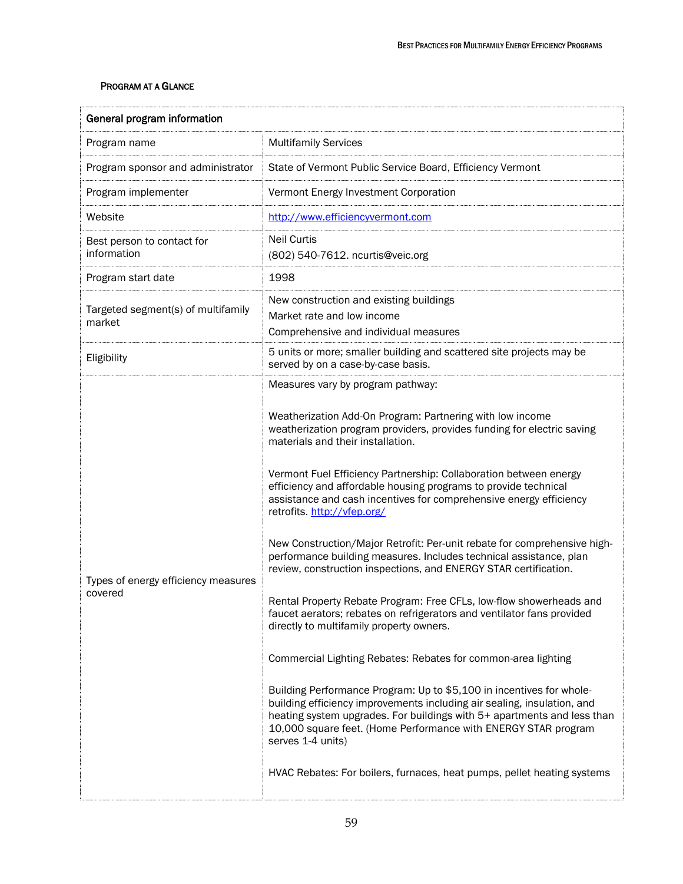### Program at a Glance

| General program information | |
|---|---|
| Program name | Multifamily Services |
| Program sponsor and administrator | State of Vermont Public Service Board, Efficiency Vermont |
| Program implementer | Vermont Energy Investment Corporation |
| Website | http://www.efficiencyvermont.com |
| Best person to contact for information | Neil Curtis<br>(802) 540-7612. ncurtis@veic.org |
| Program start date | 1998 |
| Targeted segment(s) of multifamily market | New construction and existing buildings<br>Market rate and low income<br>Comprehensive and individual measures |
| Eligibility | 5 units or more; smaller building and scattered site projects may be served by on a case-by-case basis. |
| Types of energy efficiency measures covered | Measures vary by program pathway:<br><br>Weatherization Add-On Program: Partnering with low income weatherization program providers, provides funding for electric saving materials and their installation.<br><br>Vermont Fuel Efficiency Partnership: Collaboration between energy efficiency and affordable housing programs to provide technical assistance and cash incentives for comprehensive energy efficiency retrofits. http://vfep.org/<br><br>New Construction/Major Retrofit: Per-unit rebate for comprehensive high-performance building measures. Includes technical assistance, plan review, construction inspections, and ENERGY STAR certification.<br><br>Rental Property Rebate Program: Free CFLs, low-flow showerheads and faucet aerators; rebates on refrigerators and ventilator fans provided directly to multifamily property owners.<br><br>Commercial Lighting Rebates: Rebates for common-area lighting<br><br>Building Performance Program: Up to $5,100 in incentives for whole-building efficiency improvements including air sealing, insulation, and heating system upgrades. For buildings with 5+ apartments and less than 10,000 square feet. (Home Performance with ENERGY STAR program serves 1-4 units)<br><br>HVAC Rebates: For boilers, furnaces, heat pumps, pellet heating systems |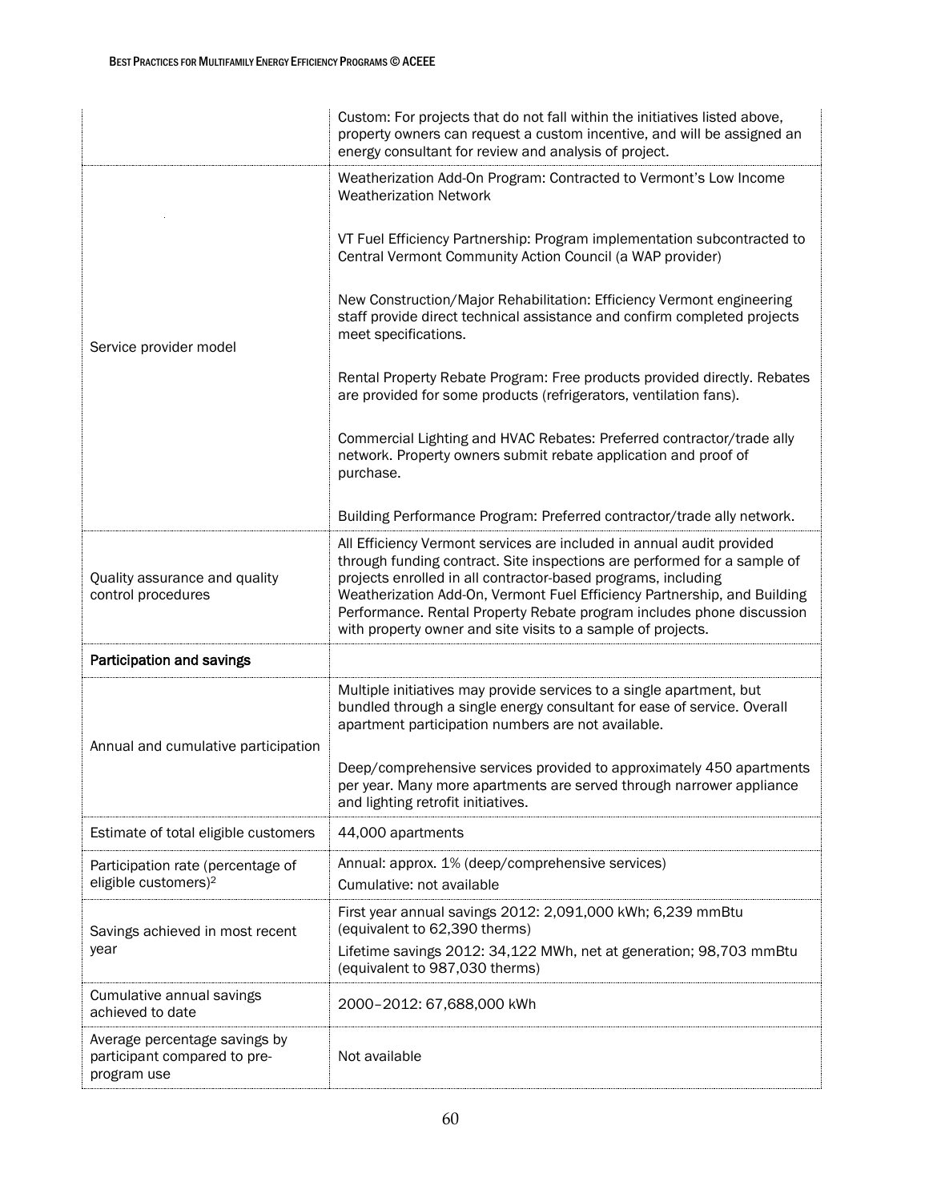| | |
|---|---|
| | Custom: For projects that do not fall within the initiatives listed above, property owners can request a custom incentive, and will be assigned an energy consultant for review and analysis of project. |
| Service provider model | Weatherization Add-On Program: Contracted to Vermont's Low Income Weatherization Network<br><br>VT Fuel Efficiency Partnership: Program implementation subcontracted to Central Vermont Community Action Council (a WAP provider)<br><br>New Construction/Major Rehabilitation: Efficiency Vermont engineering staff provide direct technical assistance and confirm completed projects meet specifications.<br><br>Rental Property Rebate Program: Free products provided directly. Rebates are provided for some products (refrigerators, ventilation fans).<br><br>Commercial Lighting and HVAC Rebates: Preferred contractor/trade ally network. Property owners submit rebate application and proof of purchase.<br><br>Building Performance Program: Preferred contractor/trade ally network. |
| Quality assurance and quality control procedures | All Efficiency Vermont services are included in annual audit provided through funding contract. Site inspections are performed for a sample of projects enrolled in all contractor-based programs, including Weatherization Add-On, Vermont Fuel Efficiency Partnership, and Building Performance. Rental Property Rebate program includes phone discussion with property owner and site visits to a sample of projects. |
| **Participation and savings** | |
| Annual and cumulative participation | Multiple initiatives may provide services to a single apartment, but bundled through a single energy consultant for ease of service. Overall apartment participation numbers are not available.<br><br>Deep/comprehensive services provided to approximately 450 apartments per year. Many more apartments are served through narrower appliance and lighting retrofit initiatives. |
| Estimate of total eligible customers | 44,000 apartments |
| Participation rate (percentage of eligible customers)[2] | Annual: approx. 1% (deep/comprehensive services)<br>Cumulative: not available |
| Savings achieved in most recent year | First year annual savings 2012: 2,091,000 kWh; 6,239 mmBtu (equivalent to 62,390 therms)<br>Lifetime savings 2012: 34,122 MWh, net at generation; 98,703 mmBtu (equivalent to 987,030 therms) |
| Cumulative annual savings achieved to date | 2000–2012: 67,688,000 kWh |
| Average percentage savings by participant compared to pre-program use | Not available |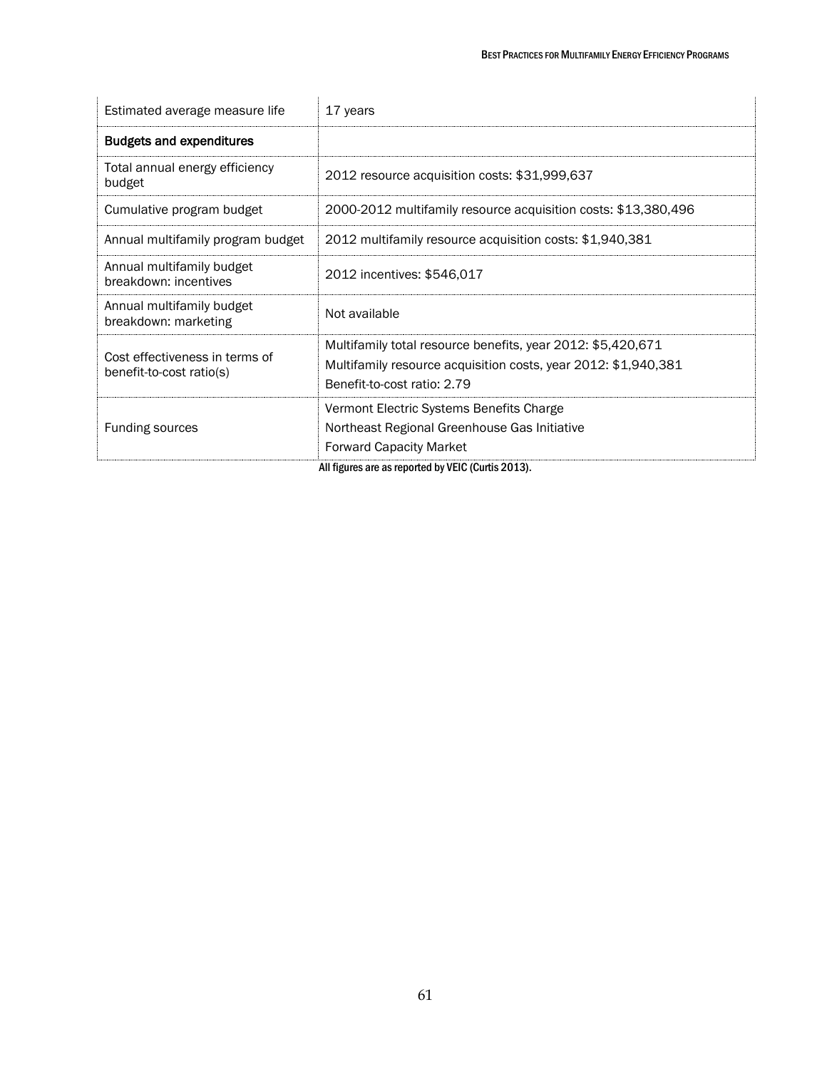| Estimated average measure life | 17 years |
|---|---|
| **Budgets and expenditures** | |
| Total annual energy efficiency budget | 2012 resource acquisition costs: $31,999,637 |
| Cumulative program budget | 2000-2012 multifamily resource acquisition costs: $13,380,496 |
| Annual multifamily program budget | 2012 multifamily resource acquisition costs: $1,940,381 |
| Annual multifamily budget breakdown: incentives | 2012 incentives: $546,017 |
| Annual multifamily budget breakdown: marketing | Not available |
| Cost effectiveness in terms of benefit-to-cost ratio(s) | Multifamily total resource benefits, year 2012: $5,420,671<br>Multifamily resource acquisition costs, year 2012: $1,940,381<br>Benefit-to-cost ratio: 2.79 |
| Funding sources | Vermont Electric Systems Benefits Charge<br>Northeast Regional Greenhouse Gas Initiative<br>Forward Capacity Market |

All figures are as reported by VEIC (Curtis 2013).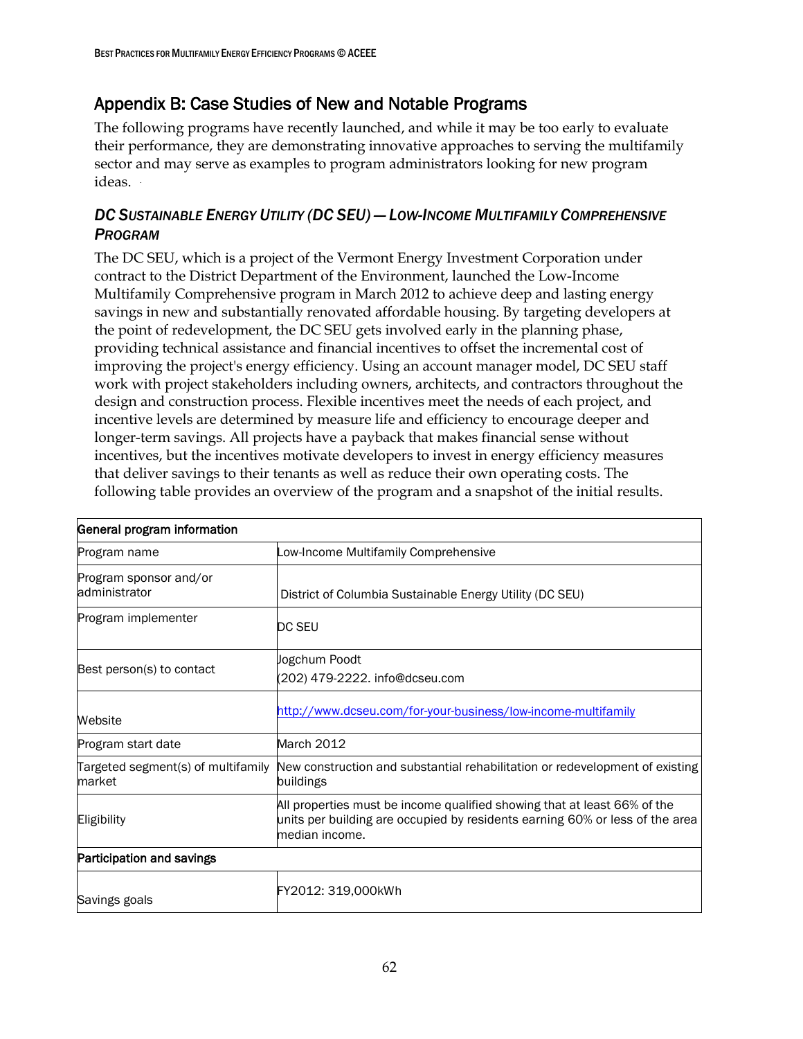## Appendix B: Case Studies of New and Notable Programs

The following programs have recently launched, and while it may be too early to evaluate their performance, they are demonstrating innovative approaches to serving the multifamily sector and may serve as examples to program administrators looking for new program ideas.

### *DC Sustainable Energy Utility (DC SEU) — Low-Income Multifamily Comprehensive Program*

The DC SEU, which is a project of the Vermont Energy Investment Corporation under contract to the District Department of the Environment, launched the Low-Income Multifamily Comprehensive program in March 2012 to achieve deep and lasting energy savings in new and substantially renovated affordable housing. By targeting developers at the point of redevelopment, the DC SEU gets involved early in the planning phase, providing technical assistance and financial incentives to offset the incremental cost of improving the project's energy efficiency. Using an account manager model, DC SEU staff work with project stakeholders including owners, architects, and contractors throughout the design and construction process. Flexible incentives meet the needs of each project, and incentive levels are determined by measure life and efficiency to encourage deeper and longer-term savings. All projects have a payback that makes financial sense without incentives, but the incentives motivate developers to invest in energy efficiency measures that deliver savings to their tenants as well as reduce their own operating costs. The following table provides an overview of the program and a snapshot of the initial results.

| **General program information** | |
|---|---|
| Program name | Low-Income Multifamily Comprehensive |
| Program sponsor and/or administrator | District of Columbia Sustainable Energy Utility (DC SEU) |
| Program implementer | DC SEU |
| Best person(s) to contact | Jogchum Poodt<br>(202) 479-2222. info@dcseu.com |
| Website | http://www.dcseu.com/for-your-business/low-income-multifamily |
| Program start date | March 2012 |
| Targeted segment(s) of multifamily market | New construction and substantial rehabilitation or redevelopment of existing buildings |
| Eligibility | All properties must be income qualified showing that at least 66% of the units per building are occupied by residents earning 60% or less of the area median income. |
| **Participation and savings** | |
| Savings goals | FY2012: 319,000kWh |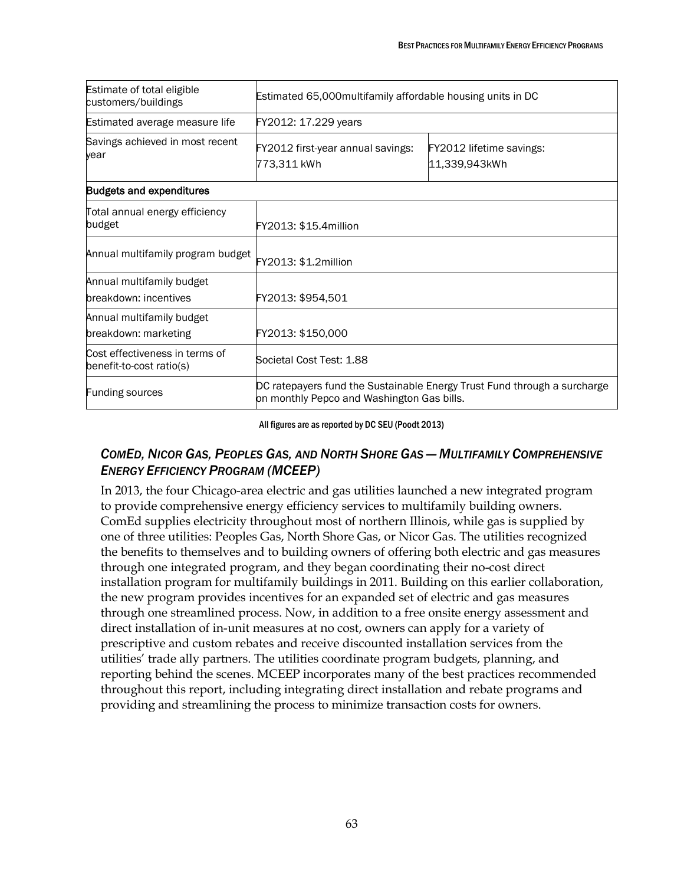| | | |
|---|---|---|
| Estimate of total eligible customers/buildings | Estimated 65,000multifamily affordable housing units in DC | |
| Estimated average measure life | FY2012: 17.229 years | |
| Savings achieved in most recent year | FY2012 first-year annual savings: 773,311 kWh | FY2012 lifetime savings: 11,339,943kWh |
| **Budgets and expenditures** | | |
| Total annual energy efficiency budget | FY2013: $15.4million | |
| Annual multifamily program budget | FY2013: $1.2million | |
| Annual multifamily budget breakdown: incentives | FY2013: $954,501 | |
| Annual multifamily budget breakdown: marketing | FY2013: $150,000 | |
| Cost effectiveness in terms of benefit-to-cost ratio(s) | Societal Cost Test: 1.88 | |
| Funding sources | DC ratepayers fund the Sustainable Energy Trust Fund through a surcharge on monthly Pepco and Washington Gas bills. | |

All figures are as reported by DC SEU (Poodt 2013)

### *ComEd, Nicor Gas, Peoples Gas, and North Shore Gas — Multifamily Comprehensive Energy Efficiency Program (MCEEP)*

In 2013, the four Chicago-area electric and gas utilities launched a new integrated program to provide comprehensive energy efficiency services to multifamily building owners. ComEd supplies electricity throughout most of northern Illinois, while gas is supplied by one of three utilities: Peoples Gas, North Shore Gas, or Nicor Gas. The utilities recognized the benefits to themselves and to building owners of offering both electric and gas measures through one integrated program, and they began coordinating their no-cost direct installation program for multifamily buildings in 2011. Building on this earlier collaboration, the new program provides incentives for an expanded set of electric and gas measures through one streamlined process. Now, in addition to a free onsite energy assessment and direct installation of in-unit measures at no cost, owners can apply for a variety of prescriptive and custom rebates and receive discounted installation services from the utilities' trade ally partners. The utilities coordinate program budgets, planning, and reporting behind the scenes. MCEEP incorporates many of the best practices recommended throughout this report, including integrating direct installation and rebate programs and providing and streamlining the process to minimize transaction costs for owners.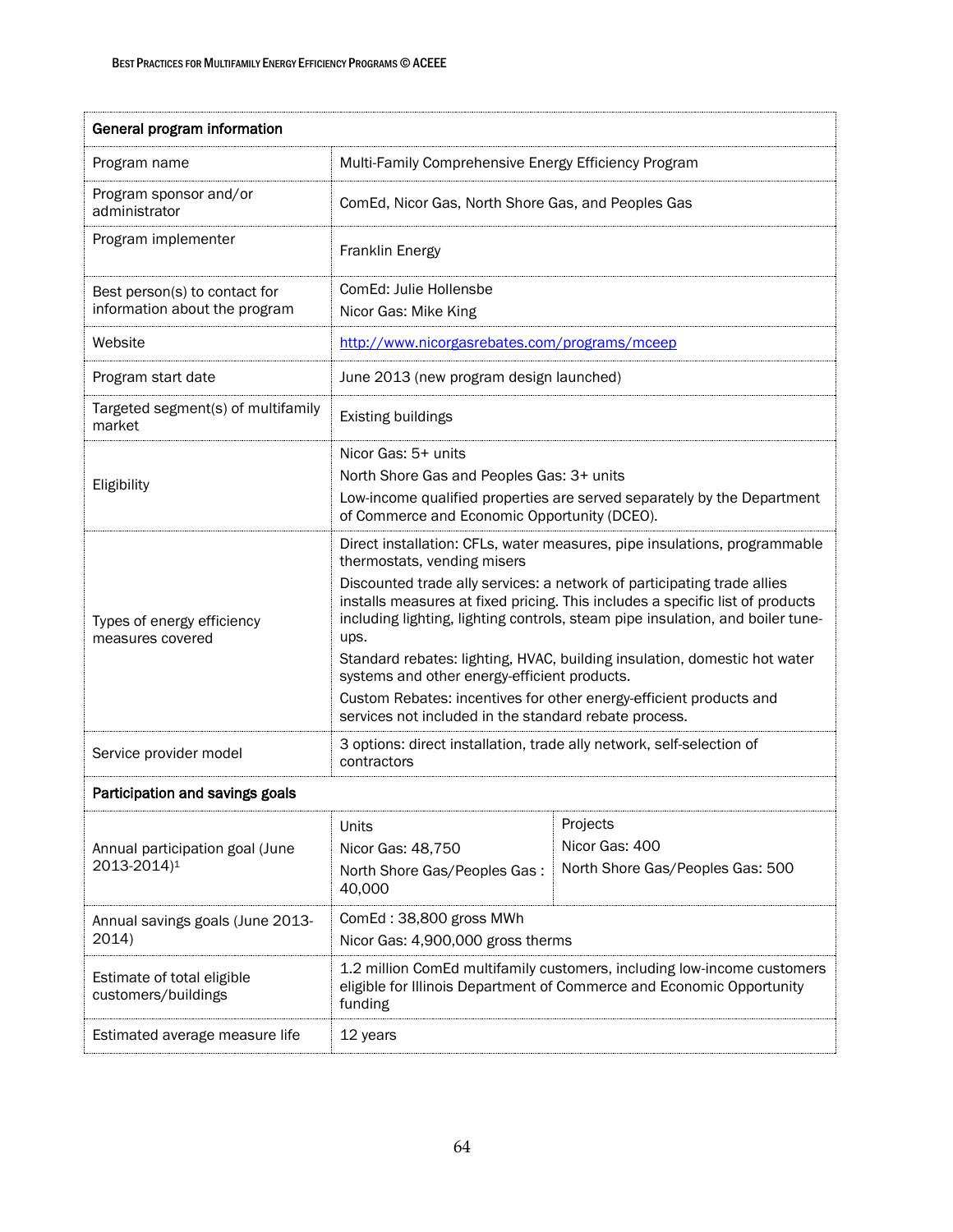| General program information | | |
|---|---|---|
| Program name | Multi-Family Comprehensive Energy Efficiency Program | |
| Program sponsor and/or administrator | ComEd, Nicor Gas, North Shore Gas, and Peoples Gas | |
| Program implementer | Franklin Energy | |
| Best person(s) to contact for information about the program | ComEd: Julie Hollensbe<br>Nicor Gas: Mike King | |
| Website | http://www.nicorgasrebates.com/programs/mceep | |
| Program start date | June 2013 (new program design launched) | |
| Targeted segment(s) of multifamily market | Existing buildings | |
| Eligibility | Nicor Gas: 5+ units<br>North Shore Gas and Peoples Gas: 3+ units<br>Low-income qualified properties are served separately by the Department of Commerce and Economic Opportunity (DCEO). | |
| Types of energy efficiency measures covered | Direct installation: CFLs, water measures, pipe insulations, programmable thermostats, vending misers<br>Discounted trade ally services: a network of participating trade allies installs measures at fixed pricing. This includes a specific list of products including lighting, lighting controls, steam pipe insulation, and boiler tune-ups.<br>Standard rebates: lighting, HVAC, building insulation, domestic hot water systems and other energy-efficient products.<br>Custom Rebates: incentives for other energy-efficient products and services not included in the standard rebate process. | |
| Service provider model | 3 options: direct installation, trade ally network, self-selection of contractors | |
| **Participation and savings goals** | | |
| Annual participation goal (June 2013-2014)[1] | Units<br>Nicor Gas: 48,750<br>North Shore Gas/Peoples Gas : 40,000 | Projects<br>Nicor Gas: 400<br>North Shore Gas/Peoples Gas: 500 |
| Annual savings goals (June 2013-2014) | ComEd : 38,800 gross MWh<br>Nicor Gas: 4,900,000 gross therms | |
| Estimate of total eligible customers/buildings | 1.2 million ComEd multifamily customers, including low-income customers eligible for Illinois Department of Commerce and Economic Opportunity funding | |
| Estimated average measure life | 12 years | |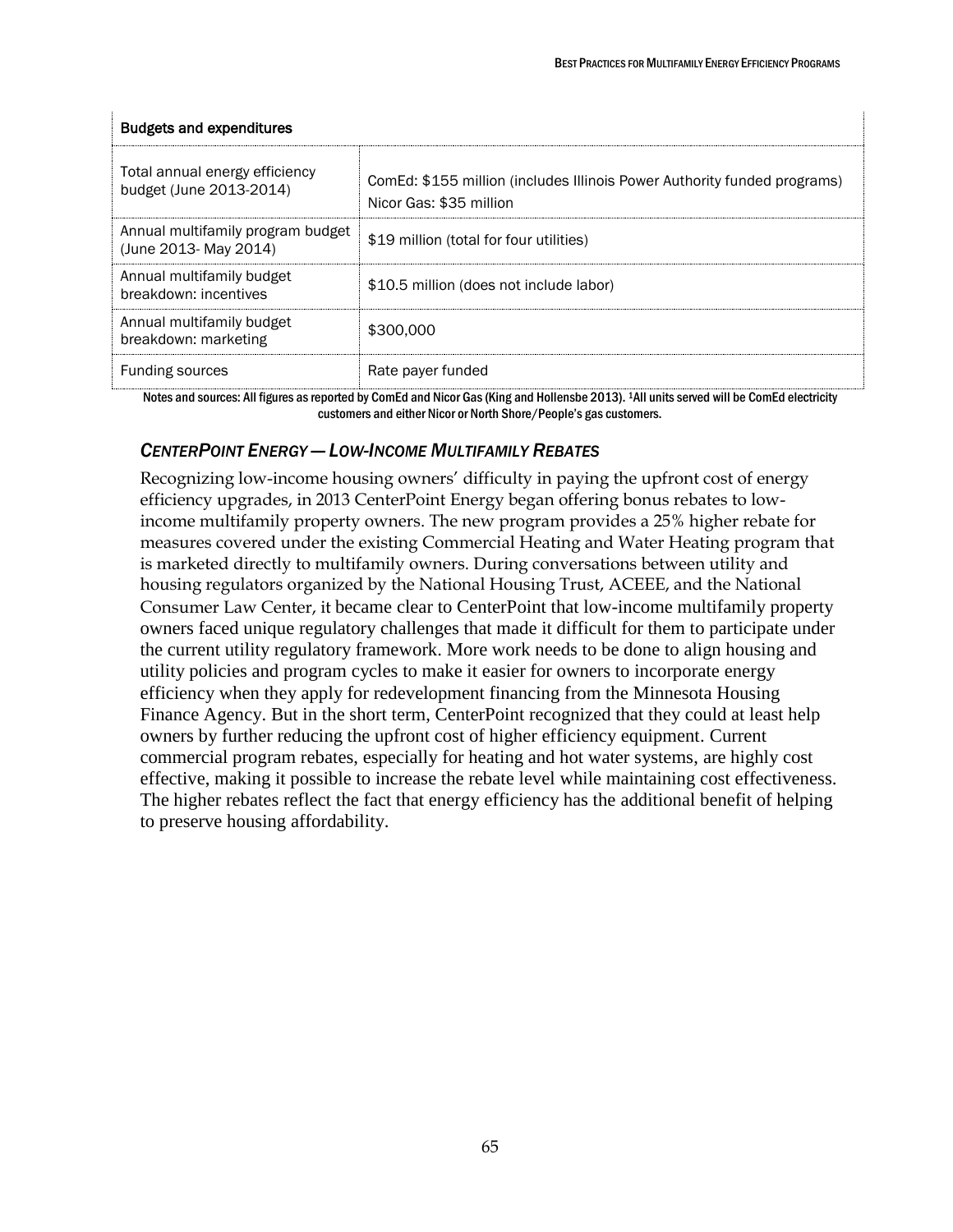| Budgets and expenditures | |
|---|---|
| Total annual energy efficiency budget (June 2013-2014) | ComEd: $155 million (includes Illinois Power Authority funded programs)<br>Nicor Gas: $35 million |
| Annual multifamily program budget (June 2013- May 2014) | $19 million (total for four utilities) |
| Annual multifamily budget breakdown: incentives | $10.5 million (does not include labor) |
| Annual multifamily budget breakdown: marketing | $300,000 |
| Funding sources | Rate payer funded |

Notes and sources: All figures as reported by ComEd and Nicor Gas (King and Hollensbe 2013). [1]All units served will be ComEd electricity customers and either Nicor or North Shore/People's gas customers.

### *CenterPoint Energy — Low-Income Multifamily Rebates*

Recognizing low-income housing owners' difficulty in paying the upfront cost of energy efficiency upgrades, in 2013 CenterPoint Energy began offering bonus rebates to low-income multifamily property owners. The new program provides a 25% higher rebate for measures covered under the existing Commercial Heating and Water Heating program that is marketed directly to multifamily owners. During conversations between utility and housing regulators organized by the National Housing Trust, ACEEE, and the National Consumer Law Center, it became clear to CenterPoint that low-income multifamily property owners faced unique regulatory challenges that made it difficult for them to participate under the current utility regulatory framework. More work needs to be done to align housing and utility policies and program cycles to make it easier for owners to incorporate energy efficiency when they apply for redevelopment financing from the Minnesota Housing Finance Agency. But in the short term, CenterPoint recognized that they could at least help owners by further reducing the upfront cost of higher efficiency equipment. Current commercial program rebates, especially for heating and hot water systems, are highly cost effective, making it possible to increase the rebate level while maintaining cost effectiveness. The higher rebates reflect the fact that energy efficiency has the additional benefit of helping to preserve housing affordability.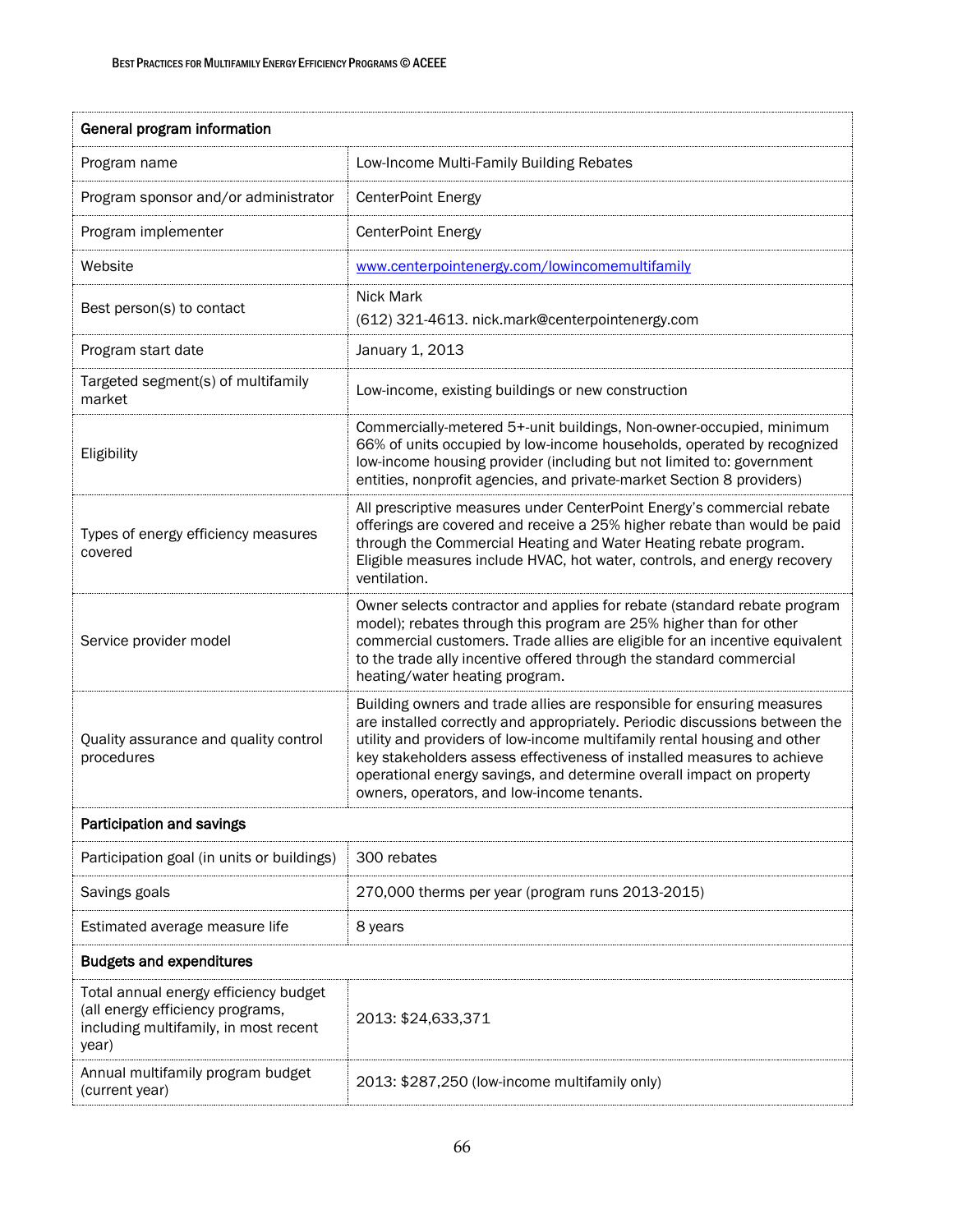| General program information | |
|---|---|
| Program name | Low-Income Multi-Family Building Rebates |
| Program sponsor and/or administrator | CenterPoint Energy |
| Program implementer | CenterPoint Energy |
| Website | www.centerpointenergy.com/lowincomemultifamily |
| Best person(s) to contact | Nick Mark<br>(612) 321-4613. nick.mark@centerpointenergy.com |
| Program start date | January 1, 2013 |
| Targeted segment(s) of multifamily market | Low-income, existing buildings or new construction |
| Eligibility | Commercially-metered 5+-unit buildings, Non-owner-occupied, minimum 66% of units occupied by low-income households, operated by recognized low-income housing provider (including but not limited to: government entities, nonprofit agencies, and private-market Section 8 providers) |
| Types of energy efficiency measures covered | All prescriptive measures under CenterPoint Energy's commercial rebate offerings are covered and receive a 25% higher rebate than would be paid through the Commercial Heating and Water Heating rebate program. Eligible measures include HVAC, hot water, controls, and energy recovery ventilation. |
| Service provider model | Owner selects contractor and applies for rebate (standard rebate program model); rebates through this program are 25% higher than for other commercial customers. Trade allies are eligible for an incentive equivalent to the trade ally incentive offered through the standard commercial heating/water heating program. |
| Quality assurance and quality control procedures | Building owners and trade allies are responsible for ensuring measures are installed correctly and appropriately. Periodic discussions between the utility and providers of low-income multifamily rental housing and other key stakeholders assess effectiveness of installed measures to achieve operational energy savings, and determine overall impact on property owners, operators, and low-income tenants. |
| **Participation and savings** | |
| Participation goal (in units or buildings) | 300 rebates |
| Savings goals | 270,000 therms per year (program runs 2013-2015) |
| Estimated average measure life | 8 years |
| **Budgets and expenditures** | |
| Total annual energy efficiency budget (all energy efficiency programs, including multifamily, in most recent year) | 2013: $24,633,371 |
| Annual multifamily program budget (current year) | 2013: $287,250 (low-income multifamily only) |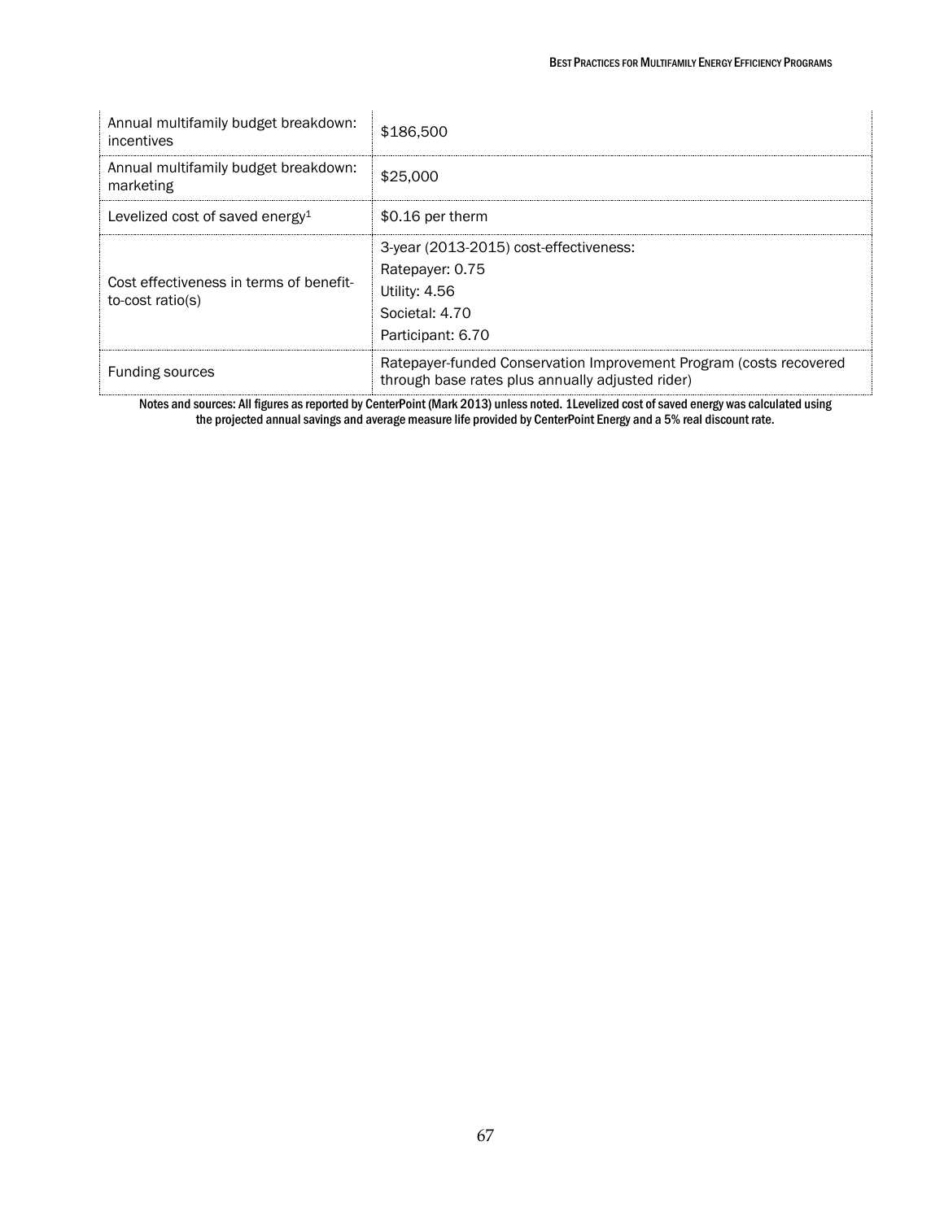| | |
|---|---|
| Annual multifamily budget breakdown: incentives | $186,500 |
| Annual multifamily budget breakdown: marketing | $25,000 |
| Levelized cost of saved energy[1] | $0.16 per therm |
| Cost effectiveness in terms of benefit-to-cost ratio(s) | 3-year (2013-2015) cost-effectiveness:<br>Ratepayer: 0.75<br>Utility: 4.56<br>Societal: 4.70<br>Participant: 6.70 |
| Funding sources | Ratepayer-funded Conservation Improvement Program (costs recovered through base rates plus annually adjusted rider) |

Notes and sources: All figures as reported by CenterPoint (Mark 2013) unless noted. 1Levelized cost of saved energy was calculated using the projected annual savings and average measure life provided by CenterPoint Energy and a 5% real discount rate.